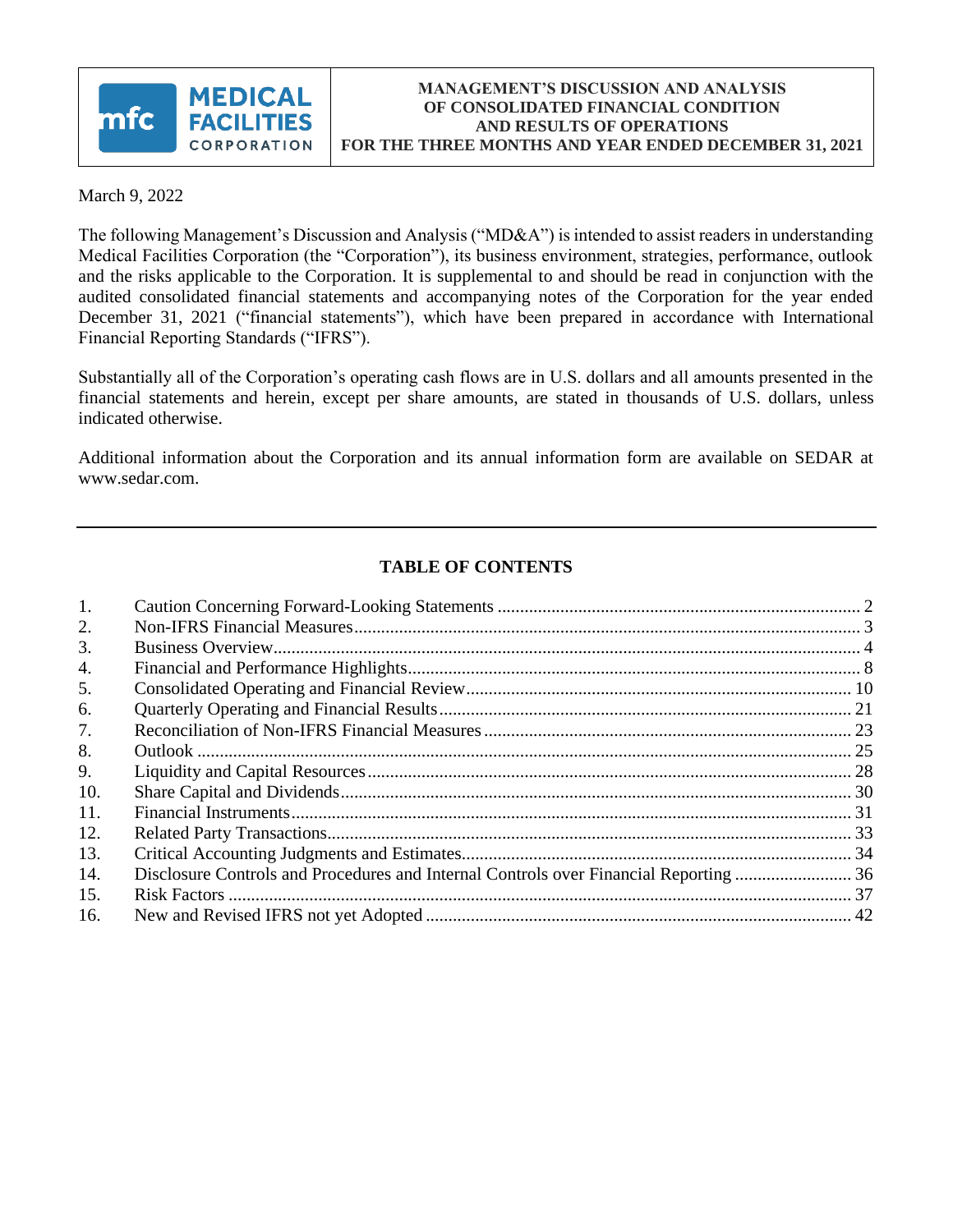**MEDICAL FACILITIES CORPORATION**

# MANAGEMENT'S DISCUSSION AND ANALYSIS OF CONSOLIDATED FINANCIAL CONDITION AND RESULTS OF OPERATIONS FOR THE THREE MONTHS AND YEAR ENDED DECEMBER 31, 2021

March 9, 2022

The following Management's Discussion and Analysis ("MD&A") is intended to assist readers in understanding Medical Facilities Corporation (the "Corporation"), its business environment, strategies, performance, outlook and the risks applicable to the Corporation. It is supplemental to and should be read in conjunction with the audited consolidated financial statements and accompanying notes of the Corporation for the year ended December 31, 2021 ("financial statements"), which have been prepared in accordance with International Financial Reporting Standards ("IFRS").

Substantially all of the Corporation's operating cash flows are in U.S. dollars and all amounts presented in the financial statements and herein, except per share amounts, are stated in thousands of U.S. dollars, unless indicated otherwise.

Additional information about the Corporation and its annual information form are available on SEDAR at www.sedar.com.

---

## TABLE OF CONTENTS

| | | |
|---|---|---|
| 1. | Caution Concerning Forward-Looking Statements | 2 |
| 2. | Non-IFRS Financial Measures | 3 |
| 3. | Business Overview | 4 |
| 4. | Financial and Performance Highlights | 8 |
| 5. | Consolidated Operating and Financial Review | 10 |
| 6. | Quarterly Operating and Financial Results | 21 |
| 7. | Reconciliation of Non-IFRS Financial Measures | 23 |
| 8. | Outlook | 25 |
| 9. | Liquidity and Capital Resources | 28 |
| 10. | Share Capital and Dividends | 30 |
| 11. | Financial Instruments | 31 |
| 12. | Related Party Transactions | 33 |
| 13. | Critical Accounting Judgments and Estimates | 34 |
| 14. | Disclosure Controls and Procedures and Internal Controls over Financial Reporting | 36 |
| 15. | Risk Factors | 37 |
| 16. | New and Revised IFRS not yet Adopted | 42 |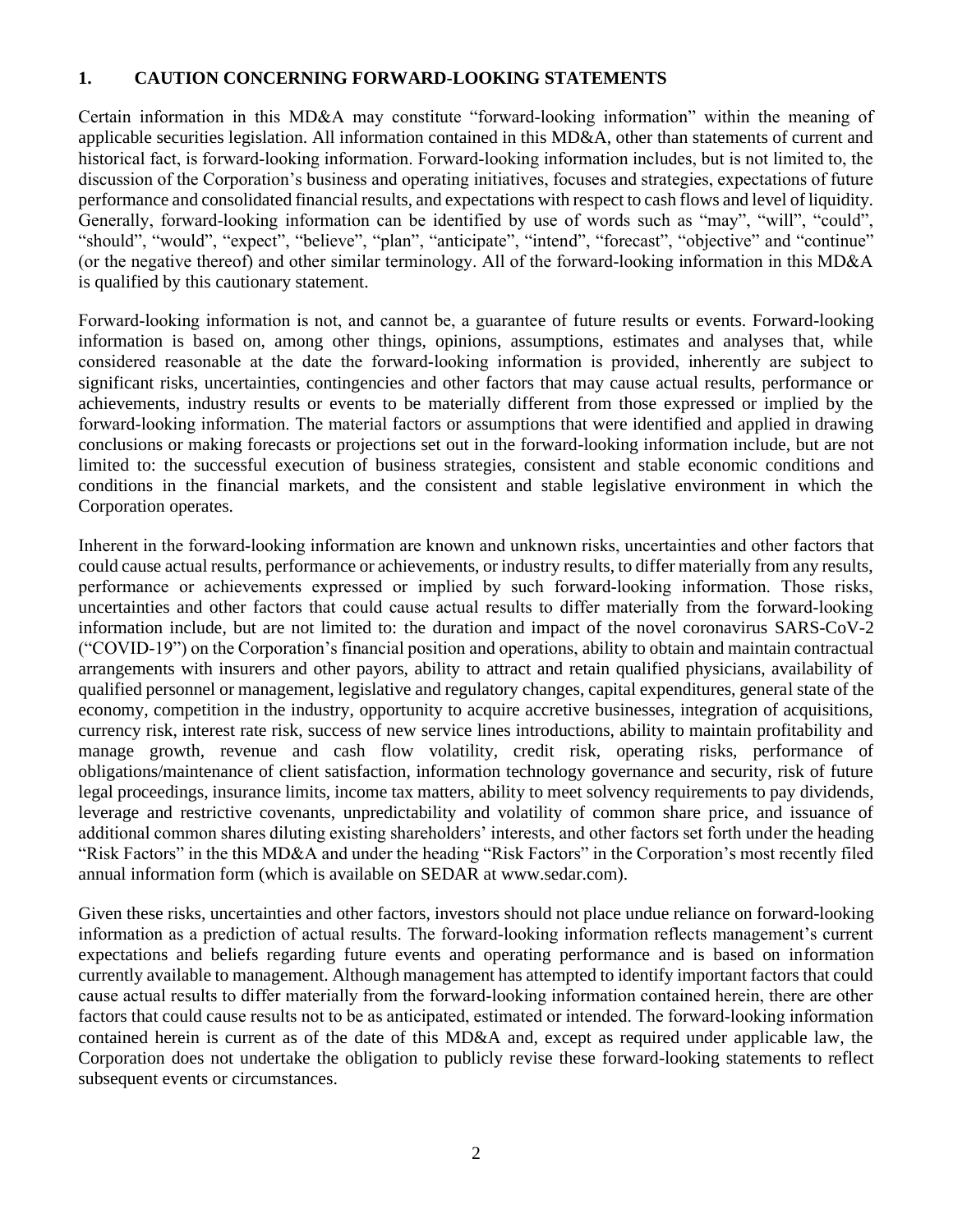## 1. CAUTION CONCERNING FORWARD-LOOKING STATEMENTS

Certain information in this MD&A may constitute "forward-looking information" within the meaning of applicable securities legislation. All information contained in this MD&A, other than statements of current and historical fact, is forward-looking information. Forward-looking information includes, but is not limited to, the discussion of the Corporation's business and operating initiatives, focuses and strategies, expectations of future performance and consolidated financial results, and expectations with respect to cash flows and level of liquidity. Generally, forward-looking information can be identified by use of words such as "may", "will", "could", "should", "would", "expect", "believe", "plan", "anticipate", "intend", "forecast", "objective" and "continue" (or the negative thereof) and other similar terminology. All of the forward-looking information in this MD&A is qualified by this cautionary statement.

Forward-looking information is not, and cannot be, a guarantee of future results or events. Forward-looking information is based on, among other things, opinions, assumptions, estimates and analyses that, while considered reasonable at the date the forward-looking information is provided, inherently are subject to significant risks, uncertainties, contingencies and other factors that may cause actual results, performance or achievements, industry results or events to be materially different from those expressed or implied by the forward-looking information. The material factors or assumptions that were identified and applied in drawing conclusions or making forecasts or projections set out in the forward-looking information include, but are not limited to: the successful execution of business strategies, consistent and stable economic conditions and conditions in the financial markets, and the consistent and stable legislative environment in which the Corporation operates.

Inherent in the forward-looking information are known and unknown risks, uncertainties and other factors that could cause actual results, performance or achievements, or industry results, to differ materially from any results, performance or achievements expressed or implied by such forward-looking information. Those risks, uncertainties and other factors that could cause actual results to differ materially from the forward-looking information include, but are not limited to: the duration and impact of the novel coronavirus SARS-CoV-2 ("COVID-19") on the Corporation's financial position and operations, ability to obtain and maintain contractual arrangements with insurers and other payors, ability to attract and retain qualified physicians, availability of qualified personnel or management, legislative and regulatory changes, capital expenditures, general state of the economy, competition in the industry, opportunity to acquire accretive businesses, integration of acquisitions, currency risk, interest rate risk, success of new service lines introductions, ability to maintain profitability and manage growth, revenue and cash flow volatility, credit risk, operating risks, performance of obligations/maintenance of client satisfaction, information technology governance and security, risk of future legal proceedings, insurance limits, income tax matters, ability to meet solvency requirements to pay dividends, leverage and restrictive covenants, unpredictability and volatility of common share price, and issuance of additional common shares diluting existing shareholders' interests, and other factors set forth under the heading "Risk Factors" in the this MD&A and under the heading "Risk Factors" in the Corporation's most recently filed annual information form (which is available on SEDAR at www.sedar.com).

Given these risks, uncertainties and other factors, investors should not place undue reliance on forward-looking information as a prediction of actual results. The forward-looking information reflects management's current expectations and beliefs regarding future events and operating performance and is based on information currently available to management. Although management has attempted to identify important factors that could cause actual results to differ materially from the forward-looking information contained herein, there are other factors that could cause results not to be as anticipated, estimated or intended. The forward-looking information contained herein is current as of the date of this MD&A and, except as required under applicable law, the Corporation does not undertake the obligation to publicly revise these forward-looking statements to reflect subsequent events or circumstances.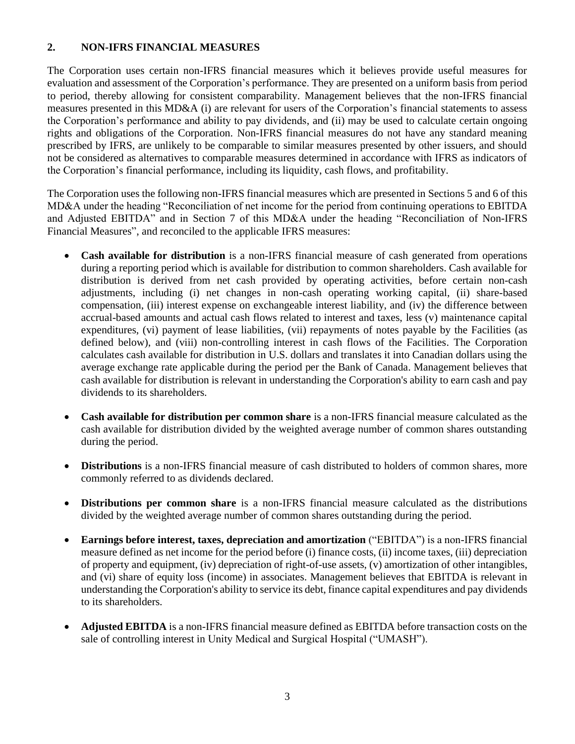## 2. NON-IFRS FINANCIAL MEASURES

The Corporation uses certain non-IFRS financial measures which it believes provide useful measures for evaluation and assessment of the Corporation's performance. They are presented on a uniform basis from period to period, thereby allowing for consistent comparability. Management believes that the non-IFRS financial measures presented in this MD&A (i) are relevant for users of the Corporation's financial statements to assess the Corporation's performance and ability to pay dividends, and (ii) may be used to calculate certain ongoing rights and obligations of the Corporation. Non-IFRS financial measures do not have any standard meaning prescribed by IFRS, are unlikely to be comparable to similar measures presented by other issuers, and should not be considered as alternatives to comparable measures determined in accordance with IFRS as indicators of the Corporation's financial performance, including its liquidity, cash flows, and profitability.

The Corporation uses the following non-IFRS financial measures which are presented in Sections 5 and 6 of this MD&A under the heading "Reconciliation of net income for the period from continuing operations to EBITDA and Adjusted EBITDA" and in Section 7 of this MD&A under the heading "Reconciliation of Non-IFRS Financial Measures", and reconciled to the applicable IFRS measures:

- **Cash available for distribution** is a non-IFRS financial measure of cash generated from operations during a reporting period which is available for distribution to common shareholders. Cash available for distribution is derived from net cash provided by operating activities, before certain non-cash adjustments, including (i) net changes in non-cash operating working capital, (ii) share-based compensation, (iii) interest expense on exchangeable interest liability, and (iv) the difference between accrual-based amounts and actual cash flows related to interest and taxes, less (v) maintenance capital expenditures, (vi) payment of lease liabilities, (vii) repayments of notes payable by the Facilities (as defined below), and (viii) non-controlling interest in cash flows of the Facilities. The Corporation calculates cash available for distribution in U.S. dollars and translates it into Canadian dollars using the average exchange rate applicable during the period per the Bank of Canada. Management believes that cash available for distribution is relevant in understanding the Corporation's ability to earn cash and pay dividends to its shareholders.

- **Cash available for distribution per common share** is a non-IFRS financial measure calculated as the cash available for distribution divided by the weighted average number of common shares outstanding during the period.

- **Distributions** is a non-IFRS financial measure of cash distributed to holders of common shares, more commonly referred to as dividends declared.

- **Distributions per common share** is a non-IFRS financial measure calculated as the distributions divided by the weighted average number of common shares outstanding during the period.

- **Earnings before interest, taxes, depreciation and amortization** ("EBITDA") is a non-IFRS financial measure defined as net income for the period before (i) finance costs, (ii) income taxes, (iii) depreciation of property and equipment, (iv) depreciation of right-of-use assets, (v) amortization of other intangibles, and (vi) share of equity loss (income) in associates. Management believes that EBITDA is relevant in understanding the Corporation's ability to service its debt, finance capital expenditures and pay dividends to its shareholders.

- **Adjusted EBITDA** is a non-IFRS financial measure defined as EBITDA before transaction costs on the sale of controlling interest in Unity Medical and Surgical Hospital ("UMASH").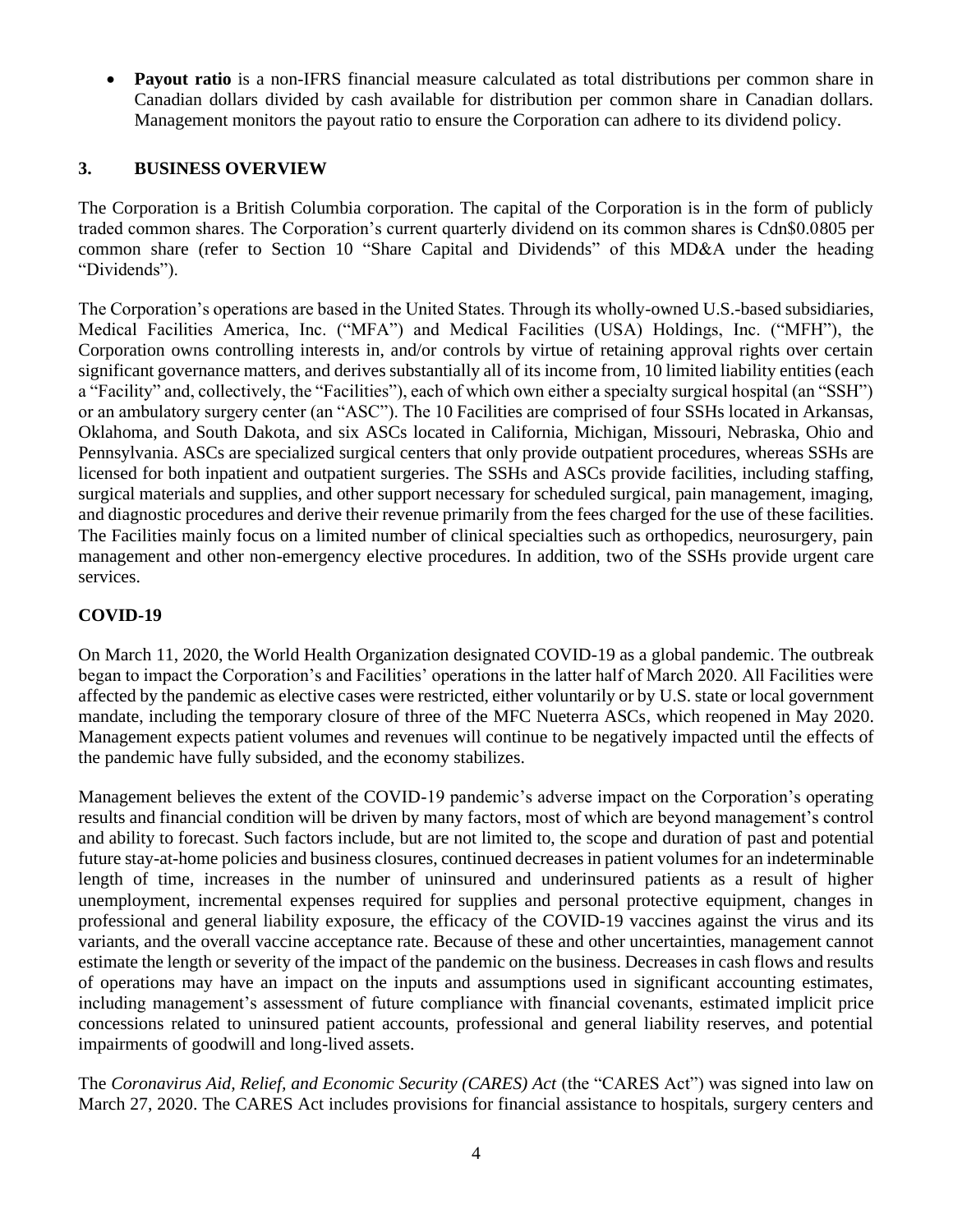- **Payout ratio** is a non-IFRS financial measure calculated as total distributions per common share in Canadian dollars divided by cash available for distribution per common share in Canadian dollars. Management monitors the payout ratio to ensure the Corporation can adhere to its dividend policy.

## 3. BUSINESS OVERVIEW

The Corporation is a British Columbia corporation. The capital of the Corporation is in the form of publicly traded common shares. The Corporation's current quarterly dividend on its common shares is Cdn$0.0805 per common share (refer to Section 10 "Share Capital and Dividends" of this MD&A under the heading "Dividends").

The Corporation's operations are based in the United States. Through its wholly-owned U.S.-based subsidiaries, Medical Facilities America, Inc. ("MFA") and Medical Facilities (USA) Holdings, Inc. ("MFH"), the Corporation owns controlling interests in, and/or controls by virtue of retaining approval rights over certain significant governance matters, and derives substantially all of its income from, 10 limited liability entities (each a "Facility" and, collectively, the "Facilities"), each of which own either a specialty surgical hospital (an "SSH") or an ambulatory surgery center (an "ASC"). The 10 Facilities are comprised of four SSHs located in Arkansas, Oklahoma, and South Dakota, and six ASCs located in California, Michigan, Missouri, Nebraska, Ohio and Pennsylvania. ASCs are specialized surgical centers that only provide outpatient procedures, whereas SSHs are licensed for both inpatient and outpatient surgeries. The SSHs and ASCs provide facilities, including staffing, surgical materials and supplies, and other support necessary for scheduled surgical, pain management, imaging, and diagnostic procedures and derive their revenue primarily from the fees charged for the use of these facilities. The Facilities mainly focus on a limited number of clinical specialties such as orthopedics, neurosurgery, pain management and other non-emergency elective procedures. In addition, two of the SSHs provide urgent care services.

### COVID-19

On March 11, 2020, the World Health Organization designated COVID-19 as a global pandemic. The outbreak began to impact the Corporation's and Facilities' operations in the latter half of March 2020. All Facilities were affected by the pandemic as elective cases were restricted, either voluntarily or by U.S. state or local government mandate, including the temporary closure of three of the MFC Nueterra ASCs, which reopened in May 2020. Management expects patient volumes and revenues will continue to be negatively impacted until the effects of the pandemic have fully subsided, and the economy stabilizes.

Management believes the extent of the COVID-19 pandemic's adverse impact on the Corporation's operating results and financial condition will be driven by many factors, most of which are beyond management's control and ability to forecast. Such factors include, but are not limited to, the scope and duration of past and potential future stay-at-home policies and business closures, continued decreases in patient volumes for an indeterminable length of time, increases in the number of uninsured and underinsured patients as a result of higher unemployment, incremental expenses required for supplies and personal protective equipment, changes in professional and general liability exposure, the efficacy of the COVID-19 vaccines against the virus and its variants, and the overall vaccine acceptance rate. Because of these and other uncertainties, management cannot estimate the length or severity of the impact of the pandemic on the business. Decreases in cash flows and results of operations may have an impact on the inputs and assumptions used in significant accounting estimates, including management's assessment of future compliance with financial covenants, estimated implicit price concessions related to uninsured patient accounts, professional and general liability reserves, and potential impairments of goodwill and long-lived assets.

The *Coronavirus Aid, Relief, and Economic Security (CARES) Act* (the "CARES Act") was signed into law on March 27, 2020. The CARES Act includes provisions for financial assistance to hospitals, surgery centers and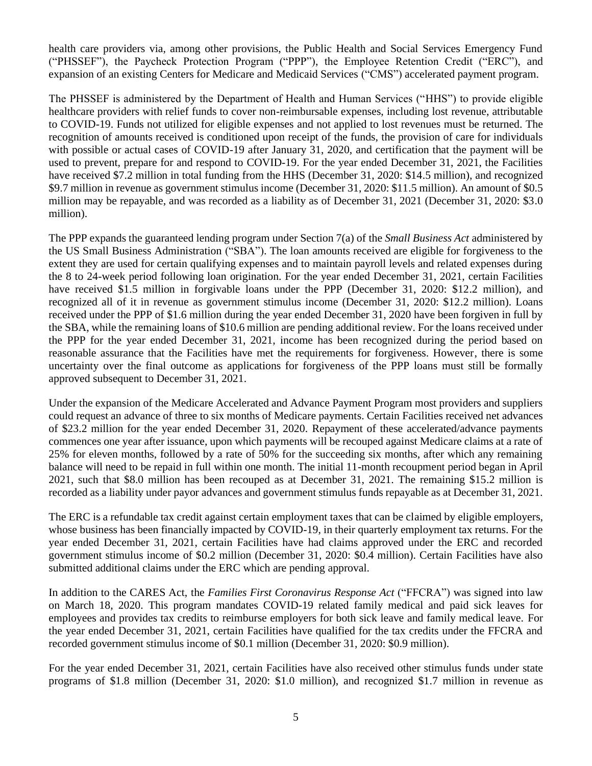health care providers via, among other provisions, the Public Health and Social Services Emergency Fund ("PHSSEF"), the Paycheck Protection Program ("PPP"), the Employee Retention Credit ("ERC"), and expansion of an existing Centers for Medicare and Medicaid Services ("CMS") accelerated payment program.

The PHSSEF is administered by the Department of Health and Human Services ("HHS") to provide eligible healthcare providers with relief funds to cover non-reimbursable expenses, including lost revenue, attributable to COVID-19. Funds not utilized for eligible expenses and not applied to lost revenues must be returned. The recognition of amounts received is conditioned upon receipt of the funds, the provision of care for individuals with possible or actual cases of COVID-19 after January 31, 2020, and certification that the payment will be used to prevent, prepare for and respond to COVID-19. For the year ended December 31, 2021, the Facilities have received $7.2 million in total funding from the HHS (December 31, 2020: $14.5 million), and recognized $9.7 million in revenue as government stimulus income (December 31, 2020: $11.5 million). An amount of $0.5 million may be repayable, and was recorded as a liability as of December 31, 2021 (December 31, 2020: $3.0 million).

The PPP expands the guaranteed lending program under Section 7(a) of the *Small Business Act* administered by the US Small Business Administration ("SBA"). The loan amounts received are eligible for forgiveness to the extent they are used for certain qualifying expenses and to maintain payroll levels and related expenses during the 8 to 24-week period following loan origination. For the year ended December 31, 2021, certain Facilities have received $1.5 million in forgivable loans under the PPP (December 31, 2020: $12.2 million), and recognized all of it in revenue as government stimulus income (December 31, 2020: $12.2 million). Loans received under the PPP of $1.6 million during the year ended December 31, 2020 have been forgiven in full by the SBA, while the remaining loans of $10.6 million are pending additional review. For the loans received under the PPP for the year ended December 31, 2021, income has been recognized during the period based on reasonable assurance that the Facilities have met the requirements for forgiveness. However, there is some uncertainty over the final outcome as applications for forgiveness of the PPP loans must still be formally approved subsequent to December 31, 2021.

Under the expansion of the Medicare Accelerated and Advance Payment Program most providers and suppliers could request an advance of three to six months of Medicare payments. Certain Facilities received net advances of $23.2 million for the year ended December 31, 2020. Repayment of these accelerated/advance payments commences one year after issuance, upon which payments will be recouped against Medicare claims at a rate of 25% for eleven months, followed by a rate of 50% for the succeeding six months, after which any remaining balance will need to be repaid in full within one month. The initial 11-month recoupment period began in April 2021, such that $8.0 million has been recouped as at December 31, 2021. The remaining $15.2 million is recorded as a liability under payor advances and government stimulus funds repayable as at December 31, 2021.

The ERC is a refundable tax credit against certain employment taxes that can be claimed by eligible employers, whose business has been financially impacted by COVID-19, in their quarterly employment tax returns. For the year ended December 31, 2021, certain Facilities have had claims approved under the ERC and recorded government stimulus income of $0.2 million (December 31, 2020: $0.4 million). Certain Facilities have also submitted additional claims under the ERC which are pending approval.

In addition to the CARES Act, the *Families First Coronavirus Response Act* ("FFCRA") was signed into law on March 18, 2020. This program mandates COVID-19 related family medical and paid sick leaves for employees and provides tax credits to reimburse employers for both sick leave and family medical leave. For the year ended December 31, 2021, certain Facilities have qualified for the tax credits under the FFCRA and recorded government stimulus income of $0.1 million (December 31, 2020: $0.9 million).

For the year ended December 31, 2021, certain Facilities have also received other stimulus funds under state programs of $1.8 million (December 31, 2020: $1.0 million), and recognized $1.7 million in revenue as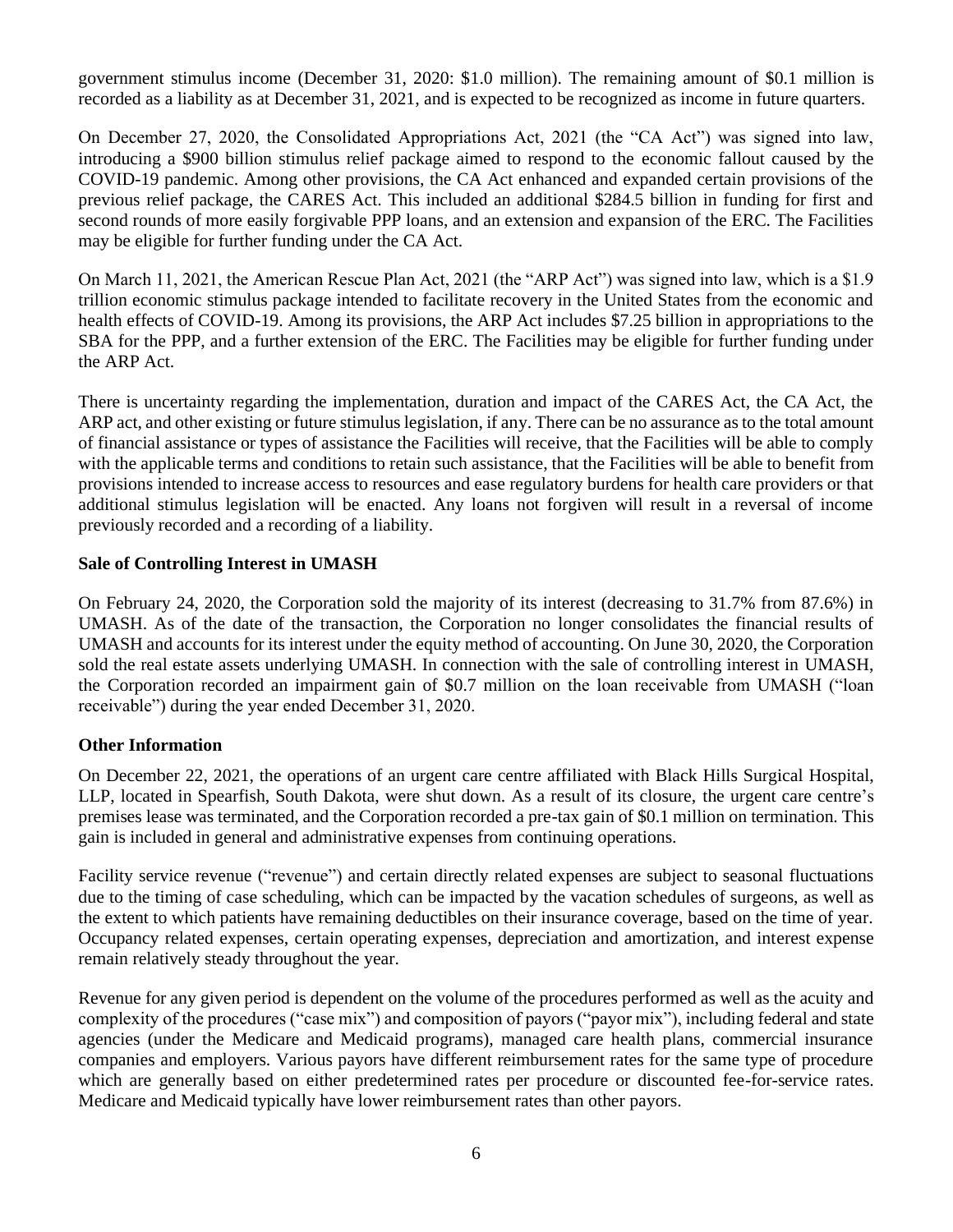government stimulus income (December 31, 2020: $1.0 million). The remaining amount of $0.1 million is recorded as a liability as at December 31, 2021, and is expected to be recognized as income in future quarters.

On December 27, 2020, the Consolidated Appropriations Act, 2021 (the "CA Act") was signed into law, introducing a $900 billion stimulus relief package aimed to respond to the economic fallout caused by the COVID-19 pandemic. Among other provisions, the CA Act enhanced and expanded certain provisions of the previous relief package, the CARES Act. This included an additional $284.5 billion in funding for first and second rounds of more easily forgivable PPP loans, and an extension and expansion of the ERC. The Facilities may be eligible for further funding under the CA Act.

On March 11, 2021, the American Rescue Plan Act, 2021 (the "ARP Act") was signed into law, which is a $1.9 trillion economic stimulus package intended to facilitate recovery in the United States from the economic and health effects of COVID-19. Among its provisions, the ARP Act includes $7.25 billion in appropriations to the SBA for the PPP, and a further extension of the ERC. The Facilities may be eligible for further funding under the ARP Act.

There is uncertainty regarding the implementation, duration and impact of the CARES Act, the CA Act, the ARP act, and other existing or future stimulus legislation, if any. There can be no assurance as to the total amount of financial assistance or types of assistance the Facilities will receive, that the Facilities will be able to comply with the applicable terms and conditions to retain such assistance, that the Facilities will be able to benefit from provisions intended to increase access to resources and ease regulatory burdens for health care providers or that additional stimulus legislation will be enacted. Any loans not forgiven will result in a reversal of income previously recorded and a recording of a liability.

**Sale of Controlling Interest in UMASH**

On February 24, 2020, the Corporation sold the majority of its interest (decreasing to 31.7% from 87.6%) in UMASH. As of the date of the transaction, the Corporation no longer consolidates the financial results of UMASH and accounts for its interest under the equity method of accounting. On June 30, 2020, the Corporation sold the real estate assets underlying UMASH. In connection with the sale of controlling interest in UMASH, the Corporation recorded an impairment gain of $0.7 million on the loan receivable from UMASH ("loan receivable") during the year ended December 31, 2020.

**Other Information**

On December 22, 2021, the operations of an urgent care centre affiliated with Black Hills Surgical Hospital, LLP, located in Spearfish, South Dakota, were shut down. As a result of its closure, the urgent care centre's premises lease was terminated, and the Corporation recorded a pre-tax gain of $0.1 million on termination. This gain is included in general and administrative expenses from continuing operations.

Facility service revenue ("revenue") and certain directly related expenses are subject to seasonal fluctuations due to the timing of case scheduling, which can be impacted by the vacation schedules of surgeons, as well as the extent to which patients have remaining deductibles on their insurance coverage, based on the time of year. Occupancy related expenses, certain operating expenses, depreciation and amortization, and interest expense remain relatively steady throughout the year.

Revenue for any given period is dependent on the volume of the procedures performed as well as the acuity and complexity of the procedures ("case mix") and composition of payors ("payor mix"), including federal and state agencies (under the Medicare and Medicaid programs), managed care health plans, commercial insurance companies and employers. Various payors have different reimbursement rates for the same type of procedure which are generally based on either predetermined rates per procedure or discounted fee-for-service rates. Medicare and Medicaid typically have lower reimbursement rates than other payors.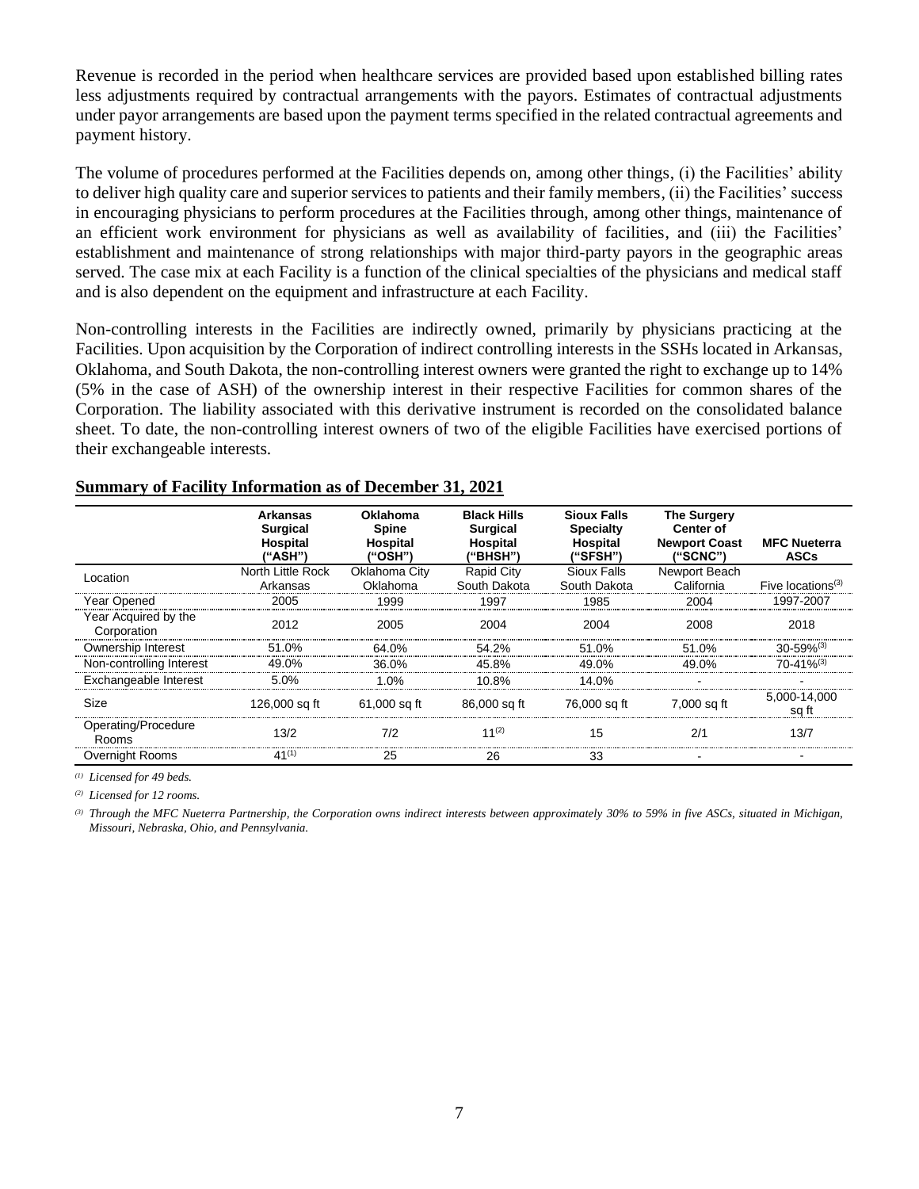Revenue is recorded in the period when healthcare services are provided based upon established billing rates less adjustments required by contractual arrangements with the payors. Estimates of contractual adjustments under payor arrangements are based upon the payment terms specified in the related contractual agreements and payment history.

The volume of procedures performed at the Facilities depends on, among other things, (i) the Facilities' ability to deliver high quality care and superior services to patients and their family members, (ii) the Facilities' success in encouraging physicians to perform procedures at the Facilities through, among other things, maintenance of an efficient work environment for physicians as well as availability of facilities, and (iii) the Facilities' establishment and maintenance of strong relationships with major third-party payors in the geographic areas served. The case mix at each Facility is a function of the clinical specialties of the physicians and medical staff and is also dependent on the equipment and infrastructure at each Facility.

Non-controlling interests in the Facilities are indirectly owned, primarily by physicians practicing at the Facilities. Upon acquisition by the Corporation of indirect controlling interests in the SSHs located in Arkansas, Oklahoma, and South Dakota, the non-controlling interest owners were granted the right to exchange up to 14% (5% in the case of ASH) of the ownership interest in their respective Facilities for common shares of the Corporation. The liability associated with this derivative instrument is recorded on the consolidated balance sheet. To date, the non-controlling interest owners of two of the eligible Facilities have exercised portions of their exchangeable interests.

## Summary of Facility Information as of December 31, 2021

| | Arkansas Surgical Hospital ("ASH") | Oklahoma Spine Hospital ("OSH") | Black Hills Surgical Hospital ("BHSH") | Sioux Falls Specialty Hospital ("SFSH") | The Surgery Center of Newport Coast ("SCNC") | MFC Nueterra ASCs |
|---|---|---|---|---|---|---|
| Location | North Little Rock Arkansas | Oklahoma City Oklahoma | Rapid City South Dakota | Sioux Falls South Dakota | Newport Beach California | Five locations[3] |
| Year Opened | 2005 | 1999 | 1997 | 1985 | 2004 | 1997-2007 |
| Year Acquired by the Corporation | 2012 | 2005 | 2004 | 2004 | 2008 | 2018 |
| Ownership Interest | 51.0% | 64.0% | 54.2% | 51.0% | 51.0% | 30-59%[3] |
| Non-controlling Interest | 49.0% | 36.0% | 45.8% | 49.0% | 49.0% | 70-41%[3] |
| Exchangeable Interest | 5.0% | 1.0% | 10.8% | 14.0% | - | - |
| Size | 126,000 sq ft | 61,000 sq ft | 86,000 sq ft | 76,000 sq ft | 7,000 sq ft | 5,000-14,000 sq ft |
| Operating/Procedure Rooms | 13/2 | 7/2 | 11[2] | 15 | 2/1 | 13/7 |
| Overnight Rooms | 41[1] | 25 | 26 | 33 | - | - |

*(1) Licensed for 49 beds.*

*(2) Licensed for 12 rooms.*

*(3) Through the MFC Nueterra Partnership, the Corporation owns indirect interests between approximately 30% to 59% in five ASCs, situated in Michigan, Missouri, Nebraska, Ohio, and Pennsylvania.*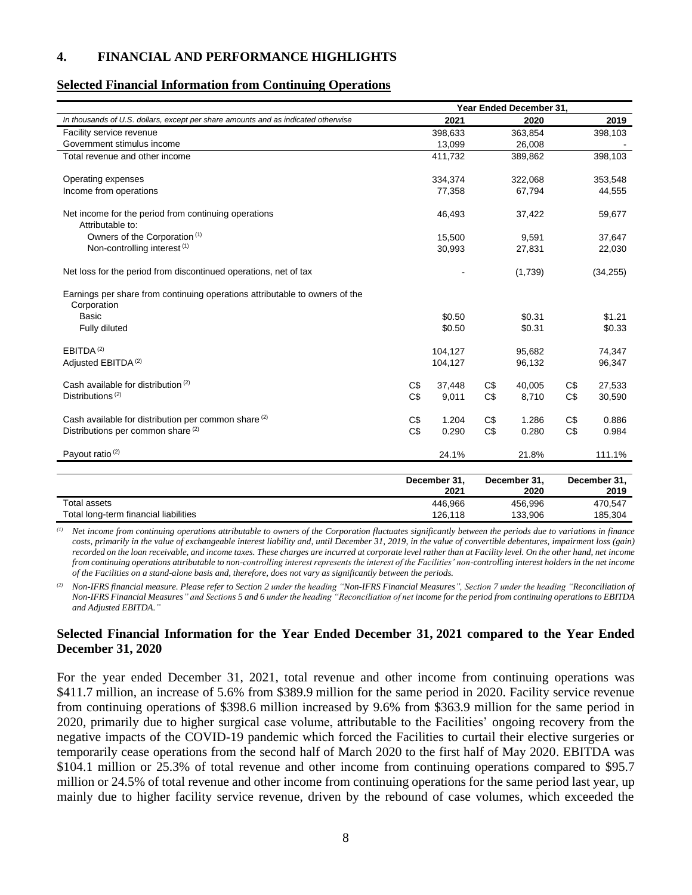## 4. FINANCIAL AND PERFORMANCE HIGHLIGHTS

### Selected Financial Information from Continuing Operations

| | Year Ended December 31, | | |
|---|---|---|---|
| *In thousands of U.S. dollars, except per share amounts and as indicated otherwise* | 2021 | 2020 | 2019 |
| Facility service revenue | 398,633 | 363,854 | 398,103 |
| Government stimulus income | 13,099 | 26,008 | - |
| Total revenue and other income | 411,732 | 389,862 | 398,103 |
| | | | |
| Operating expenses | 334,374 | 322,068 | 353,548 |
| Income from operations | 77,358 | 67,794 | 44,555 |
| | | | |
| Net income for the period from continuing operations | 46,493 | 37,422 | 59,677 |
| Attributable to: | | | |
| Owners of the Corporation (1) | 15,500 | 9,591 | 37,647 |
| Non-controlling interest (1) | 30,993 | 27,831 | 22,030 |
| | | | |
| Net loss for the period from discontinued operations, net of tax | - | (1,739) | (34,255) |
| | | | |
| Earnings per share from continuing operations attributable to owners of the Corporation | | | |
| Basic | $0.50 | $0.31 | $1.21 |
| Fully diluted | $0.50 | $0.31 | $0.33 |
| | | | |
| EBITDA (2) | 104,127 | 95,682 | 74,347 |
| Adjusted EBITDA (2) | 104,127 | 96,132 | 96,347 |
| | | | |
| Cash available for distribution (2) | C$ 37,448 | C$ 40,005 | C$ 27,533 |
| Distributions (2) | C$ 9,011 | C$ 8,710 | C$ 30,590 |
| | | | |
| Cash available for distribution per common share (2) | C$ 1.204 | C$ 1.286 | C$ 0.886 |
| Distributions per common share (2) | C$ 0.290 | C$ 0.280 | C$ 0.984 |
| | | | |
| Payout ratio (2) | 24.1% | 21.8% | 111.1% |

| | December 31, 2021 | December 31, 2020 | December 31, 2019 |
|---|---|---|---|
| Total assets | 446,966 | 456,996 | 470,547 |
| Total long-term financial liabilities | 126,118 | 133,906 | 185,304 |

*(1) Net income from continuing operations attributable to owners of the Corporation fluctuates significantly between the periods due to variations in finance costs, primarily in the value of exchangeable interest liability and, until December 31, 2019, in the value of convertible debentures, impairment loss (gain) recorded on the loan receivable, and income taxes. These charges are incurred at corporate level rather than at Facility level. On the other hand, net income from continuing operations attributable to non-controlling interest represents the interest of the Facilities' non-controlling interest holders in the net income of the Facilities on a stand-alone basis and, therefore, does not vary as significantly between the periods.*

*(2) Non-IFRS financial measure. Please refer to Section 2 under the heading "Non-IFRS Financial Measures", Section 7 under the heading "Reconciliation of Non-IFRS Financial Measures" and Sections 5 and 6 under the heading "Reconciliation of net income for the period from continuing operations to EBITDA and Adjusted EBITDA."*

### Selected Financial Information for the Year Ended December 31, 2021 compared to the Year Ended December 31, 2020

For the year ended December 31, 2021, total revenue and other income from continuing operations was $411.7 million, an increase of 5.6% from $389.9 million for the same period in 2020. Facility service revenue from continuing operations of $398.6 million increased by 9.6% from $363.9 million for the same period in 2020, primarily due to higher surgical case volume, attributable to the Facilities' ongoing recovery from the negative impacts of the COVID-19 pandemic which forced the Facilities to curtail their elective surgeries or temporarily cease operations from the second half of March 2020 to the first half of May 2020. EBITDA was $104.1 million or 25.3% of total revenue and other income from continuing operations compared to $95.7 million or 24.5% of total revenue and other income from continuing operations for the same period last year, up mainly due to higher facility service revenue, driven by the rebound of case volumes, which exceeded the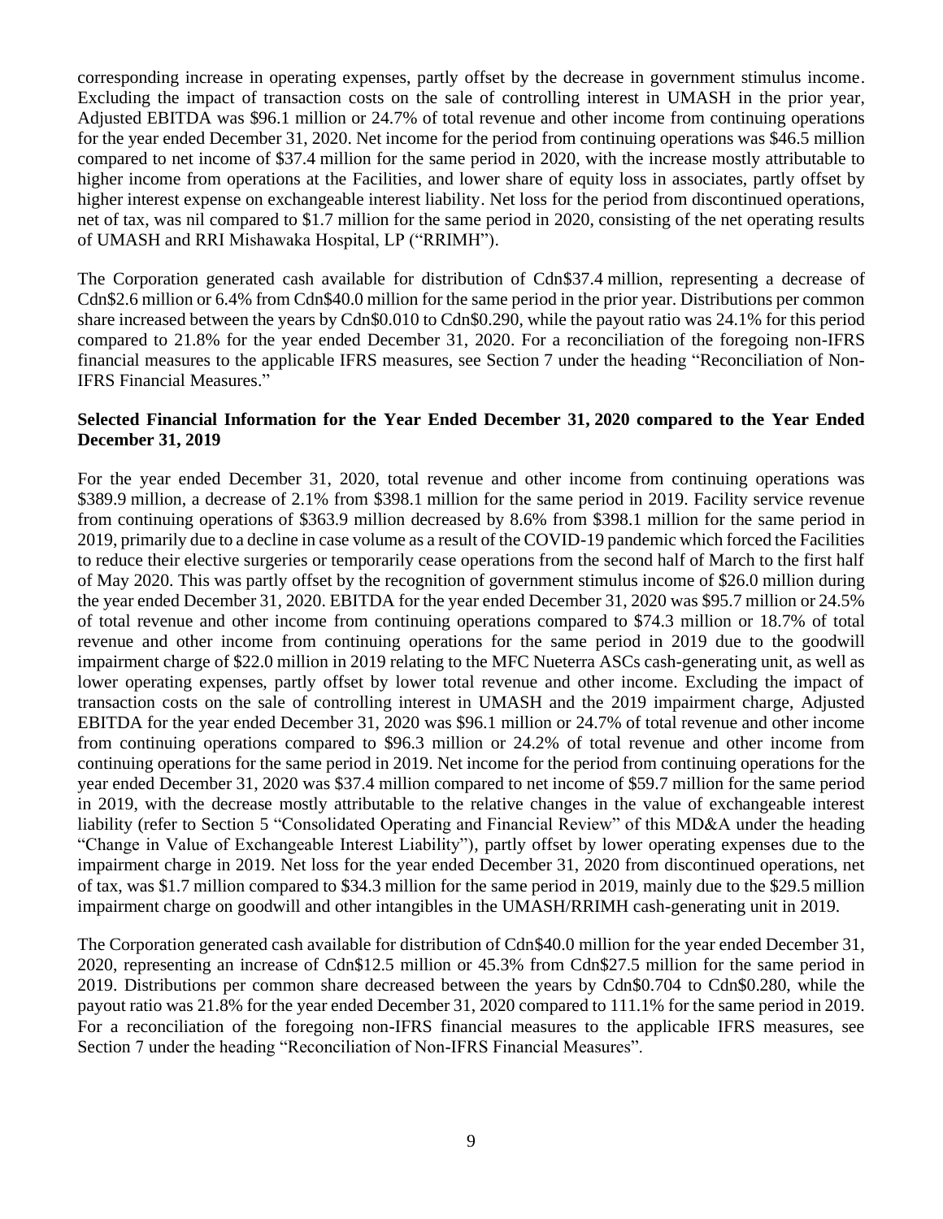corresponding increase in operating expenses, partly offset by the decrease in government stimulus income. Excluding the impact of transaction costs on the sale of controlling interest in UMASH in the prior year, Adjusted EBITDA was $96.1 million or 24.7% of total revenue and other income from continuing operations for the year ended December 31, 2020. Net income for the period from continuing operations was $46.5 million compared to net income of $37.4 million for the same period in 2020, with the increase mostly attributable to higher income from operations at the Facilities, and lower share of equity loss in associates, partly offset by higher interest expense on exchangeable interest liability. Net loss for the period from discontinued operations, net of tax, was nil compared to $1.7 million for the same period in 2020, consisting of the net operating results of UMASH and RRI Mishawaka Hospital, LP ("RRIMH").

The Corporation generated cash available for distribution of Cdn$37.4 million, representing a decrease of Cdn$2.6 million or 6.4% from Cdn$40.0 million for the same period in the prior year. Distributions per common share increased between the years by Cdn$0.010 to Cdn$0.290, while the payout ratio was 24.1% for this period compared to 21.8% for the year ended December 31, 2020. For a reconciliation of the foregoing non-IFRS financial measures to the applicable IFRS measures, see Section 7 under the heading "Reconciliation of Non-IFRS Financial Measures."

**Selected Financial Information for the Year Ended December 31, 2020 compared to the Year Ended December 31, 2019**

For the year ended December 31, 2020, total revenue and other income from continuing operations was $389.9 million, a decrease of 2.1% from $398.1 million for the same period in 2019. Facility service revenue from continuing operations of $363.9 million decreased by 8.6% from $398.1 million for the same period in 2019, primarily due to a decline in case volume as a result of the COVID-19 pandemic which forced the Facilities to reduce their elective surgeries or temporarily cease operations from the second half of March to the first half of May 2020. This was partly offset by the recognition of government stimulus income of $26.0 million during the year ended December 31, 2020. EBITDA for the year ended December 31, 2020 was $95.7 million or 24.5% of total revenue and other income from continuing operations compared to $74.3 million or 18.7% of total revenue and other income from continuing operations for the same period in 2019 due to the goodwill impairment charge of $22.0 million in 2019 relating to the MFC Nueterra ASCs cash-generating unit, as well as lower operating expenses, partly offset by lower total revenue and other income. Excluding the impact of transaction costs on the sale of controlling interest in UMASH and the 2019 impairment charge, Adjusted EBITDA for the year ended December 31, 2020 was $96.1 million or 24.7% of total revenue and other income from continuing operations compared to $96.3 million or 24.2% of total revenue and other income from continuing operations for the same period in 2019. Net income for the period from continuing operations for the year ended December 31, 2020 was $37.4 million compared to net income of $59.7 million for the same period in 2019, with the decrease mostly attributable to the relative changes in the value of exchangeable interest liability (refer to Section 5 "Consolidated Operating and Financial Review" of this MD&A under the heading "Change in Value of Exchangeable Interest Liability"), partly offset by lower operating expenses due to the impairment charge in 2019. Net loss for the year ended December 31, 2020 from discontinued operations, net of tax, was $1.7 million compared to $34.3 million for the same period in 2019, mainly due to the $29.5 million impairment charge on goodwill and other intangibles in the UMASH/RRIMH cash-generating unit in 2019.

The Corporation generated cash available for distribution of Cdn$40.0 million for the year ended December 31, 2020, representing an increase of Cdn$12.5 million or 45.3% from Cdn$27.5 million for the same period in 2019. Distributions per common share decreased between the years by Cdn$0.704 to Cdn$0.280, while the payout ratio was 21.8% for the year ended December 31, 2020 compared to 111.1% for the same period in 2019. For a reconciliation of the foregoing non-IFRS financial measures to the applicable IFRS measures, see Section 7 under the heading "Reconciliation of Non-IFRS Financial Measures".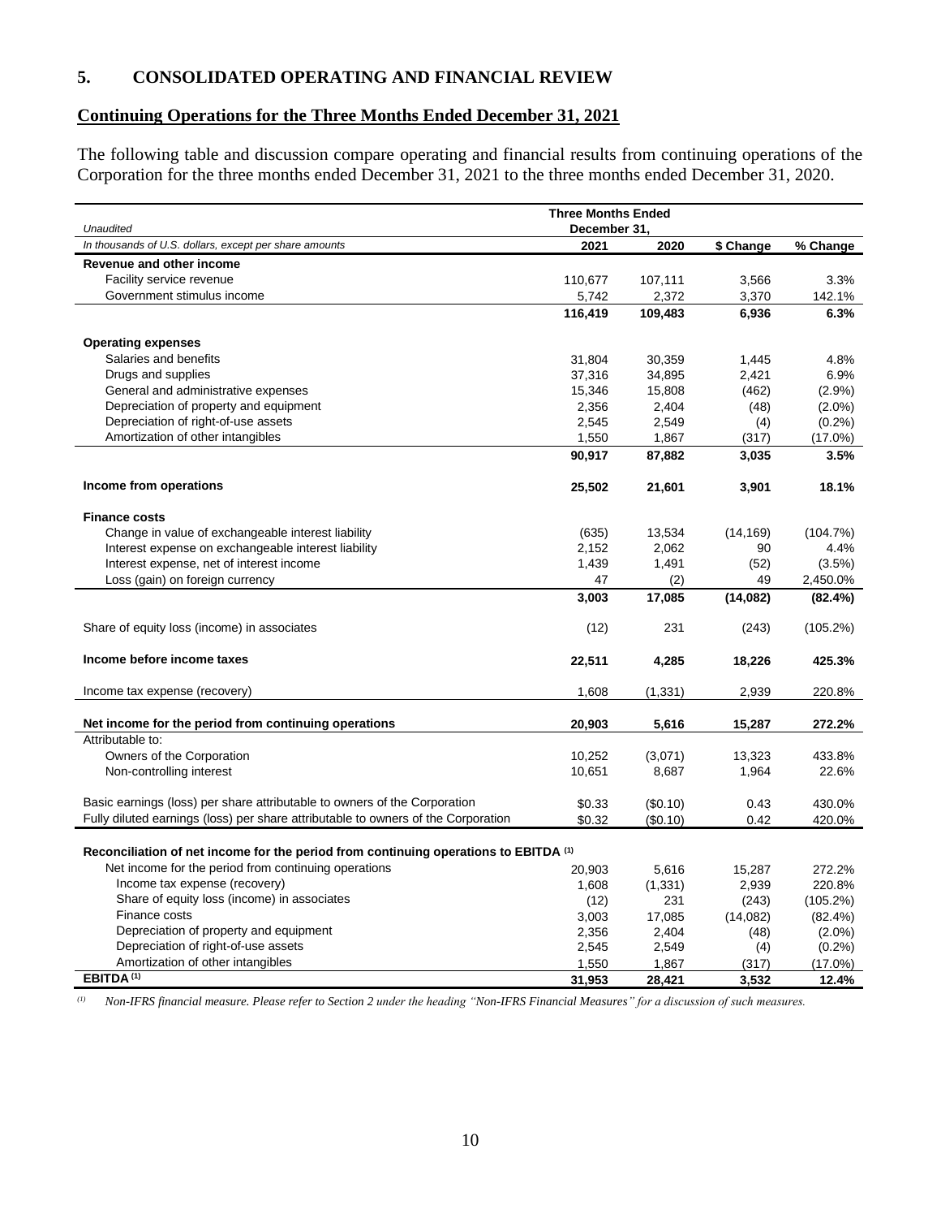## 5. CONSOLIDATED OPERATING AND FINANCIAL REVIEW

### Continuing Operations for the Three Months Ended December 31, 2021

The following table and discussion compare operating and financial results from continuing operations of the Corporation for the three months ended December 31, 2021 to the three months ended December 31, 2020.

| *Unaudited* | Three Months Ended December 31, | | | |
|---|---|---|---|---|
| *In thousands of U.S. dollars, except per share amounts* | 2021 | 2020 | $ Change | % Change |
| **Revenue and other income** | | | | |
| Facility service revenue | 110,677 | 107,111 | 3,566 | 3.3% |
| Government stimulus income | 5,742 | 2,372 | 3,370 | 142.1% |
| | **116,419** | **109,483** | **6,936** | **6.3%** |
| **Operating expenses** | | | | |
| Salaries and benefits | 31,804 | 30,359 | 1,445 | 4.8% |
| Drugs and supplies | 37,316 | 34,895 | 2,421 | 6.9% |
| General and administrative expenses | 15,346 | 15,808 | (462) | (2.9%) |
| Depreciation of property and equipment | 2,356 | 2,404 | (48) | (2.0%) |
| Depreciation of right-of-use assets | 2,545 | 2,549 | (4) | (0.2%) |
| Amortization of other intangibles | 1,550 | 1,867 | (317) | (17.0%) |
| | **90,917** | **87,882** | **3,035** | **3.5%** |
| **Income from operations** | **25,502** | **21,601** | **3,901** | **18.1%** |
| **Finance costs** | | | | |
| Change in value of exchangeable interest liability | (635) | 13,534 | (14,169) | (104.7%) |
| Interest expense on exchangeable interest liability | 2,152 | 2,062 | 90 | 4.4% |
| Interest expense, net of interest income | 1,439 | 1,491 | (52) | (3.5%) |
| Loss (gain) on foreign currency | 47 | (2) | 49 | 2,450.0% |
| | **3,003** | **17,085** | **(14,082)** | **(82.4%)** |
| Share of equity loss (income) in associates | (12) | 231 | (243) | (105.2%) |
| **Income before income taxes** | **22,511** | **4,285** | **18,226** | **425.3%** |
| Income tax expense (recovery) | 1,608 | (1,331) | 2,939 | 220.8% |
| **Net income for the period from continuing operations** | **20,903** | **5,616** | **15,287** | **272.2%** |
| Attributable to: | | | | |
| Owners of the Corporation | 10,252 | (3,071) | 13,323 | 433.8% |
| Non-controlling interest | 10,651 | 8,687 | 1,964 | 22.6% |
| Basic earnings (loss) per share attributable to owners of the Corporation | $0.33 | ($0.10) | 0.43 | 430.0% |
| Fully diluted earnings (loss) per share attributable to owners of the Corporation | $0.32 | ($0.10) | 0.42 | 420.0% |
| **Reconciliation of net income for the period from continuing operations to EBITDA [(1)]** | | | | |
| Net income for the period from continuing operations | 20,903 | 5,616 | 15,287 | 272.2% |
| Income tax expense (recovery) | 1,608 | (1,331) | 2,939 | 220.8% |
| Share of equity loss (income) in associates | (12) | 231 | (243) | (105.2%) |
| Finance costs | 3,003 | 17,085 | (14,082) | (82.4%) |
| Depreciation of property and equipment | 2,356 | 2,404 | (48) | (2.0%) |
| Depreciation of right-of-use assets | 2,545 | 2,549 | (4) | (0.2%) |
| Amortization of other intangibles | 1,550 | 1,867 | (317) | (17.0%) |
| **EBITDA [(1)]** | **31,953** | **28,421** | **3,532** | **12.4%** |

*(1) Non-IFRS financial measure. Please refer to Section 2 under the heading "Non-IFRS Financial Measures" for a discussion of such measures.*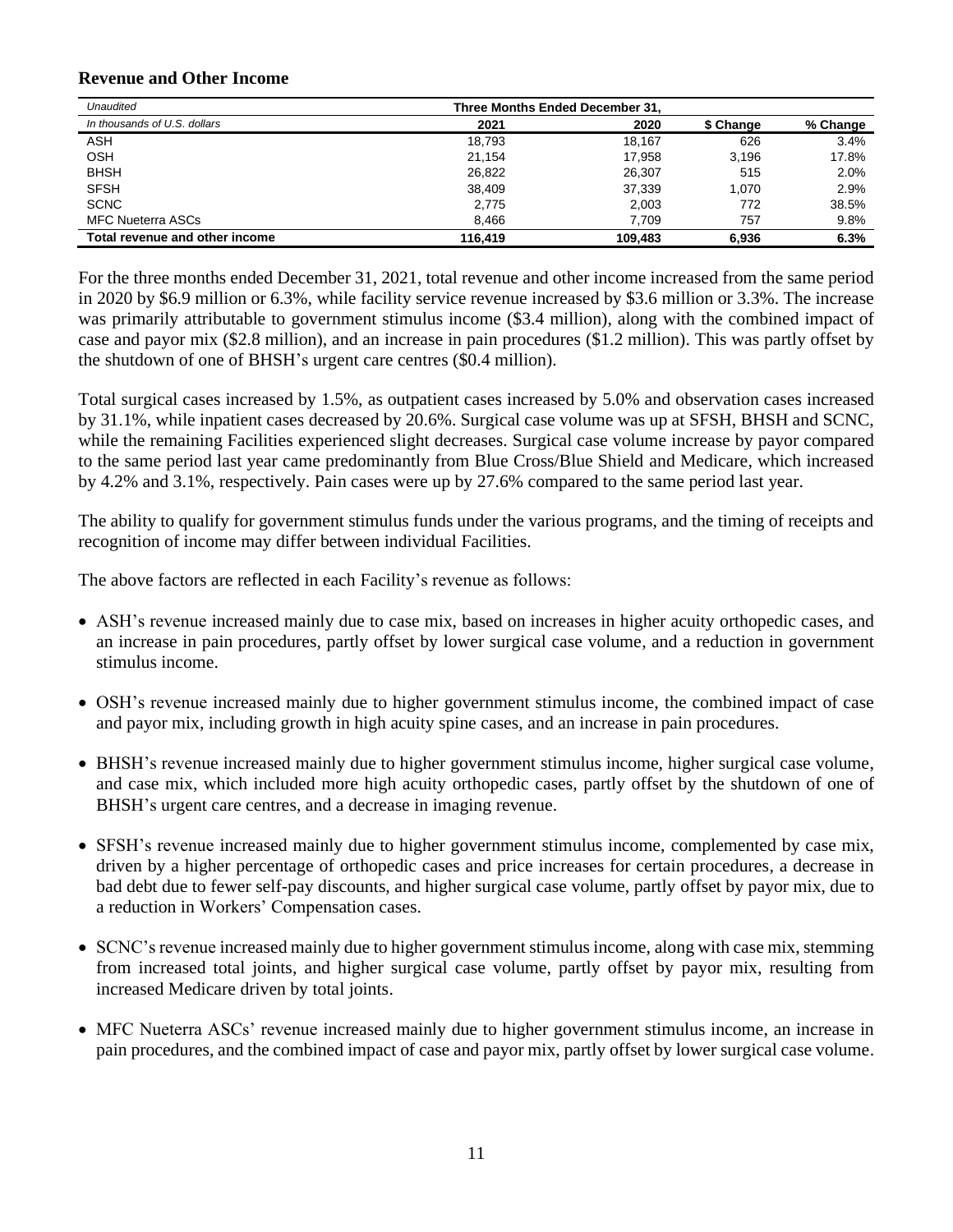**Revenue and Other Income**

| *Unaudited* | Three Months Ended December 31, | | | |
|---|---|---|---|---|
| *In thousands of U.S. dollars* | **2021** | **2020** | **\$ Change** | **% Change** |
| ASH | 18,793 | 18,167 | 626 | 3.4% |
| OSH | 21,154 | 17,958 | 3,196 | 17.8% |
| BHSH | 26,822 | 26,307 | 515 | 2.0% |
| SFSH | 38,409 | 37,339 | 1,070 | 2.9% |
| SCNC | 2,775 | 2,003 | 772 | 38.5% |
| MFC Nueterra ASCs | 8,466 | 7,709 | 757 | 9.8% |
| **Total revenue and other income** | **116,419** | **109,483** | **6,936** | **6.3%** |

For the three months ended December 31, 2021, total revenue and other income increased from the same period in 2020 by \$6.9 million or 6.3%, while facility service revenue increased by \$3.6 million or 3.3%. The increase was primarily attributable to government stimulus income (\$3.4 million), along with the combined impact of case and payor mix (\$2.8 million), and an increase in pain procedures (\$1.2 million). This was partly offset by the shutdown of one of BHSH's urgent care centres (\$0.4 million).

Total surgical cases increased by 1.5%, as outpatient cases increased by 5.0% and observation cases increased by 31.1%, while inpatient cases decreased by 20.6%. Surgical case volume was up at SFSH, BHSH and SCNC, while the remaining Facilities experienced slight decreases. Surgical case volume increase by payor compared to the same period last year came predominantly from Blue Cross/Blue Shield and Medicare, which increased by 4.2% and 3.1%, respectively. Pain cases were up by 27.6% compared to the same period last year.

The ability to qualify for government stimulus funds under the various programs, and the timing of receipts and recognition of income may differ between individual Facilities.

The above factors are reflected in each Facility's revenue as follows:

- ASH's revenue increased mainly due to case mix, based on increases in higher acuity orthopedic cases, and an increase in pain procedures, partly offset by lower surgical case volume, and a reduction in government stimulus income.
- OSH's revenue increased mainly due to higher government stimulus income, the combined impact of case and payor mix, including growth in high acuity spine cases, and an increase in pain procedures.
- BHSH's revenue increased mainly due to higher government stimulus income, higher surgical case volume, and case mix, which included more high acuity orthopedic cases, partly offset by the shutdown of one of BHSH's urgent care centres, and a decrease in imaging revenue.
- SFSH's revenue increased mainly due to higher government stimulus income, complemented by case mix, driven by a higher percentage of orthopedic cases and price increases for certain procedures, a decrease in bad debt due to fewer self-pay discounts, and higher surgical case volume, partly offset by payor mix, due to a reduction in Workers' Compensation cases.
- SCNC's revenue increased mainly due to higher government stimulus income, along with case mix, stemming from increased total joints, and higher surgical case volume, partly offset by payor mix, resulting from increased Medicare driven by total joints.
- MFC Nueterra ASCs' revenue increased mainly due to higher government stimulus income, an increase in pain procedures, and the combined impact of case and payor mix, partly offset by lower surgical case volume.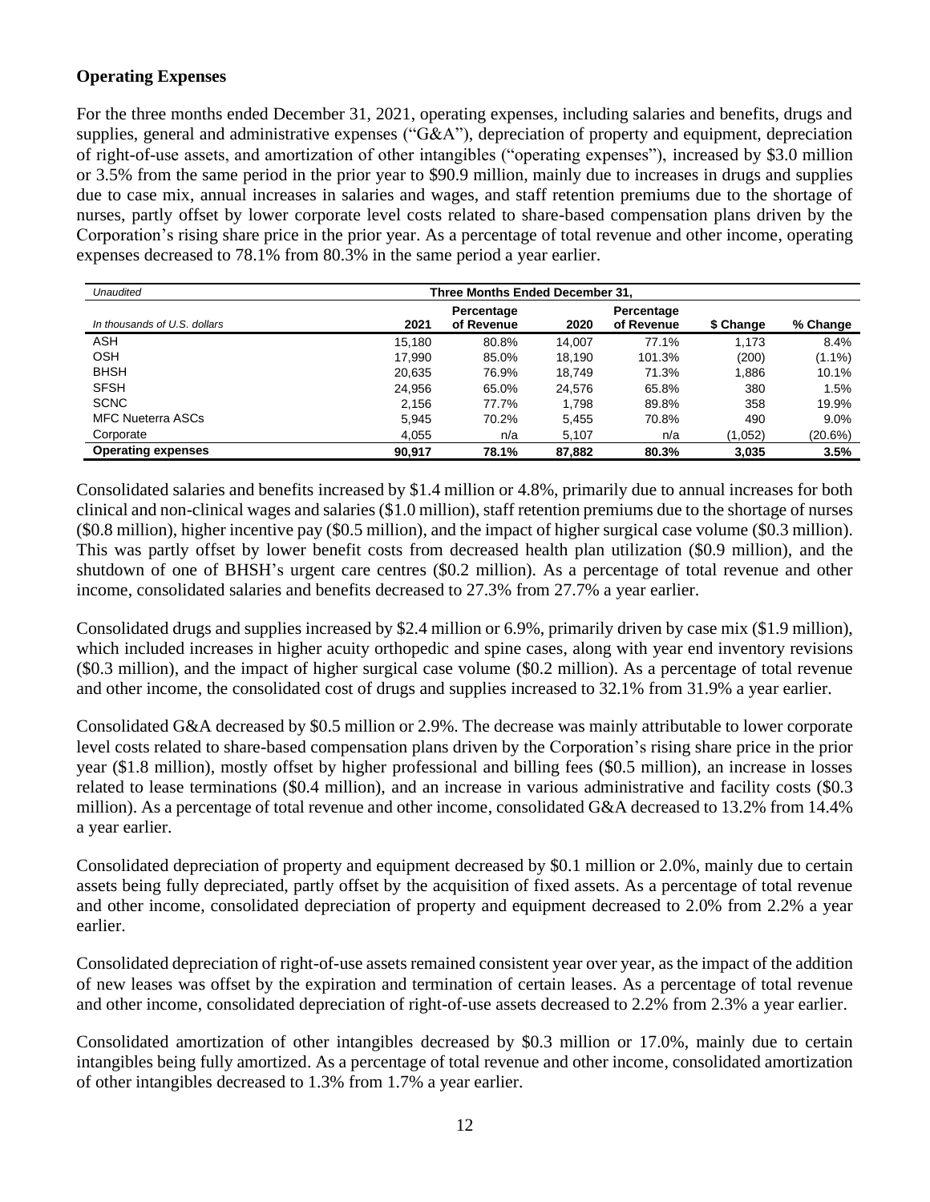**Operating Expenses**

For the three months ended December 31, 2021, operating expenses, including salaries and benefits, drugs and supplies, general and administrative expenses ("G&A"), depreciation of property and equipment, depreciation of right-of-use assets, and amortization of other intangibles ("operating expenses"), increased by $3.0 million or 3.5% from the same period in the prior year to $90.9 million, mainly due to increases in drugs and supplies due to case mix, annual increases in salaries and wages, and staff retention premiums due to the shortage of nurses, partly offset by lower corporate level costs related to share-based compensation plans driven by the Corporation's rising share price in the prior year. As a percentage of total revenue and other income, operating expenses decreased to 78.1% from 80.3% in the same period a year earlier.

| *Unaudited* | Three Months Ended December 31, | | | | | |
|---|---|---|---|---|---|---|
| *In thousands of U.S. dollars* | 2021 | Percentage of Revenue | 2020 | Percentage of Revenue | $ Change | % Change |
| ASH | 15,180 | 80.8% | 14,007 | 77.1% | 1,173 | 8.4% |
| OSH | 17,990 | 85.0% | 18,190 | 101.3% | (200) | (1.1%) |
| BHSH | 20,635 | 76.9% | 18,749 | 71.3% | 1,886 | 10.1% |
| SFSH | 24,956 | 65.0% | 24,576 | 65.8% | 380 | 1.5% |
| SCNC | 2,156 | 77.7% | 1,798 | 89.8% | 358 | 19.9% |
| MFC Nueterra ASCs | 5,945 | 70.2% | 5,455 | 70.8% | 490 | 9.0% |
| Corporate | 4,055 | n/a | 5,107 | n/a | (1,052) | (20.6%) |
| **Operating expenses** | **90,917** | **78.1%** | **87,882** | **80.3%** | **3,035** | **3.5%** |

Consolidated salaries and benefits increased by $1.4 million or 4.8%, primarily due to annual increases for both clinical and non-clinical wages and salaries ($1.0 million), staff retention premiums due to the shortage of nurses ($0.8 million), higher incentive pay ($0.5 million), and the impact of higher surgical case volume ($0.3 million). This was partly offset by lower benefit costs from decreased health plan utilization ($0.9 million), and the shutdown of one of BHSH's urgent care centres ($0.2 million). As a percentage of total revenue and other income, consolidated salaries and benefits decreased to 27.3% from 27.7% a year earlier.

Consolidated drugs and supplies increased by $2.4 million or 6.9%, primarily driven by case mix ($1.9 million), which included increases in higher acuity orthopedic and spine cases, along with year end inventory revisions ($0.3 million), and the impact of higher surgical case volume ($0.2 million). As a percentage of total revenue and other income, the consolidated cost of drugs and supplies increased to 32.1% from 31.9% a year earlier.

Consolidated G&A decreased by $0.5 million or 2.9%. The decrease was mainly attributable to lower corporate level costs related to share-based compensation plans driven by the Corporation's rising share price in the prior year ($1.8 million), mostly offset by higher professional and billing fees ($0.5 million), an increase in losses related to lease terminations ($0.4 million), and an increase in various administrative and facility costs ($0.3 million). As a percentage of total revenue and other income, consolidated G&A decreased to 13.2% from 14.4% a year earlier.

Consolidated depreciation of property and equipment decreased by $0.1 million or 2.0%, mainly due to certain assets being fully depreciated, partly offset by the acquisition of fixed assets. As a percentage of total revenue and other income, consolidated depreciation of property and equipment decreased to 2.0% from 2.2% a year earlier.

Consolidated depreciation of right-of-use assets remained consistent year over year, as the impact of the addition of new leases was offset by the expiration and termination of certain leases. As a percentage of total revenue and other income, consolidated depreciation of right-of-use assets decreased to 2.2% from 2.3% a year earlier.

Consolidated amortization of other intangibles decreased by $0.3 million or 17.0%, mainly due to certain intangibles being fully amortized. As a percentage of total revenue and other income, consolidated amortization of other intangibles decreased to 1.3% from 1.7% a year earlier.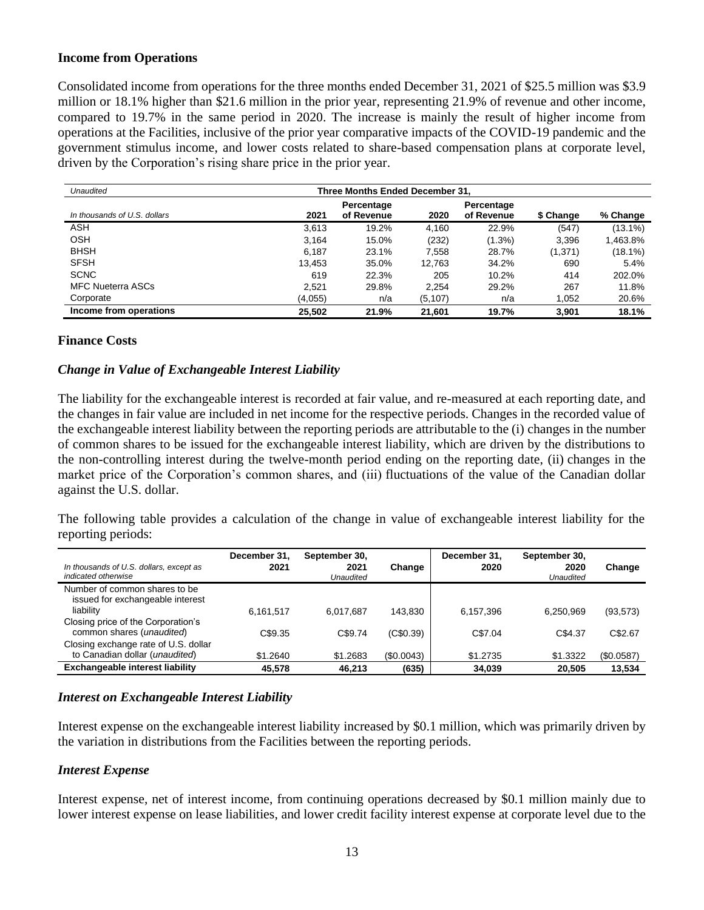### Income from Operations

Consolidated income from operations for the three months ended December 31, 2021 of $25.5 million was $3.9 million or 18.1% higher than $21.6 million in the prior year, representing 21.9% of revenue and other income, compared to 19.7% in the same period in 2020. The increase is mainly the result of higher income from operations at the Facilities, inclusive of the prior year comparative impacts of the COVID-19 pandemic and the government stimulus income, and lower costs related to share-based compensation plans at corporate level, driven by the Corporation's rising share price in the prior year.

| *Unaudited* | Three Months Ended December 31, | | | | | |
|---|---|---|---|---|---|---|
| *In thousands of U.S. dollars* | 2021 | Percentage of Revenue | 2020 | Percentage of Revenue | $ Change | % Change |
| ASH | 3,613 | 19.2% | 4,160 | 22.9% | (547) | (13.1%) |
| OSH | 3,164 | 15.0% | (232) | (1.3%) | 3,396 | 1,463.8% |
| BHSH | 6,187 | 23.1% | 7,558 | 28.7% | (1,371) | (18.1%) |
| SFSH | 13,453 | 35.0% | 12,763 | 34.2% | 690 | 5.4% |
| SCNC | 619 | 22.3% | 205 | 10.2% | 414 | 202.0% |
| MFC Nueterra ASCs | 2,521 | 29.8% | 2,254 | 29.2% | 267 | 11.8% |
| Corporate | (4,055) | n/a | (5,107) | n/a | 1,052 | 20.6% |
| **Income from operations** | **25,502** | **21.9%** | **21,601** | **19.7%** | **3,901** | **18.1%** |

### Finance Costs

#### *Change in Value of Exchangeable Interest Liability*

The liability for the exchangeable interest is recorded at fair value, and re-measured at each reporting date, and the changes in fair value are included in net income for the respective periods. Changes in the recorded value of the exchangeable interest liability between the reporting periods are attributable to the (i) changes in the number of common shares to be issued for the exchangeable interest liability, which are driven by the distributions to the non-controlling interest during the twelve-month period ending on the reporting date, (ii) changes in the market price of the Corporation's common shares, and (iii) fluctuations of the value of the Canadian dollar against the U.S. dollar.

The following table provides a calculation of the change in value of exchangeable interest liability for the reporting periods:

| *In thousands of U.S. dollars, except as indicated otherwise* | December 31, 2021 | September 30, 2021 *Unaudited* | Change | December 31, 2020 | September 30, 2020 *Unaudited* | Change |
|---|---|---|---|---|---|---|
| Number of common shares to be issued for exchangeable interest liability | 6,161,517 | 6,017,687 | 143,830 | 6,157,396 | 6,250,969 | (93,573) |
| Closing price of the Corporation's common shares (*unaudited*) | C$9.35 | C$9.74 | (C$0.39) | C$7.04 | C$4.37 | C$2.67 |
| Closing exchange rate of U.S. dollar to Canadian dollar (*unaudited*) | $1.2640 | $1.2683 | ($0.0043) | $1.2735 | $1.3322 | ($0.0587) |
| **Exchangeable interest liability** | **45,578** | **46,213** | **(635)** | **34,039** | **20,505** | **13,534** |

#### *Interest on Exchangeable Interest Liability*

Interest expense on the exchangeable interest liability increased by $0.1 million, which was primarily driven by the variation in distributions from the Facilities between the reporting periods.

#### *Interest Expense*

Interest expense, net of interest income, from continuing operations decreased by $0.1 million mainly due to lower interest expense on lease liabilities, and lower credit facility interest expense at corporate level due to the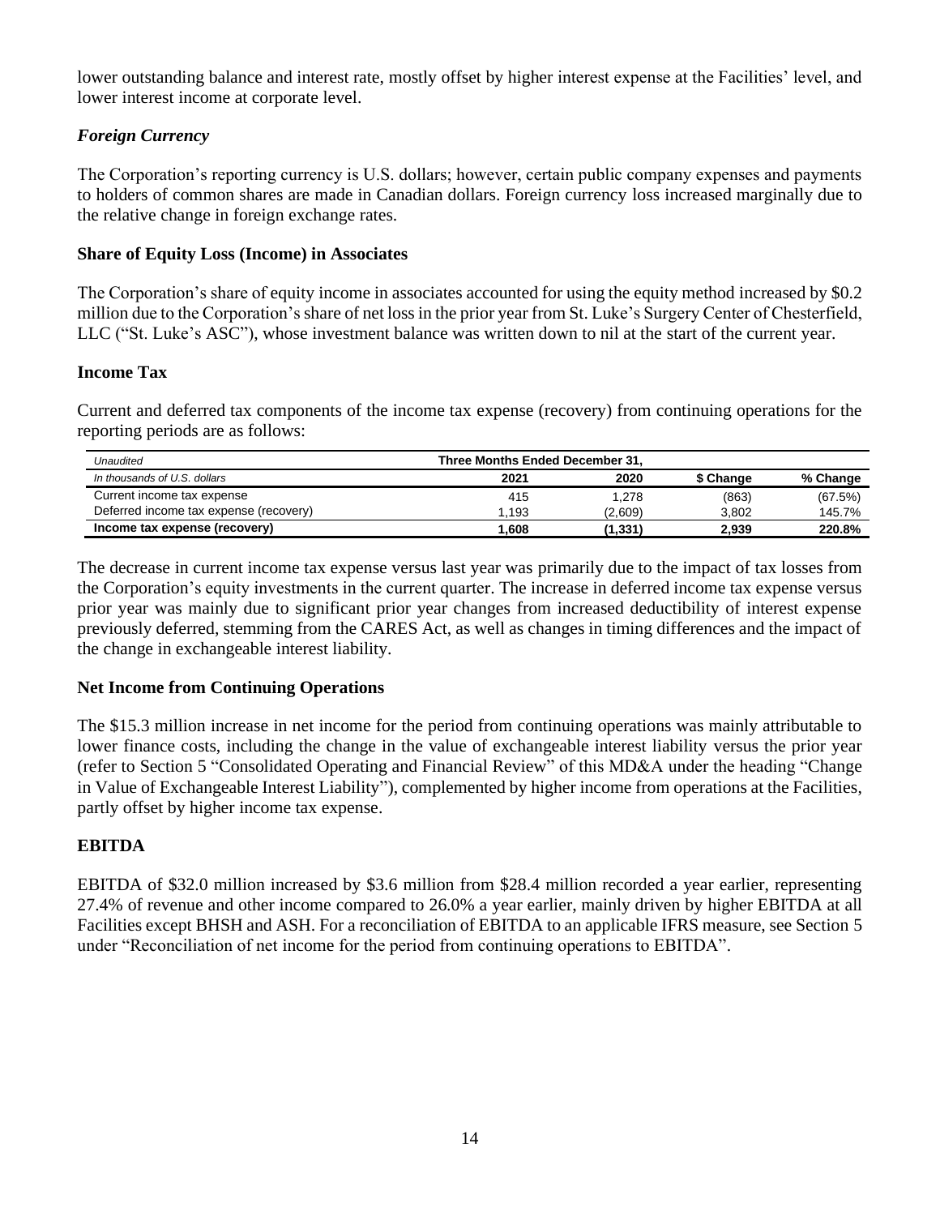lower outstanding balance and interest rate, mostly offset by higher interest expense at the Facilities' level, and lower interest income at corporate level.

### *Foreign Currency*

The Corporation's reporting currency is U.S. dollars; however, certain public company expenses and payments to holders of common shares are made in Canadian dollars. Foreign currency loss increased marginally due to the relative change in foreign exchange rates.

## Share of Equity Loss (Income) in Associates

The Corporation's share of equity income in associates accounted for using the equity method increased by $0.2 million due to the Corporation's share of net loss in the prior year from St. Luke's Surgery Center of Chesterfield, LLC ("St. Luke's ASC"), whose investment balance was written down to nil at the start of the current year.

## Income Tax

Current and deferred tax components of the income tax expense (recovery) from continuing operations for the reporting periods are as follows:

| *Unaudited* | **Three Months Ended December 31,** | | | |
|---|---|---|---|---|
| *In thousands of U.S. dollars* | **2021** | **2020** | **$ Change** | **% Change** |
| Current income tax expense | 415 | 1,278 | (863) | (67.5%) |
| Deferred income tax expense (recovery) | 1,193 | (2,609) | 3,802 | 145.7% |
| **Income tax expense (recovery)** | **1,608** | **(1,331)** | **2,939** | **220.8%** |

The decrease in current income tax expense versus last year was primarily due to the impact of tax losses from the Corporation's equity investments in the current quarter. The increase in deferred income tax expense versus prior year was mainly due to significant prior year changes from increased deductibility of interest expense previously deferred, stemming from the CARES Act, as well as changes in timing differences and the impact of the change in exchangeable interest liability.

## Net Income from Continuing Operations

The $15.3 million increase in net income for the period from continuing operations was mainly attributable to lower finance costs, including the change in the value of exchangeable interest liability versus the prior year (refer to Section 5 "Consolidated Operating and Financial Review" of this MD&A under the heading "Change in Value of Exchangeable Interest Liability"), complemented by higher income from operations at the Facilities, partly offset by higher income tax expense.

## EBITDA

EBITDA of $32.0 million increased by $3.6 million from $28.4 million recorded a year earlier, representing 27.4% of revenue and other income compared to 26.0% a year earlier, mainly driven by higher EBITDA at all Facilities except BHSH and ASH. For a reconciliation of EBITDA to an applicable IFRS measure, see Section 5 under "Reconciliation of net income for the period from continuing operations to EBITDA".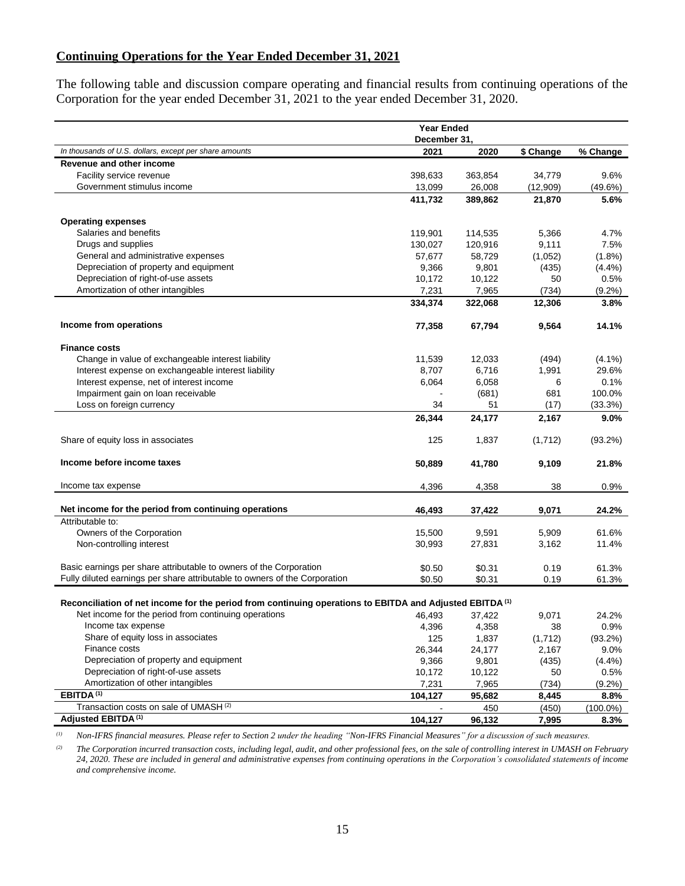## Continuing Operations for the Year Ended December 31, 2021

The following table and discussion compare operating and financial results from continuing operations of the Corporation for the year ended December 31, 2021 to the year ended December 31, 2020.

| | Year Ended December 31, | | | |
|---|---|---|---|---|
| *In thousands of U.S. dollars, except per share amounts* | 2021 | 2020 | $ Change | % Change |
| **Revenue and other income** | | | | |
| Facility service revenue | 398,633 | 363,854 | 34,779 | 9.6% |
| Government stimulus income | 13,099 | 26,008 | (12,909) | (49.6%) |
| | **411,732** | **389,862** | **21,870** | **5.6%** |
| **Operating expenses** | | | | |
| Salaries and benefits | 119,901 | 114,535 | 5,366 | 4.7% |
| Drugs and supplies | 130,027 | 120,916 | 9,111 | 7.5% |
| General and administrative expenses | 57,677 | 58,729 | (1,052) | (1.8%) |
| Depreciation of property and equipment | 9,366 | 9,801 | (435) | (4.4%) |
| Depreciation of right-of-use assets | 10,172 | 10,122 | 50 | 0.5% |
| Amortization of other intangibles | 7,231 | 7,965 | (734) | (9.2%) |
| | **334,374** | **322,068** | **12,306** | **3.8%** |
| **Income from operations** | **77,358** | **67,794** | **9,564** | **14.1%** |
| **Finance costs** | | | | |
| Change in value of exchangeable interest liability | 11,539 | 12,033 | (494) | (4.1%) |
| Interest expense on exchangeable interest liability | 8,707 | 6,716 | 1,991 | 29.6% |
| Interest expense, net of interest income | 6,064 | 6,058 | 6 | 0.1% |
| Impairment gain on loan receivable | - | (681) | 681 | 100.0% |
| Loss on foreign currency | 34 | 51 | (17) | (33.3%) |
| | **26,344** | **24,177** | **2,167** | **9.0%** |
| Share of equity loss in associates | 125 | 1,837 | (1,712) | (93.2%) |
| **Income before income taxes** | **50,889** | **41,780** | **9,109** | **21.8%** |
| Income tax expense | 4,396 | 4,358 | 38 | 0.9% |
| **Net income for the period from continuing operations** | **46,493** | **37,422** | **9,071** | **24.2%** |
| Attributable to: | | | | |
| Owners of the Corporation | 15,500 | 9,591 | 5,909 | 61.6% |
| Non-controlling interest | 30,993 | 27,831 | 3,162 | 11.4% |
| Basic earnings per share attributable to owners of the Corporation | $0.50 | $0.31 | 0.19 | 61.3% |
| Fully diluted earnings per share attributable to owners of the Corporation | $0.50 | $0.31 | 0.19 | 61.3% |
| **Reconciliation of net income for the period from continuing operations to EBITDA and Adjusted EBITDA [(1)]** | | | | |
| Net income for the period from continuing operations | 46,493 | 37,422 | 9,071 | 24.2% |
| Income tax expense | 4,396 | 4,358 | 38 | 0.9% |
| Share of equity loss in associates | 125 | 1,837 | (1,712) | (93.2%) |
| Finance costs | 26,344 | 24,177 | 2,167 | 9.0% |
| Depreciation of property and equipment | 9,366 | 9,801 | (435) | (4.4%) |
| Depreciation of right-of-use assets | 10,172 | 10,122 | 50 | 0.5% |
| Amortization of other intangibles | 7,231 | 7,965 | (734) | (9.2%) |
| **EBITDA [(1)]** | **104,127** | **95,682** | **8,445** | **8.8%** |
| Transaction costs on sale of UMASH [(2)] | - | 450 | (450) | (100.0%) |
| **Adjusted EBITDA [(1)]** | **104,127** | **96,132** | **7,995** | **8.3%** |

*(1) Non-IFRS financial measures. Please refer to Section 2 under the heading "Non-IFRS Financial Measures" for a discussion of such measures.*

*(2) The Corporation incurred transaction costs, including legal, audit, and other professional fees, on the sale of controlling interest in UMASH on February 24, 2020. These are included in general and administrative expenses from continuing operations in the Corporation's consolidated statements of income and comprehensive income.*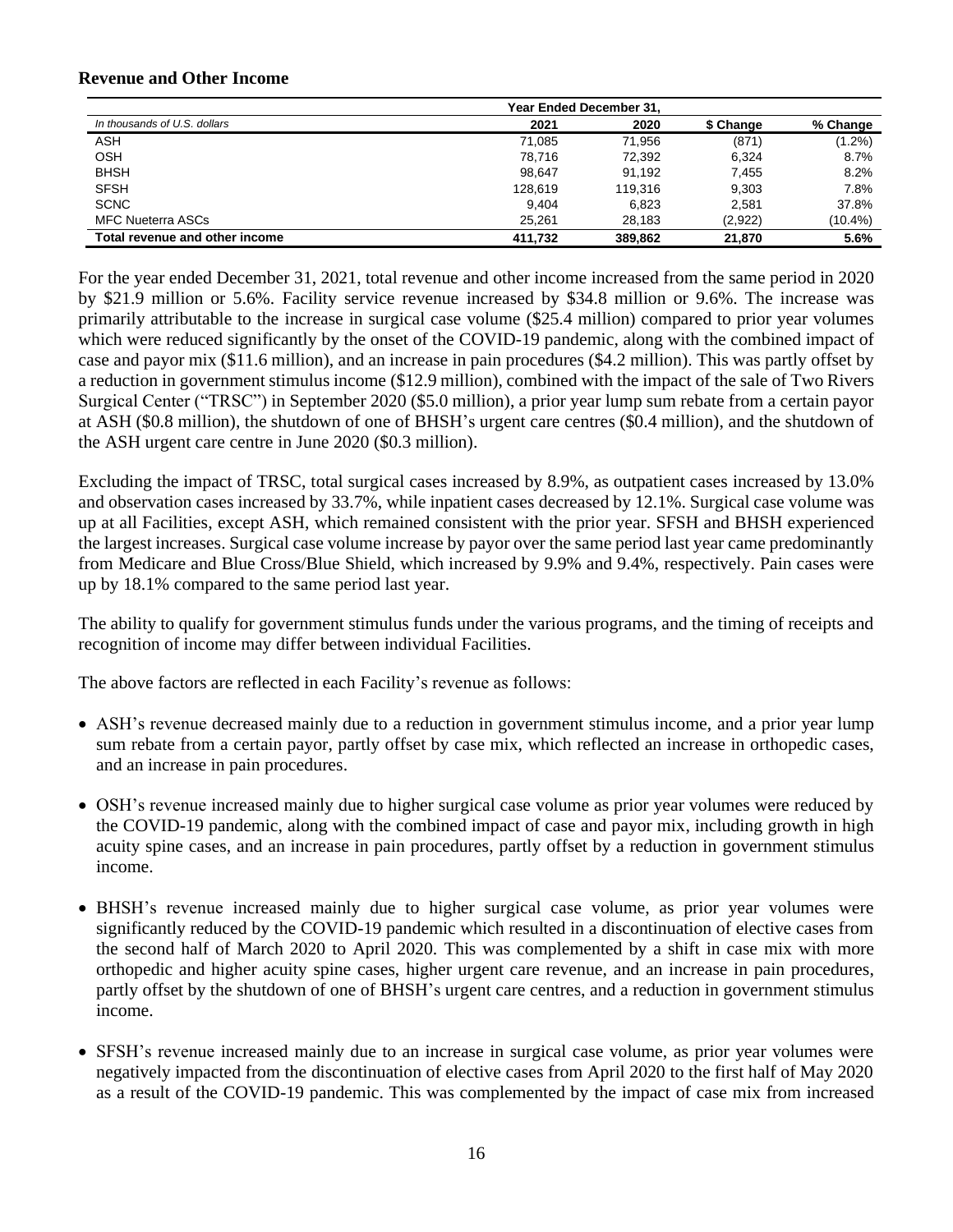## Revenue and Other Income

| *In thousands of U.S. dollars* | Year Ended December 31, 2021 | 2020 | $ Change | % Change |
|---|---|---|---|---|
| ASH | 71,085 | 71,956 | (871) | (1.2%) |
| OSH | 78,716 | 72,392 | 6,324 | 8.7% |
| BHSH | 98,647 | 91,192 | 7,455 | 8.2% |
| SFSH | 128,619 | 119,316 | 9,303 | 7.8% |
| SCNC | 9,404 | 6,823 | 2,581 | 37.8% |
| MFC Nueterra ASCs | 25,261 | 28,183 | (2,922) | (10.4%) |
| **Total revenue and other income** | **411,732** | **389,862** | **21,870** | **5.6%** |

For the year ended December 31, 2021, total revenue and other income increased from the same period in 2020 by $21.9 million or 5.6%. Facility service revenue increased by $34.8 million or 9.6%. The increase was primarily attributable to the increase in surgical case volume ($25.4 million) compared to prior year volumes which were reduced significantly by the onset of the COVID-19 pandemic, along with the combined impact of case and payor mix ($11.6 million), and an increase in pain procedures ($4.2 million). This was partly offset by a reduction in government stimulus income ($12.9 million), combined with the impact of the sale of Two Rivers Surgical Center ("TRSC") in September 2020 ($5.0 million), a prior year lump sum rebate from a certain payor at ASH ($0.8 million), the shutdown of one of BHSH's urgent care centres ($0.4 million), and the shutdown of the ASH urgent care centre in June 2020 ($0.3 million).

Excluding the impact of TRSC, total surgical cases increased by 8.9%, as outpatient cases increased by 13.0% and observation cases increased by 33.7%, while inpatient cases decreased by 12.1%. Surgical case volume was up at all Facilities, except ASH, which remained consistent with the prior year. SFSH and BHSH experienced the largest increases. Surgical case volume increase by payor over the same period last year came predominantly from Medicare and Blue Cross/Blue Shield, which increased by 9.9% and 9.4%, respectively. Pain cases were up by 18.1% compared to the same period last year.

The ability to qualify for government stimulus funds under the various programs, and the timing of receipts and recognition of income may differ between individual Facilities.

The above factors are reflected in each Facility's revenue as follows:

- ASH's revenue decreased mainly due to a reduction in government stimulus income, and a prior year lump sum rebate from a certain payor, partly offset by case mix, which reflected an increase in orthopedic cases, and an increase in pain procedures.
- OSH's revenue increased mainly due to higher surgical case volume as prior year volumes were reduced by the COVID-19 pandemic, along with the combined impact of case and payor mix, including growth in high acuity spine cases, and an increase in pain procedures, partly offset by a reduction in government stimulus income.
- BHSH's revenue increased mainly due to higher surgical case volume, as prior year volumes were significantly reduced by the COVID-19 pandemic which resulted in a discontinuation of elective cases from the second half of March 2020 to April 2020. This was complemented by a shift in case mix with more orthopedic and higher acuity spine cases, higher urgent care revenue, and an increase in pain procedures, partly offset by the shutdown of one of BHSH's urgent care centres, and a reduction in government stimulus income.
- SFSH's revenue increased mainly due to an increase in surgical case volume, as prior year volumes were negatively impacted from the discontinuation of elective cases from April 2020 to the first half of May 2020 as a result of the COVID-19 pandemic. This was complemented by the impact of case mix from increased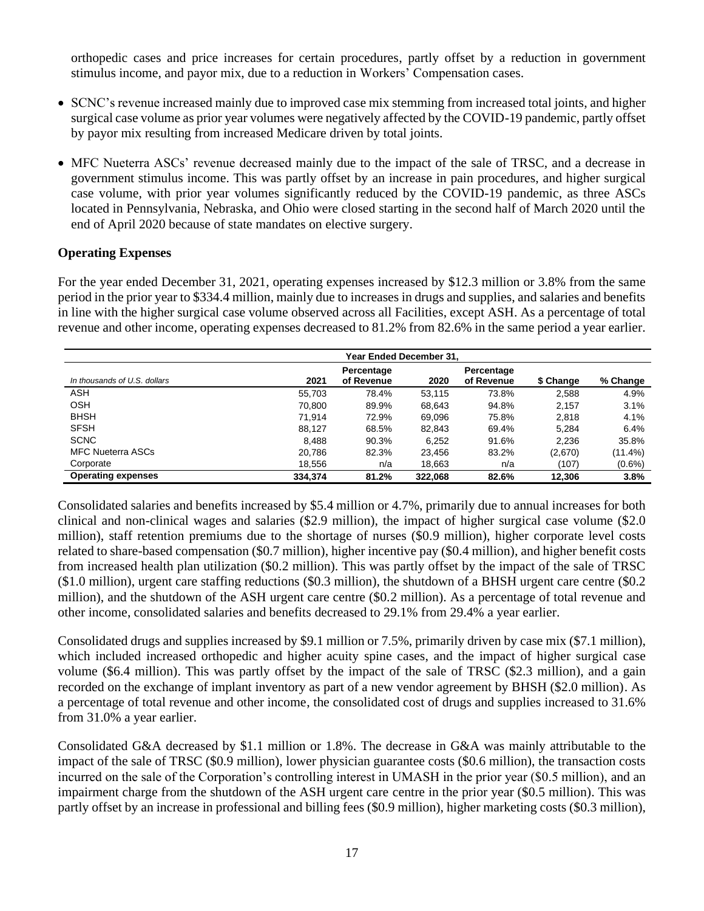orthopedic cases and price increases for certain procedures, partly offset by a reduction in government stimulus income, and payor mix, due to a reduction in Workers' Compensation cases.

- SCNC's revenue increased mainly due to improved case mix stemming from increased total joints, and higher surgical case volume as prior year volumes were negatively affected by the COVID-19 pandemic, partly offset by payor mix resulting from increased Medicare driven by total joints.
- MFC Nueterra ASCs' revenue decreased mainly due to the impact of the sale of TRSC, and a decrease in government stimulus income. This was partly offset by an increase in pain procedures, and higher surgical case volume, with prior year volumes significantly reduced by the COVID-19 pandemic, as three ASCs located in Pennsylvania, Nebraska, and Ohio were closed starting in the second half of March 2020 until the end of April 2020 because of state mandates on elective surgery.

### Operating Expenses

For the year ended December 31, 2021, operating expenses increased by $12.3 million or 3.8% from the same period in the prior year to $334.4 million, mainly due to increases in drugs and supplies, and salaries and benefits in line with the higher surgical case volume observed across all Facilities, except ASH. As a percentage of total revenue and other income, operating expenses decreased to 81.2% from 82.6% in the same period a year earlier.

| | Year Ended December 31, | | | | | |
|---|---|---|---|---|---|---|
| *In thousands of U.S. dollars* | 2021 | Percentage of Revenue | 2020 | Percentage of Revenue | $ Change | % Change |
| ASH | 55,703 | 78.4% | 53,115 | 73.8% | 2,588 | 4.9% |
| OSH | 70,800 | 89.9% | 68,643 | 94.8% | 2,157 | 3.1% |
| BHSH | 71,914 | 72.9% | 69,096 | 75.8% | 2,818 | 4.1% |
| SFSH | 88,127 | 68.5% | 82,843 | 69.4% | 5,284 | 6.4% |
| SCNC | 8,488 | 90.3% | 6,252 | 91.6% | 2,236 | 35.8% |
| MFC Nueterra ASCs | 20,786 | 82.3% | 23,456 | 83.2% | (2,670) | (11.4%) |
| Corporate | 18,556 | n/a | 18,663 | n/a | (107) | (0.6%) |
| **Operating expenses** | **334,374** | **81.2%** | **322,068** | **82.6%** | **12,306** | **3.8%** |

Consolidated salaries and benefits increased by $5.4 million or 4.7%, primarily due to annual increases for both clinical and non-clinical wages and salaries ($2.9 million), the impact of higher surgical case volume ($2.0 million), staff retention premiums due to the shortage of nurses ($0.9 million), higher corporate level costs related to share-based compensation ($0.7 million), higher incentive pay ($0.4 million), and higher benefit costs from increased health plan utilization ($0.2 million). This was partly offset by the impact of the sale of TRSC ($1.0 million), urgent care staffing reductions ($0.3 million), the shutdown of a BHSH urgent care centre ($0.2 million), and the shutdown of the ASH urgent care centre ($0.2 million). As a percentage of total revenue and other income, consolidated salaries and benefits decreased to 29.1% from 29.4% a year earlier.

Consolidated drugs and supplies increased by $9.1 million or 7.5%, primarily driven by case mix ($7.1 million), which included increased orthopedic and higher acuity spine cases, and the impact of higher surgical case volume ($6.4 million). This was partly offset by the impact of the sale of TRSC ($2.3 million), and a gain recorded on the exchange of implant inventory as part of a new vendor agreement by BHSH ($2.0 million). As a percentage of total revenue and other income, the consolidated cost of drugs and supplies increased to 31.6% from 31.0% a year earlier.

Consolidated G&A decreased by $1.1 million or 1.8%. The decrease in G&A was mainly attributable to the impact of the sale of TRSC ($0.9 million), lower physician guarantee costs ($0.6 million), the transaction costs incurred on the sale of the Corporation's controlling interest in UMASH in the prior year ($0.5 million), and an impairment charge from the shutdown of the ASH urgent care centre in the prior year ($0.5 million). This was partly offset by an increase in professional and billing fees ($0.9 million), higher marketing costs ($0.3 million),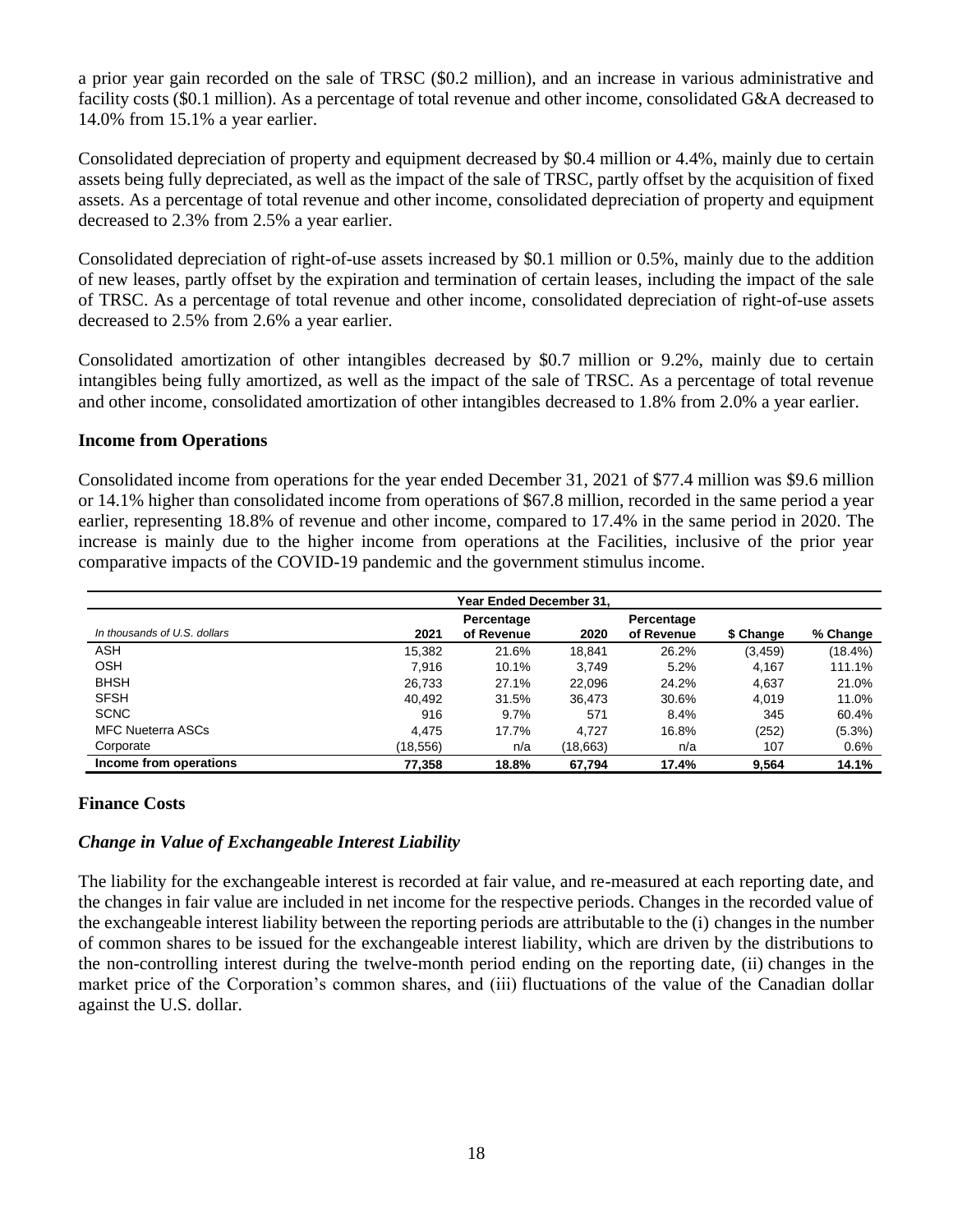a prior year gain recorded on the sale of TRSC ($0.2 million), and an increase in various administrative and facility costs ($0.1 million). As a percentage of total revenue and other income, consolidated G&A decreased to 14.0% from 15.1% a year earlier.

Consolidated depreciation of property and equipment decreased by $0.4 million or 4.4%, mainly due to certain assets being fully depreciated, as well as the impact of the sale of TRSC, partly offset by the acquisition of fixed assets. As a percentage of total revenue and other income, consolidated depreciation of property and equipment decreased to 2.3% from 2.5% a year earlier.

Consolidated depreciation of right-of-use assets increased by $0.1 million or 0.5%, mainly due to the addition of new leases, partly offset by the expiration and termination of certain leases, including the impact of the sale of TRSC. As a percentage of total revenue and other income, consolidated depreciation of right-of-use assets decreased to 2.5% from 2.6% a year earlier.

Consolidated amortization of other intangibles decreased by $0.7 million or 9.2%, mainly due to certain intangibles being fully amortized, as well as the impact of the sale of TRSC. As a percentage of total revenue and other income, consolidated amortization of other intangibles decreased to 1.8% from 2.0% a year earlier.

### Income from Operations

Consolidated income from operations for the year ended December 31, 2021 of $77.4 million was $9.6 million or 14.1% higher than consolidated income from operations of $67.8 million, recorded in the same period a year earlier, representing 18.8% of revenue and other income, compared to 17.4% in the same period in 2020. The increase is mainly due to the higher income from operations at the Facilities, inclusive of the prior year comparative impacts of the COVID-19 pandemic and the government stimulus income.

| | Year Ended December 31, | | | | | |
|---|---|---|---|---|---|---|
| *In thousands of U.S. dollars* | 2021 | Percentage of Revenue | 2020 | Percentage of Revenue | $ Change | % Change |
| ASH | 15,382 | 21.6% | 18,841 | 26.2% | (3,459) | (18.4%) |
| OSH | 7,916 | 10.1% | 3,749 | 5.2% | 4,167 | 111.1% |
| BHSH | 26,733 | 27.1% | 22,096 | 24.2% | 4,637 | 21.0% |
| SFSH | 40,492 | 31.5% | 36,473 | 30.6% | 4,019 | 11.0% |
| SCNC | 916 | 9.7% | 571 | 8.4% | 345 | 60.4% |
| MFC Nueterra ASCs | 4,475 | 17.7% | 4,727 | 16.8% | (252) | (5.3%) |
| Corporate | (18,556) | n/a | (18,663) | n/a | 107 | 0.6% |
| **Income from operations** | **77,358** | **18.8%** | **67,794** | **17.4%** | **9,564** | **14.1%** |

### Finance Costs

#### *Change in Value of Exchangeable Interest Liability*

The liability for the exchangeable interest is recorded at fair value, and re-measured at each reporting date, and the changes in fair value are included in net income for the respective periods. Changes in the recorded value of the exchangeable interest liability between the reporting periods are attributable to the (i) changes in the number of common shares to be issued for the exchangeable interest liability, which are driven by the distributions to the non-controlling interest during the twelve-month period ending on the reporting date, (ii) changes in the market price of the Corporation's common shares, and (iii) fluctuations of the value of the Canadian dollar against the U.S. dollar.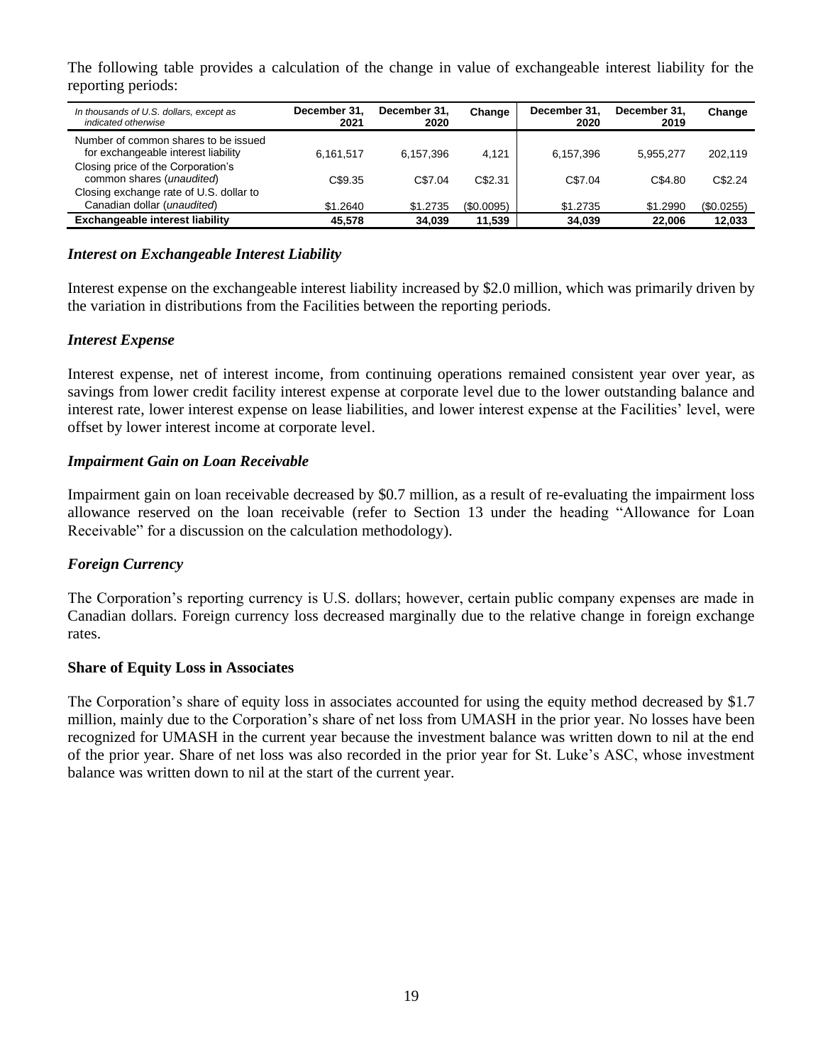The following table provides a calculation of the change in value of exchangeable interest liability for the reporting periods:

| *In thousands of U.S. dollars, except as indicated otherwise* | December 31, 2021 | December 31, 2020 | Change | December 31, 2020 | December 31, 2019 | Change |
|---|---|---|---|---|---|---|
| Number of common shares to be issued for exchangeable interest liability | 6,161,517 | 6,157,396 | 4,121 | 6,157,396 | 5,955,277 | 202,119 |
| Closing price of the Corporation's common shares (*unaudited*) | C$9.35 | C$7.04 | C$2.31 | C$7.04 | C$4.80 | C$2.24 |
| Closing exchange rate of U.S. dollar to Canadian dollar (*unaudited*) | $1.2640 | $1.2735 | ($0.0095) | $1.2735 | $1.2990 | ($0.0255) |
| **Exchangeable interest liability** | **45,578** | **34,039** | **11,539** | **34,039** | **22,006** | **12,033** |

### *Interest on Exchangeable Interest Liability*

Interest expense on the exchangeable interest liability increased by $2.0 million, which was primarily driven by the variation in distributions from the Facilities between the reporting periods.

### *Interest Expense*

Interest expense, net of interest income, from continuing operations remained consistent year over year, as savings from lower credit facility interest expense at corporate level due to the lower outstanding balance and interest rate, lower interest expense on lease liabilities, and lower interest expense at the Facilities' level, were offset by lower interest income at corporate level.

### *Impairment Gain on Loan Receivable*

Impairment gain on loan receivable decreased by $0.7 million, as a result of re-evaluating the impairment loss allowance reserved on the loan receivable (refer to Section 13 under the heading "Allowance for Loan Receivable" for a discussion on the calculation methodology).

### *Foreign Currency*

The Corporation's reporting currency is U.S. dollars; however, certain public company expenses are made in Canadian dollars. Foreign currency loss decreased marginally due to the relative change in foreign exchange rates.

### Share of Equity Loss in Associates

The Corporation's share of equity loss in associates accounted for using the equity method decreased by $1.7 million, mainly due to the Corporation's share of net loss from UMASH in the prior year. No losses have been recognized for UMASH in the current year because the investment balance was written down to nil at the end of the prior year. Share of net loss was also recorded in the prior year for St. Luke's ASC, whose investment balance was written down to nil at the start of the current year.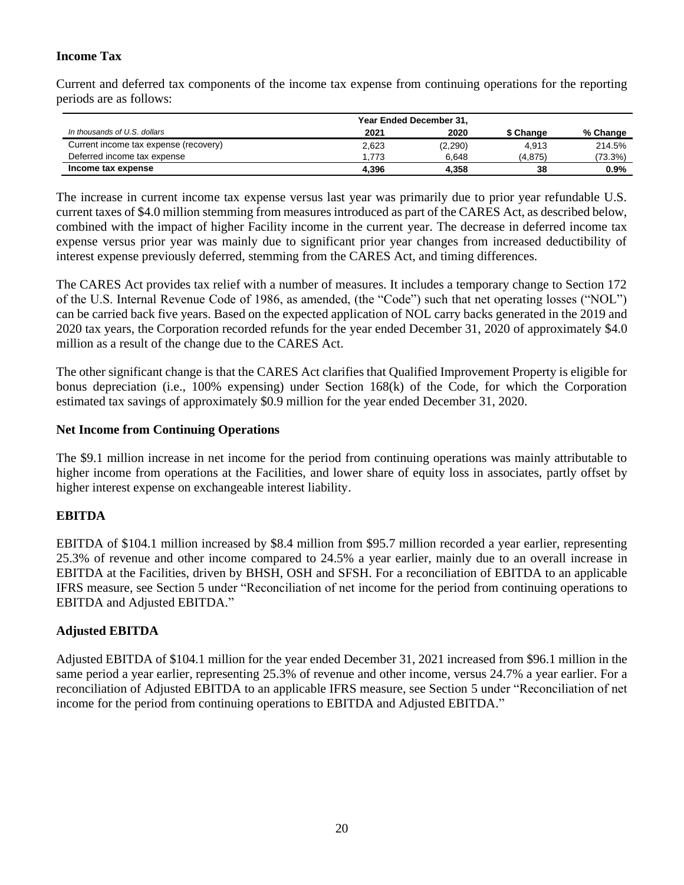## Income Tax

Current and deferred tax components of the income tax expense from continuing operations for the reporting periods are as follows:

| *In thousands of U.S. dollars* | Year Ended December 31, 2021 | 2020 | $ Change | % Change |
|---|---|---|---|---|
| Current income tax expense (recovery) | 2,623 | (2,290) | 4,913 | 214.5% |
| Deferred income tax expense | 1,773 | 6,648 | (4,875) | (73.3%) |
| **Income tax expense** | **4,396** | **4,358** | **38** | **0.9%** |

The increase in current income tax expense versus last year was primarily due to prior year refundable U.S. current taxes of $4.0 million stemming from measures introduced as part of the CARES Act, as described below, combined with the impact of higher Facility income in the current year. The decrease in deferred income tax expense versus prior year was mainly due to significant prior year changes from increased deductibility of interest expense previously deferred, stemming from the CARES Act, and timing differences.

The CARES Act provides tax relief with a number of measures. It includes a temporary change to Section 172 of the U.S. Internal Revenue Code of 1986, as amended, (the "Code") such that net operating losses ("NOL") can be carried back five years. Based on the expected application of NOL carry backs generated in the 2019 and 2020 tax years, the Corporation recorded refunds for the year ended December 31, 2020 of approximately $4.0 million as a result of the change due to the CARES Act.

The other significant change is that the CARES Act clarifies that Qualified Improvement Property is eligible for bonus depreciation (i.e., 100% expensing) under Section 168(k) of the Code, for which the Corporation estimated tax savings of approximately $0.9 million for the year ended December 31, 2020.

## Net Income from Continuing Operations

The $9.1 million increase in net income for the period from continuing operations was mainly attributable to higher income from operations at the Facilities, and lower share of equity loss in associates, partly offset by higher interest expense on exchangeable interest liability.

## EBITDA

EBITDA of $104.1 million increased by $8.4 million from $95.7 million recorded a year earlier, representing 25.3% of revenue and other income compared to 24.5% a year earlier, mainly due to an overall increase in EBITDA at the Facilities, driven by BHSH, OSH and SFSH. For a reconciliation of EBITDA to an applicable IFRS measure, see Section 5 under "Reconciliation of net income for the period from continuing operations to EBITDA and Adjusted EBITDA."

## Adjusted EBITDA

Adjusted EBITDA of $104.1 million for the year ended December 31, 2021 increased from $96.1 million in the same period a year earlier, representing 25.3% of revenue and other income, versus 24.7% a year earlier. For a reconciliation of Adjusted EBITDA to an applicable IFRS measure, see Section 5 under "Reconciliation of net income for the period from continuing operations to EBITDA and Adjusted EBITDA."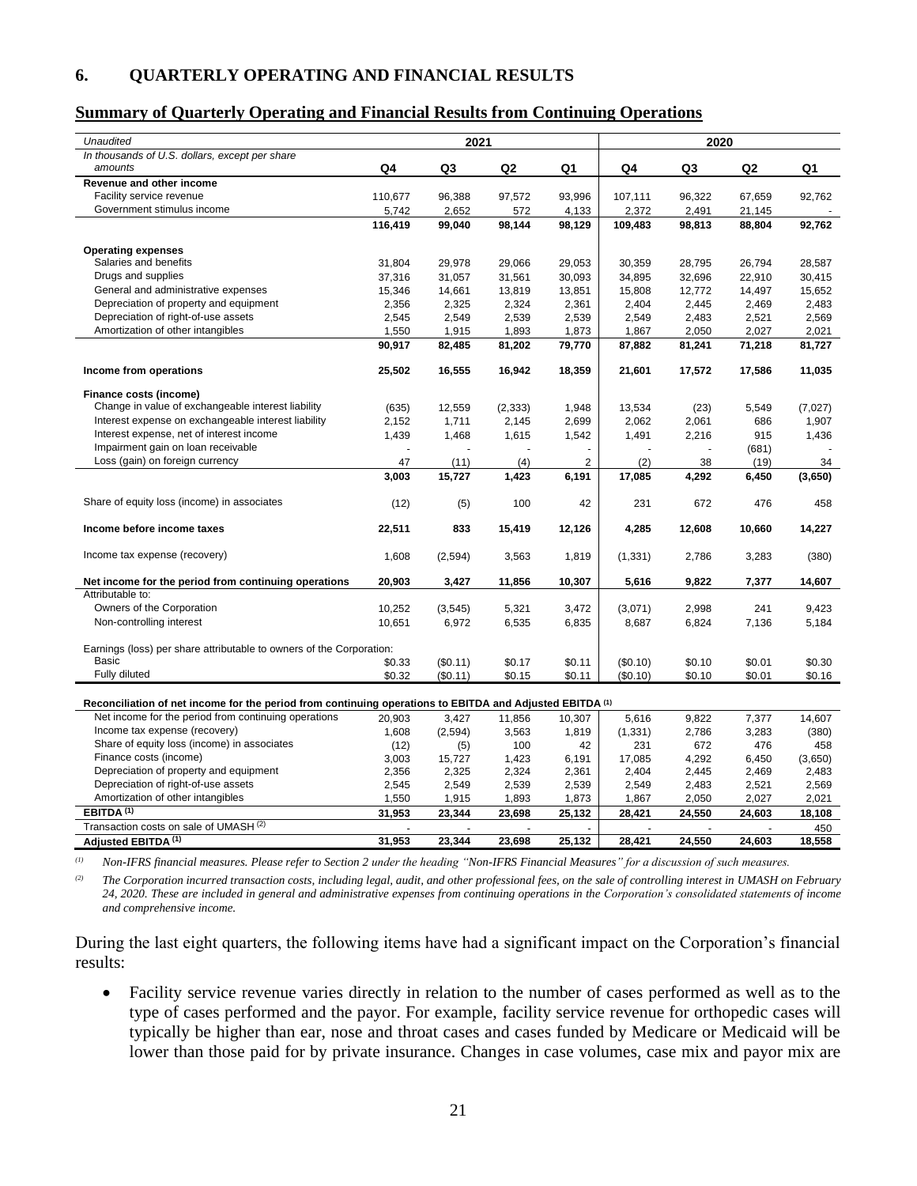## 6. QUARTERLY OPERATING AND FINANCIAL RESULTS

### Summary of Quarterly Operating and Financial Results from Continuing Operations

| *Unaudited* | 2021 | | | | 2020 | | | |
|---|---|---|---|---|---|---|---|---|
| *In thousands of U.S. dollars, except per share amounts* | **Q4** | **Q3** | **Q2** | **Q1** | **Q4** | **Q3** | **Q2** | **Q1** |
| **Revenue and other income** | | | | | | | | |
| Facility service revenue | 110,677 | 96,388 | 97,572 | 93,996 | 107,111 | 96,322 | 67,659 | 92,762 |
| Government stimulus income | 5,742 | 2,652 | 572 | 4,133 | 2,372 | 2,491 | 21,145 | - |
| | **116,419** | **99,040** | **98,144** | **98,129** | **109,483** | **98,813** | **88,804** | **92,762** |
| **Operating expenses** | | | | | | | | |
| Salaries and benefits | 31,804 | 29,978 | 29,066 | 29,053 | 30,359 | 28,795 | 26,794 | 28,587 |
| Drugs and supplies | 37,316 | 31,057 | 31,561 | 30,093 | 34,895 | 32,696 | 22,910 | 30,415 |
| General and administrative expenses | 15,346 | 14,661 | 13,819 | 13,851 | 15,808 | 12,772 | 14,497 | 15,652 |
| Depreciation of property and equipment | 2,356 | 2,325 | 2,324 | 2,361 | 2,404 | 2,445 | 2,469 | 2,483 |
| Depreciation of right-of-use assets | 2,545 | 2,549 | 2,539 | 2,539 | 2,549 | 2,483 | 2,521 | 2,569 |
| Amortization of other intangibles | 1,550 | 1,915 | 1,893 | 1,873 | 1,867 | 2,050 | 2,027 | 2,021 |
| | **90,917** | **82,485** | **81,202** | **79,770** | **87,882** | **81,241** | **71,218** | **81,727** |
| **Income from operations** | **25,502** | **16,555** | **16,942** | **18,359** | **21,601** | **17,572** | **17,586** | **11,035** |
| **Finance costs (income)** | | | | | | | | |
| Change in value of exchangeable interest liability | (635) | 12,559 | (2,333) | 1,948 | 13,534 | (23) | 5,549 | (7,027) |
| Interest expense on exchangeable interest liability | 2,152 | 1,711 | 2,145 | 2,699 | 2,062 | 2,061 | 686 | 1,907 |
| Interest expense, net of interest income | 1,439 | 1,468 | 1,615 | 1,542 | 1,491 | 2,216 | 915 | 1,436 |
| Impairment gain on loan receivable | - | - | - | - | - | - | (681) | - |
| Loss (gain) on foreign currency | 47 | (11) | (4) | 2 | (2) | 38 | (19) | 34 |
| | **3,003** | **15,727** | **1,423** | **6,191** | **17,085** | **4,292** | **6,450** | **(3,650)** |
| Share of equity loss (income) in associates | (12) | (5) | 100 | 42 | 231 | 672 | 476 | 458 |
| **Income before income taxes** | **22,511** | **833** | **15,419** | **12,126** | **4,285** | **12,608** | **10,660** | **14,227** |
| Income tax expense (recovery) | 1,608 | (2,594) | 3,563 | 1,819 | (1,331) | 2,786 | 3,283 | (380) |
| **Net income for the period from continuing operations** | **20,903** | **3,427** | **11,856** | **10,307** | **5,616** | **9,822** | **7,377** | **14,607** |
| Attributable to: | | | | | | | | |
| Owners of the Corporation | 10,252 | (3,545) | 5,321 | 3,472 | (3,071) | 2,998 | 241 | 9,423 |
| Non-controlling interest | 10,651 | 6,972 | 6,535 | 6,835 | 8,687 | 6,824 | 7,136 | 5,184 |
| Earnings (loss) per share attributable to owners of the Corporation: | | | | | | | | |
| Basic | $0.33 | ($0.11) | $0.17 | $0.11 | ($0.10) | $0.10 | $0.01 | $0.30 |
| Fully diluted | $0.32 | ($0.11) | $0.15 | $0.11 | ($0.10) | $0.10 | $0.01 | $0.16 |
| **Reconciliation of net income for the period from continuing operations to EBITDA and Adjusted EBITDA (1)** | | | | | | | | |
| Net income for the period from continuing operations | 20,903 | 3,427 | 11,856 | 10,307 | 5,616 | 9,822 | 7,377 | 14,607 |
| Income tax expense (recovery) | 1,608 | (2,594) | 3,563 | 1,819 | (1,331) | 2,786 | 3,283 | (380) |
| Share of equity loss (income) in associates | (12) | (5) | 100 | 42 | 231 | 672 | 476 | 458 |
| Finance costs (income) | 3,003 | 15,727 | 1,423 | 6,191 | 17,085 | 4,292 | 6,450 | (3,650) |
| Depreciation of property and equipment | 2,356 | 2,325 | 2,324 | 2,361 | 2,404 | 2,445 | 2,469 | 2,483 |
| Depreciation of right-of-use assets | 2,545 | 2,549 | 2,539 | 2,539 | 2,549 | 2,483 | 2,521 | 2,569 |
| Amortization of other intangibles | 1,550 | 1,915 | 1,893 | 1,873 | 1,867 | 2,050 | 2,027 | 2,021 |
| **EBITDA (1)** | **31,953** | **23,344** | **23,698** | **25,132** | **28,421** | **24,550** | **24,603** | **18,108** |
| Transaction costs on sale of UMASH (2) | - | - | - | - | - | - | - | 450 |
| **Adjusted EBITDA (1)** | **31,953** | **23,344** | **23,698** | **25,132** | **28,421** | **24,550** | **24,603** | **18,558** |

*(1) Non-IFRS financial measures. Please refer to Section 2 under the heading "Non-IFRS Financial Measures" for a discussion of such measures.*

*(2) The Corporation incurred transaction costs, including legal, audit, and other professional fees, on the sale of controlling interest in UMASH on February 24, 2020. These are included in general and administrative expenses from continuing operations in the Corporation's consolidated statements of income and comprehensive income.*

During the last eight quarters, the following items have had a significant impact on the Corporation's financial results:

- Facility service revenue varies directly in relation to the number of cases performed as well as to the type of cases performed and the payor. For example, facility service revenue for orthopedic cases will typically be higher than ear, nose and throat cases and cases funded by Medicare or Medicaid will be lower than those paid for by private insurance. Changes in case volumes, case mix and payor mix are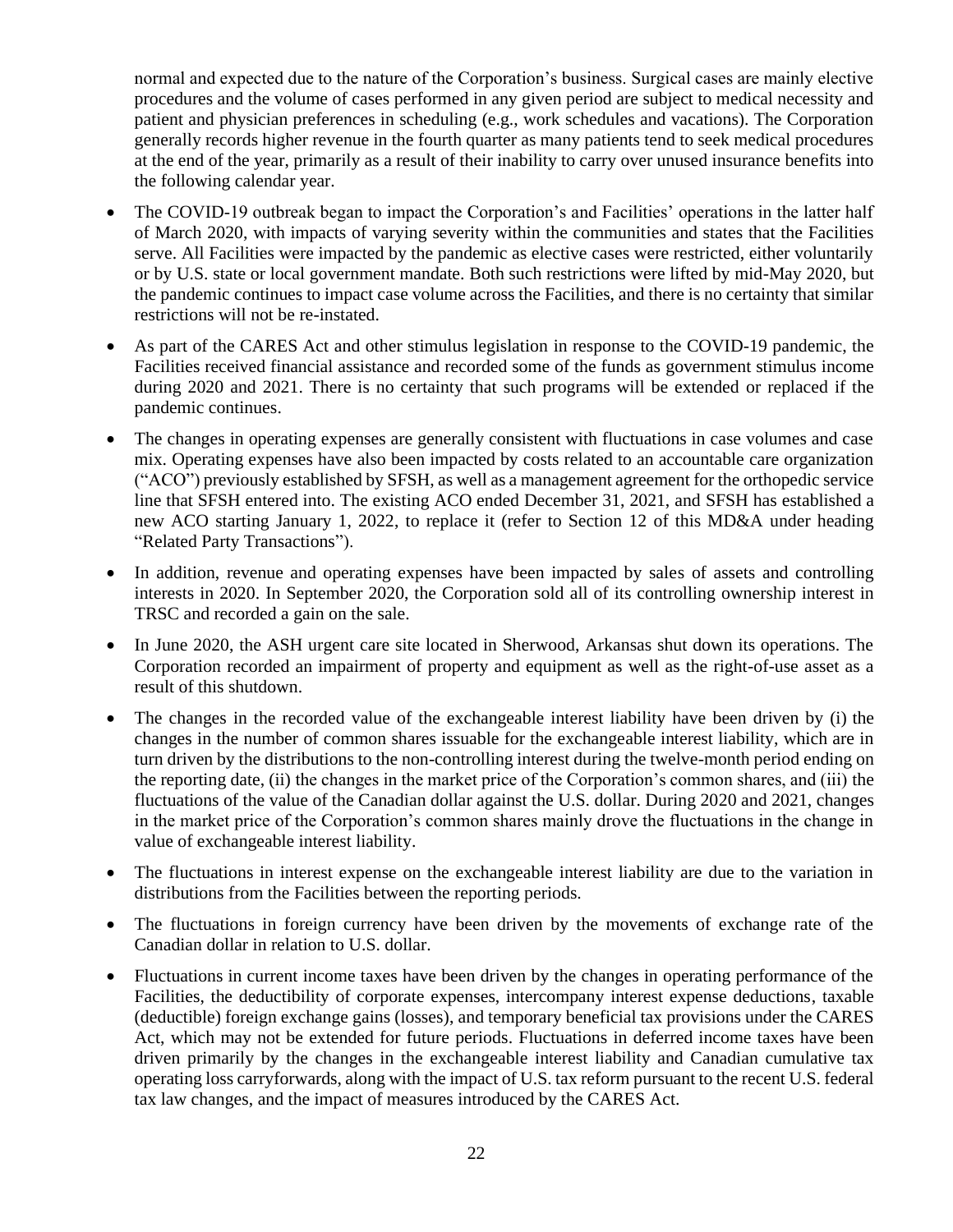normal and expected due to the nature of the Corporation's business. Surgical cases are mainly elective procedures and the volume of cases performed in any given period are subject to medical necessity and patient and physician preferences in scheduling (e.g., work schedules and vacations). The Corporation generally records higher revenue in the fourth quarter as many patients tend to seek medical procedures at the end of the year, primarily as a result of their inability to carry over unused insurance benefits into the following calendar year.

- The COVID-19 outbreak began to impact the Corporation's and Facilities' operations in the latter half of March 2020, with impacts of varying severity within the communities and states that the Facilities serve. All Facilities were impacted by the pandemic as elective cases were restricted, either voluntarily or by U.S. state or local government mandate. Both such restrictions were lifted by mid-May 2020, but the pandemic continues to impact case volume across the Facilities, and there is no certainty that similar restrictions will not be re-instated.
- As part of the CARES Act and other stimulus legislation in response to the COVID-19 pandemic, the Facilities received financial assistance and recorded some of the funds as government stimulus income during 2020 and 2021. There is no certainty that such programs will be extended or replaced if the pandemic continues.
- The changes in operating expenses are generally consistent with fluctuations in case volumes and case mix. Operating expenses have also been impacted by costs related to an accountable care organization ("ACO") previously established by SFSH, as well as a management agreement for the orthopedic service line that SFSH entered into. The existing ACO ended December 31, 2021, and SFSH has established a new ACO starting January 1, 2022, to replace it (refer to Section 12 of this MD&A under heading "Related Party Transactions").
- In addition, revenue and operating expenses have been impacted by sales of assets and controlling interests in 2020. In September 2020, the Corporation sold all of its controlling ownership interest in TRSC and recorded a gain on the sale.
- In June 2020, the ASH urgent care site located in Sherwood, Arkansas shut down its operations. The Corporation recorded an impairment of property and equipment as well as the right-of-use asset as a result of this shutdown.
- The changes in the recorded value of the exchangeable interest liability have been driven by (i) the changes in the number of common shares issuable for the exchangeable interest liability, which are in turn driven by the distributions to the non-controlling interest during the twelve-month period ending on the reporting date, (ii) the changes in the market price of the Corporation's common shares, and (iii) the fluctuations of the value of the Canadian dollar against the U.S. dollar. During 2020 and 2021, changes in the market price of the Corporation's common shares mainly drove the fluctuations in the change in value of exchangeable interest liability.
- The fluctuations in interest expense on the exchangeable interest liability are due to the variation in distributions from the Facilities between the reporting periods.
- The fluctuations in foreign currency have been driven by the movements of exchange rate of the Canadian dollar in relation to U.S. dollar.
- Fluctuations in current income taxes have been driven by the changes in operating performance of the Facilities, the deductibility of corporate expenses, intercompany interest expense deductions, taxable (deductible) foreign exchange gains (losses), and temporary beneficial tax provisions under the CARES Act, which may not be extended for future periods. Fluctuations in deferred income taxes have been driven primarily by the changes in the exchangeable interest liability and Canadian cumulative tax operating loss carryforwards, along with the impact of U.S. tax reform pursuant to the recent U.S. federal tax law changes, and the impact of measures introduced by the CARES Act.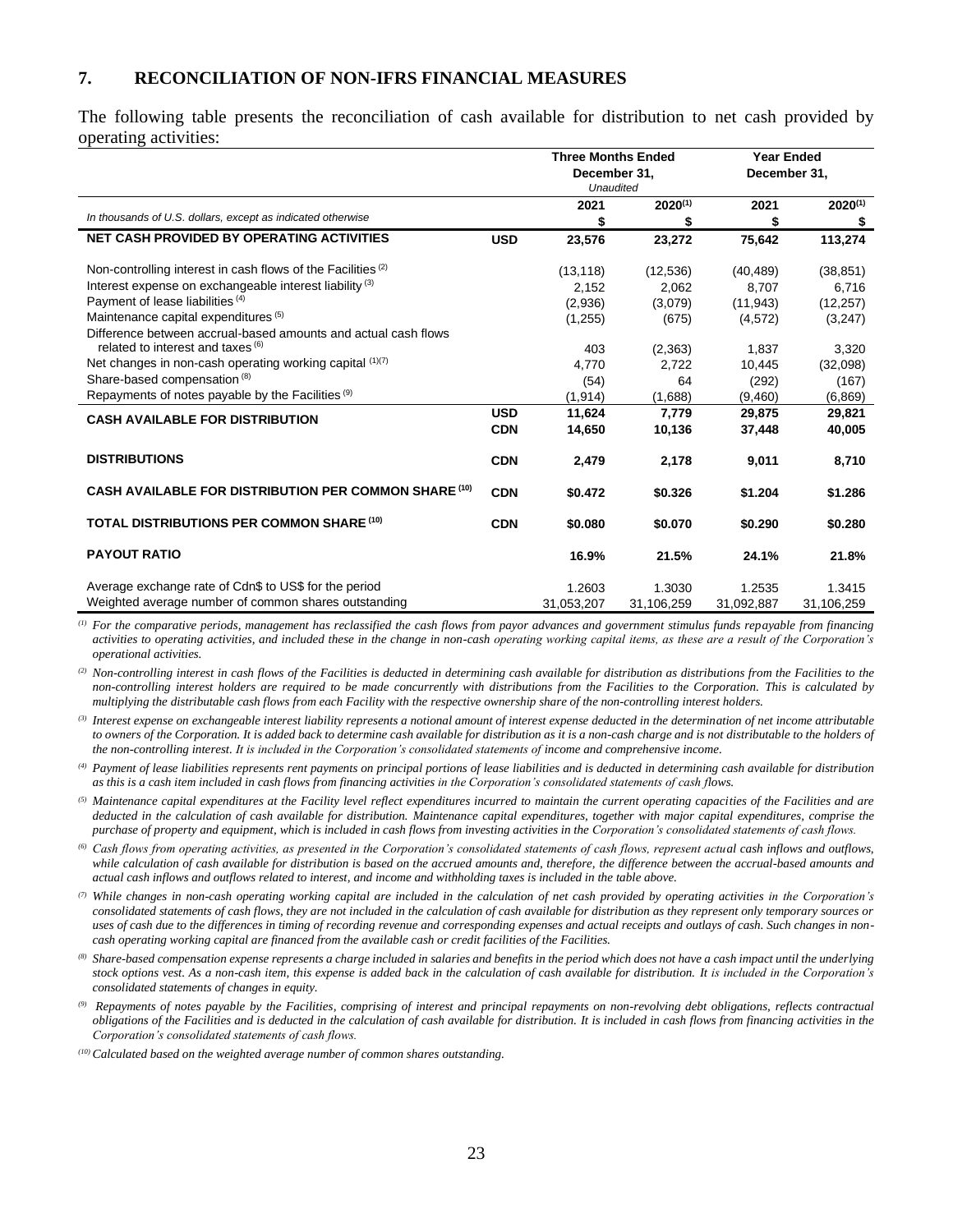## 7. RECONCILIATION OF NON-IFRS FINANCIAL MEASURES

The following table presents the reconciliation of cash available for distribution to net cash provided by operating activities:

| | | Three Months Ended December 31, *Unaudited* | | Year Ended December 31, | |
|---|---|---|---|---|---|
| *In thousands of U.S. dollars, except as indicated otherwise* | | 2021 $ | 2020[(1)] $ | 2021 $ | 2020[(1)] $ |
| **NET CASH PROVIDED BY OPERATING ACTIVITIES** | **USD** | **23,576** | **23,272** | **75,642** | **113,274** |
| Non-controlling interest in cash flows of the Facilities [(2)] | | (13,118) | (12,536) | (40,489) | (38,851) |
| Interest expense on exchangeable interest liability [(3)] | | 2,152 | 2,062 | 8,707 | 6,716 |
| Payment of lease liabilities [(4)] | | (2,936) | (3,079) | (11,943) | (12,257) |
| Maintenance capital expenditures [(5)] | | (1,255) | (675) | (4,572) | (3,247) |
| Difference between accrual-based amounts and actual cash flows related to interest and taxes [(6)] | | 403 | (2,363) | 1,837 | 3,320 |
| Net changes in non-cash operating working capital [(1)(7)] | | 4,770 | 2,722 | 10,445 | (32,098) |
| Share-based compensation [(8)] | | (54) | 64 | (292) | (167) |
| Repayments of notes payable by the Facilities [(9)] | | (1,914) | (1,688) | (9,460) | (6,869) |
| **CASH AVAILABLE FOR DISTRIBUTION** | **USD** | **11,624** | **7,779** | **29,875** | **29,821** |
| | **CDN** | **14,650** | **10,136** | **37,448** | **40,005** |
| **DISTRIBUTIONS** | **CDN** | **2,479** | **2,178** | **9,011** | **8,710** |
| **CASH AVAILABLE FOR DISTRIBUTION PER COMMON SHARE [(10)]** | **CDN** | **$0.472** | **$0.326** | **$1.204** | **$1.286** |
| **TOTAL DISTRIBUTIONS PER COMMON SHARE [(10)]** | **CDN** | **$0.080** | **$0.070** | **$0.290** | **$0.280** |
| **PAYOUT RATIO** | | **16.9%** | **21.5%** | **24.1%** | **21.8%** |
| Average exchange rate of Cdn$ to US$ for the period | | 1.2603 | 1.3030 | 1.2535 | 1.3415 |
| Weighted average number of common shares outstanding | | 31,053,207 | 31,106,259 | 31,092,887 | 31,106,259 |

*(1) For the comparative periods, management has reclassified the cash flows from payor advances and government stimulus funds repayable from financing activities to operating activities, and included these in the change in non-cash operating working capital items, as these are a result of the Corporation's operational activities.*

*(2) Non-controlling interest in cash flows of the Facilities is deducted in determining cash available for distribution as distributions from the Facilities to the non-controlling interest holders are required to be made concurrently with distributions from the Facilities to the Corporation. This is calculated by multiplying the distributable cash flows from each Facility with the respective ownership share of the non-controlling interest holders.*

*(3) Interest expense on exchangeable interest liability represents a notional amount of interest expense deducted in the determination of net income attributable to owners of the Corporation. It is added back to determine cash available for distribution as it is a non-cash charge and is not distributable to the holders of the non-controlling interest. It is included in the Corporation's consolidated statements of income and comprehensive income.*

*(4) Payment of lease liabilities represents rent payments on principal portions of lease liabilities and is deducted in determining cash available for distribution as this is a cash item included in cash flows from financing activities in the Corporation's consolidated statements of cash flows.*

*(5) Maintenance capital expenditures at the Facility level reflect expenditures incurred to maintain the current operating capacities of the Facilities and are deducted in the calculation of cash available for distribution. Maintenance capital expenditures, together with major capital expenditures, comprise the purchase of property and equipment, which is included in cash flows from investing activities in the Corporation's consolidated statements of cash flows.*

*(6) Cash flows from operating activities, as presented in the Corporation's consolidated statements of cash flows, represent actual cash inflows and outflows, while calculation of cash available for distribution is based on the accrued amounts and, therefore, the difference between the accrual-based amounts and actual cash inflows and outflows related to interest, and income and withholding taxes is included in the table above.*

*(7) While changes in non-cash operating working capital are included in the calculation of net cash provided by operating activities in the Corporation's consolidated statements of cash flows, they are not included in the calculation of cash available for distribution as they represent only temporary sources or uses of cash due to the differences in timing of recording revenue and corresponding expenses and actual receipts and outlays of cash. Such changes in non-cash operating working capital are financed from the available cash or credit facilities of the Facilities.*

*(8) Share-based compensation expense represents a charge included in salaries and benefits in the period which does not have a cash impact until the underlying stock options vest. As a non-cash item, this expense is added back in the calculation of cash available for distribution. It is included in the Corporation's consolidated statements of changes in equity.*

*(9) Repayments of notes payable by the Facilities, comprising of interest and principal repayments on non-revolving debt obligations, reflects contractual obligations of the Facilities and is deducted in the calculation of cash available for distribution. It is included in cash flows from financing activities in the Corporation's consolidated statements of cash flows.*

*(10) Calculated based on the weighted average number of common shares outstanding.*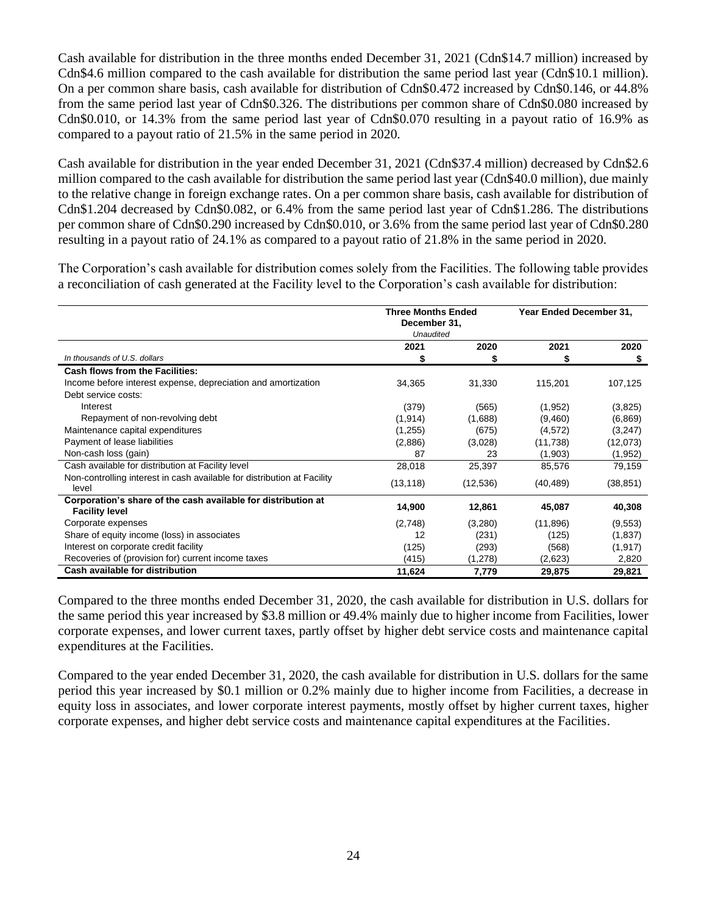Cash available for distribution in the three months ended December 31, 2021 (Cdn$14.7 million) increased by Cdn$4.6 million compared to the cash available for distribution the same period last year (Cdn$10.1 million). On a per common share basis, cash available for distribution of Cdn$0.472 increased by Cdn$0.146, or 44.8% from the same period last year of Cdn$0.326. The distributions per common share of Cdn$0.080 increased by Cdn$0.010, or 14.3% from the same period last year of Cdn$0.070 resulting in a payout ratio of 16.9% as compared to a payout ratio of 21.5% in the same period in 2020.

Cash available for distribution in the year ended December 31, 2021 (Cdn$37.4 million) decreased by Cdn$2.6 million compared to the cash available for distribution the same period last year (Cdn$40.0 million), due mainly to the relative change in foreign exchange rates. On a per common share basis, cash available for distribution of Cdn$1.204 decreased by Cdn$0.082, or 6.4% from the same period last year of Cdn$1.286. The distributions per common share of Cdn$0.290 increased by Cdn$0.010, or 3.6% from the same period last year of Cdn$0.280 resulting in a payout ratio of 24.1% as compared to a payout ratio of 21.8% in the same period in 2020.

The Corporation's cash available for distribution comes solely from the Facilities. The following table provides a reconciliation of cash generated at the Facility level to the Corporation's cash available for distribution:

| | Three Months Ended December 31, *Unaudited* | | Year Ended December 31, | |
|---|---|---|---|---|
| | 2021 | 2020 | 2021 | 2020 |
| *In thousands of U.S. dollars* | $ | $ | $ | $ |
| **Cash flows from the Facilities:** | | | | |
| Income before interest expense, depreciation and amortization | 34,365 | 31,330 | 115,201 | 107,125 |
| Debt service costs: | | | | |
| Interest | (379) | (565) | (1,952) | (3,825) |
| Repayment of non-revolving debt | (1,914) | (1,688) | (9,460) | (6,869) |
| Maintenance capital expenditures | (1,255) | (675) | (4,572) | (3,247) |
| Payment of lease liabilities | (2,886) | (3,028) | (11,738) | (12,073) |
| Non-cash loss (gain) | 87 | 23 | (1,903) | (1,952) |
| Cash available for distribution at Facility level | 28,018 | 25,397 | 85,576 | 79,159 |
| Non-controlling interest in cash available for distribution at Facility level | (13,118) | (12,536) | (40,489) | (38,851) |
| **Corporation's share of the cash available for distribution at Facility level** | **14,900** | **12,861** | **45,087** | **40,308** |
| Corporate expenses | (2,748) | (3,280) | (11,896) | (9,553) |
| Share of equity income (loss) in associates | 12 | (231) | (125) | (1,837) |
| Interest on corporate credit facility | (125) | (293) | (568) | (1,917) |
| Recoveries of (provision for) current income taxes | (415) | (1,278) | (2,623) | 2,820 |
| **Cash available for distribution** | **11,624** | **7,779** | **29,875** | **29,821** |

Compared to the three months ended December 31, 2020, the cash available for distribution in U.S. dollars for the same period this year increased by $3.8 million or 49.4% mainly due to higher income from Facilities, lower corporate expenses, and lower current taxes, partly offset by higher debt service costs and maintenance capital expenditures at the Facilities.

Compared to the year ended December 31, 2020, the cash available for distribution in U.S. dollars for the same period this year increased by $0.1 million or 0.2% mainly due to higher income from Facilities, a decrease in equity loss in associates, and lower corporate interest payments, mostly offset by higher current taxes, higher corporate expenses, and higher debt service costs and maintenance capital expenditures at the Facilities.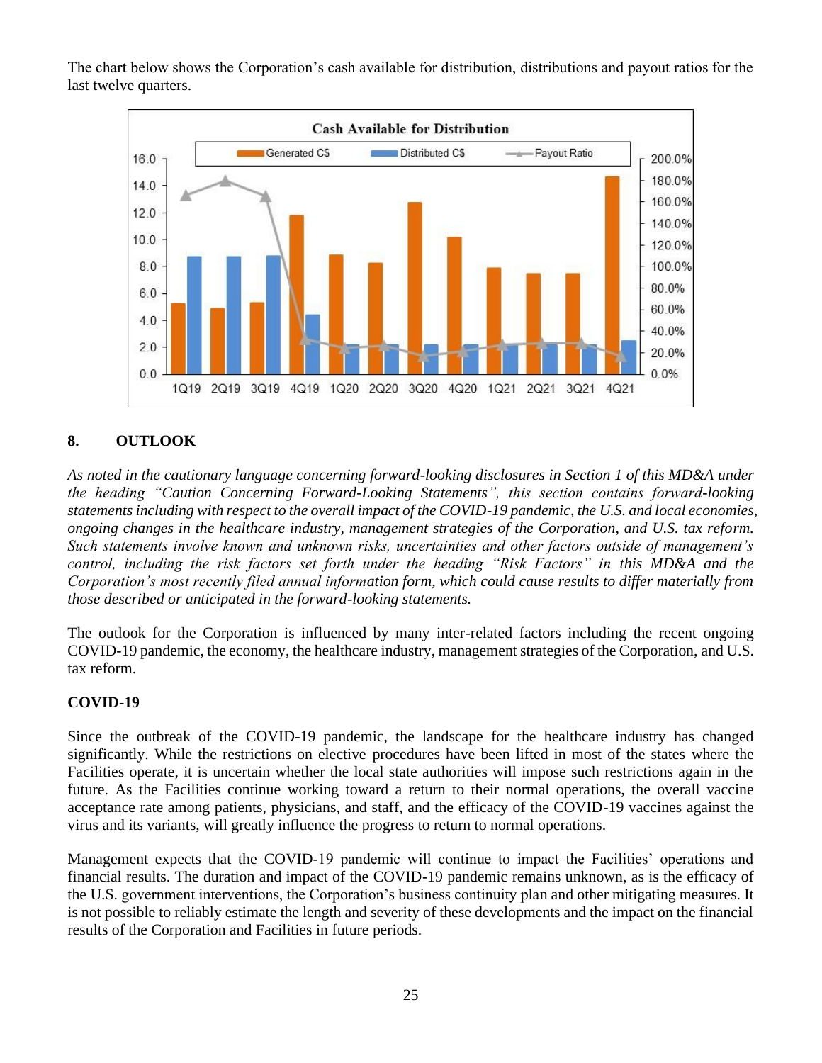The chart below shows the Corporation's cash available for distribution, distributions and payout ratios for the last twelve quarters.

## 8. OUTLOOK

*As noted in the cautionary language concerning forward-looking disclosures in Section 1 of this MD&A under the heading "Caution Concerning Forward-Looking Statements", this section contains forward-looking statements including with respect to the overall impact of the COVID-19 pandemic, the U.S. and local economies, ongoing changes in the healthcare industry, management strategies of the Corporation, and U.S. tax reform. Such statements involve known and unknown risks, uncertainties and other factors outside of management's control, including the risk factors set forth under the heading "Risk Factors" in this MD&A and the Corporation's most recently filed annual information form, which could cause results to differ materially from those described or anticipated in the forward-looking statements.*

The outlook for the Corporation is influenced by many inter-related factors including the recent ongoing COVID-19 pandemic, the economy, the healthcare industry, management strategies of the Corporation, and U.S. tax reform.

### COVID-19

Since the outbreak of the COVID-19 pandemic, the landscape for the healthcare industry has changed significantly. While the restrictions on elective procedures have been lifted in most of the states where the Facilities operate, it is uncertain whether the local state authorities will impose such restrictions again in the future. As the Facilities continue working toward a return to their normal operations, the overall vaccine acceptance rate among patients, physicians, and staff, and the efficacy of the COVID-19 vaccines against the virus and its variants, will greatly influence the progress to return to normal operations.

Management expects that the COVID-19 pandemic will continue to impact the Facilities' operations and financial results. The duration and impact of the COVID-19 pandemic remains unknown, as is the efficacy of the U.S. government interventions, the Corporation's business continuity plan and other mitigating measures. It is not possible to reliably estimate the length and severity of these developments and the impact on the financial results of the Corporation and Facilities in future periods.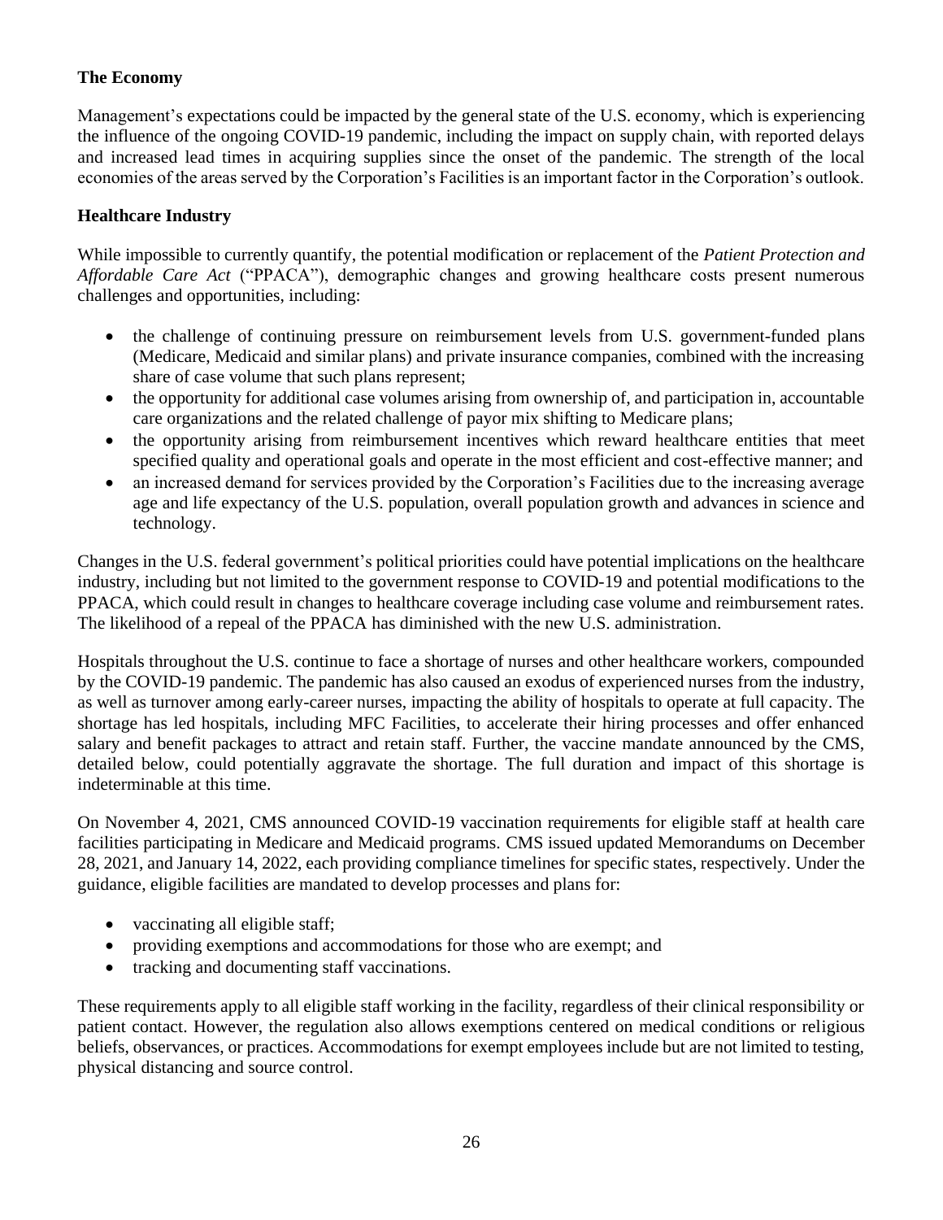**The Economy**

Management's expectations could be impacted by the general state of the U.S. economy, which is experiencing the influence of the ongoing COVID-19 pandemic, including the impact on supply chain, with reported delays and increased lead times in acquiring supplies since the onset of the pandemic. The strength of the local economies of the areas served by the Corporation's Facilities is an important factor in the Corporation's outlook.

**Healthcare Industry**

While impossible to currently quantify, the potential modification or replacement of the *Patient Protection and Affordable Care Act* ("PPACA"), demographic changes and growing healthcare costs present numerous challenges and opportunities, including:

- the challenge of continuing pressure on reimbursement levels from U.S. government-funded plans (Medicare, Medicaid and similar plans) and private insurance companies, combined with the increasing share of case volume that such plans represent;
- the opportunity for additional case volumes arising from ownership of, and participation in, accountable care organizations and the related challenge of payor mix shifting to Medicare plans;
- the opportunity arising from reimbursement incentives which reward healthcare entities that meet specified quality and operational goals and operate in the most efficient and cost-effective manner; and
- an increased demand for services provided by the Corporation's Facilities due to the increasing average age and life expectancy of the U.S. population, overall population growth and advances in science and technology.

Changes in the U.S. federal government's political priorities could have potential implications on the healthcare industry, including but not limited to the government response to COVID-19 and potential modifications to the PPACA, which could result in changes to healthcare coverage including case volume and reimbursement rates. The likelihood of a repeal of the PPACA has diminished with the new U.S. administration.

Hospitals throughout the U.S. continue to face a shortage of nurses and other healthcare workers, compounded by the COVID-19 pandemic. The pandemic has also caused an exodus of experienced nurses from the industry, as well as turnover among early-career nurses, impacting the ability of hospitals to operate at full capacity. The shortage has led hospitals, including MFC Facilities, to accelerate their hiring processes and offer enhanced salary and benefit packages to attract and retain staff. Further, the vaccine mandate announced by the CMS, detailed below, could potentially aggravate the shortage. The full duration and impact of this shortage is indeterminable at this time.

On November 4, 2021, CMS announced COVID-19 vaccination requirements for eligible staff at health care facilities participating in Medicare and Medicaid programs. CMS issued updated Memorandums on December 28, 2021, and January 14, 2022, each providing compliance timelines for specific states, respectively. Under the guidance, eligible facilities are mandated to develop processes and plans for:

- vaccinating all eligible staff;
- providing exemptions and accommodations for those who are exempt; and
- tracking and documenting staff vaccinations.

These requirements apply to all eligible staff working in the facility, regardless of their clinical responsibility or patient contact. However, the regulation also allows exemptions centered on medical conditions or religious beliefs, observances, or practices. Accommodations for exempt employees include but are not limited to testing, physical distancing and source control.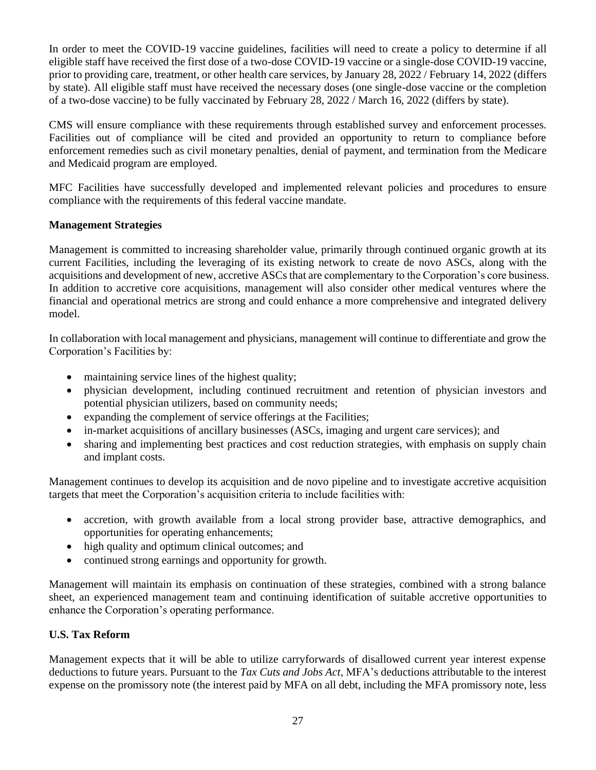In order to meet the COVID-19 vaccine guidelines, facilities will need to create a policy to determine if all eligible staff have received the first dose of a two-dose COVID-19 vaccine or a single-dose COVID-19 vaccine, prior to providing care, treatment, or other health care services, by January 28, 2022 / February 14, 2022 (differs by state). All eligible staff must have received the necessary doses (one single-dose vaccine or the completion of a two-dose vaccine) to be fully vaccinated by February 28, 2022 / March 16, 2022 (differs by state).

CMS will ensure compliance with these requirements through established survey and enforcement processes. Facilities out of compliance will be cited and provided an opportunity to return to compliance before enforcement remedies such as civil monetary penalties, denial of payment, and termination from the Medicare and Medicaid program are employed.

MFC Facilities have successfully developed and implemented relevant policies and procedures to ensure compliance with the requirements of this federal vaccine mandate.

**Management Strategies**

Management is committed to increasing shareholder value, primarily through continued organic growth at its current Facilities, including the leveraging of its existing network to create de novo ASCs, along with the acquisitions and development of new, accretive ASCs that are complementary to the Corporation's core business. In addition to accretive core acquisitions, management will also consider other medical ventures where the financial and operational metrics are strong and could enhance a more comprehensive and integrated delivery model.

In collaboration with local management and physicians, management will continue to differentiate and grow the Corporation's Facilities by:

- maintaining service lines of the highest quality;
- physician development, including continued recruitment and retention of physician investors and potential physician utilizers, based on community needs;
- expanding the complement of service offerings at the Facilities;
- in-market acquisitions of ancillary businesses (ASCs, imaging and urgent care services); and
- sharing and implementing best practices and cost reduction strategies, with emphasis on supply chain and implant costs.

Management continues to develop its acquisition and de novo pipeline and to investigate accretive acquisition targets that meet the Corporation's acquisition criteria to include facilities with:

- accretion, with growth available from a local strong provider base, attractive demographics, and opportunities for operating enhancements;
- high quality and optimum clinical outcomes; and
- continued strong earnings and opportunity for growth.

Management will maintain its emphasis on continuation of these strategies, combined with a strong balance sheet, an experienced management team and continuing identification of suitable accretive opportunities to enhance the Corporation's operating performance.

**U.S. Tax Reform**

Management expects that it will be able to utilize carryforwards of disallowed current year interest expense deductions to future years. Pursuant to the *Tax Cuts and Jobs Act*, MFA's deductions attributable to the interest expense on the promissory note (the interest paid by MFA on all debt, including the MFA promissory note, less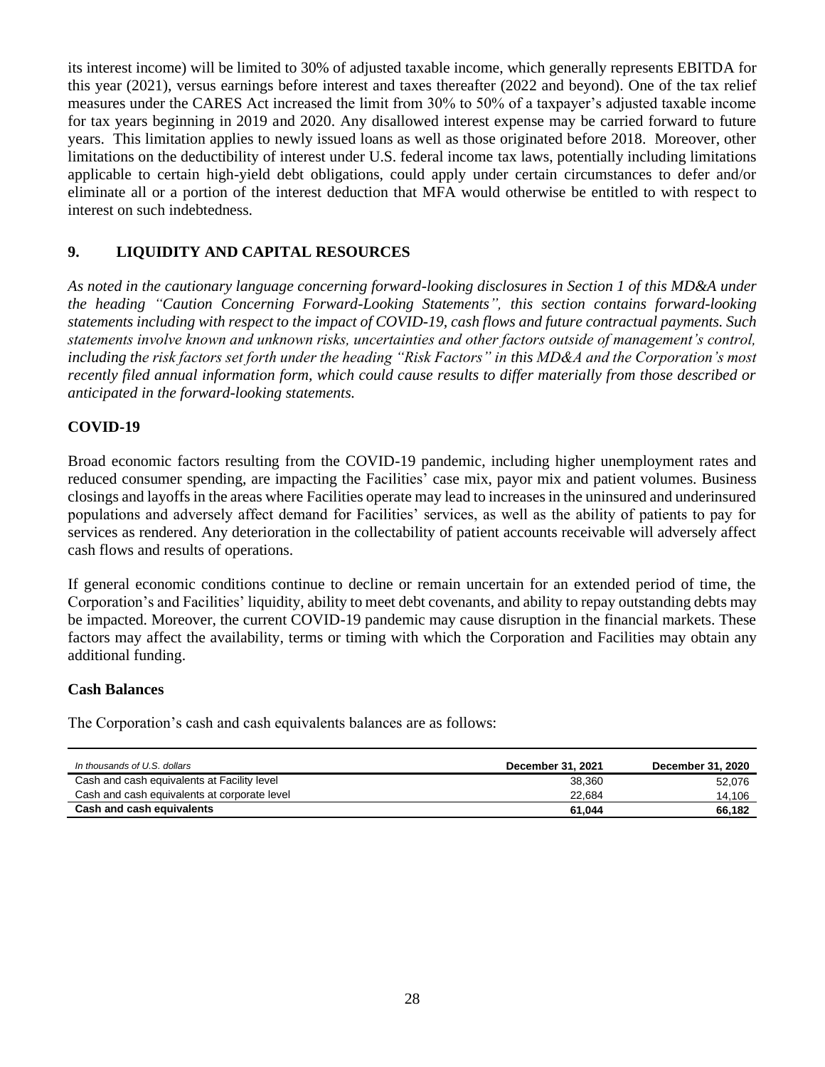its interest income) will be limited to 30% of adjusted taxable income, which generally represents EBITDA for this year (2021), versus earnings before interest and taxes thereafter (2022 and beyond). One of the tax relief measures under the CARES Act increased the limit from 30% to 50% of a taxpayer's adjusted taxable income for tax years beginning in 2019 and 2020. Any disallowed interest expense may be carried forward to future years. This limitation applies to newly issued loans as well as those originated before 2018. Moreover, other limitations on the deductibility of interest under U.S. federal income tax laws, potentially including limitations applicable to certain high-yield debt obligations, could apply under certain circumstances to defer and/or eliminate all or a portion of the interest deduction that MFA would otherwise be entitled to with respect to interest on such indebtedness.

## 9. LIQUIDITY AND CAPITAL RESOURCES

*As noted in the cautionary language concerning forward-looking disclosures in Section 1 of this MD&A under the heading "Caution Concerning Forward-Looking Statements", this section contains forward-looking statements including with respect to the impact of COVID-19, cash flows and future contractual payments. Such statements involve known and unknown risks, uncertainties and other factors outside of management's control, including the risk factors set forth under the heading "Risk Factors" in this MD&A and the Corporation's most recently filed annual information form, which could cause results to differ materially from those described or anticipated in the forward-looking statements.*

### COVID-19

Broad economic factors resulting from the COVID-19 pandemic, including higher unemployment rates and reduced consumer spending, are impacting the Facilities' case mix, payor mix and patient volumes. Business closings and layoffs in the areas where Facilities operate may lead to increases in the uninsured and underinsured populations and adversely affect demand for Facilities' services, as well as the ability of patients to pay for services as rendered. Any deterioration in the collectability of patient accounts receivable will adversely affect cash flows and results of operations.

If general economic conditions continue to decline or remain uncertain for an extended period of time, the Corporation's and Facilities' liquidity, ability to meet debt covenants, and ability to repay outstanding debts may be impacted. Moreover, the current COVID-19 pandemic may cause disruption in the financial markets. These factors may affect the availability, terms or timing with which the Corporation and Facilities may obtain any additional funding.

### Cash Balances

The Corporation's cash and cash equivalents balances are as follows:

| *In thousands of U.S. dollars* | **December 31, 2021** | **December 31, 2020** |
|---|---|---|
| Cash and cash equivalents at Facility level | 38,360 | 52,076 |
| Cash and cash equivalents at corporate level | 22,684 | 14,106 |
| **Cash and cash equivalents** | **61,044** | **66,182** |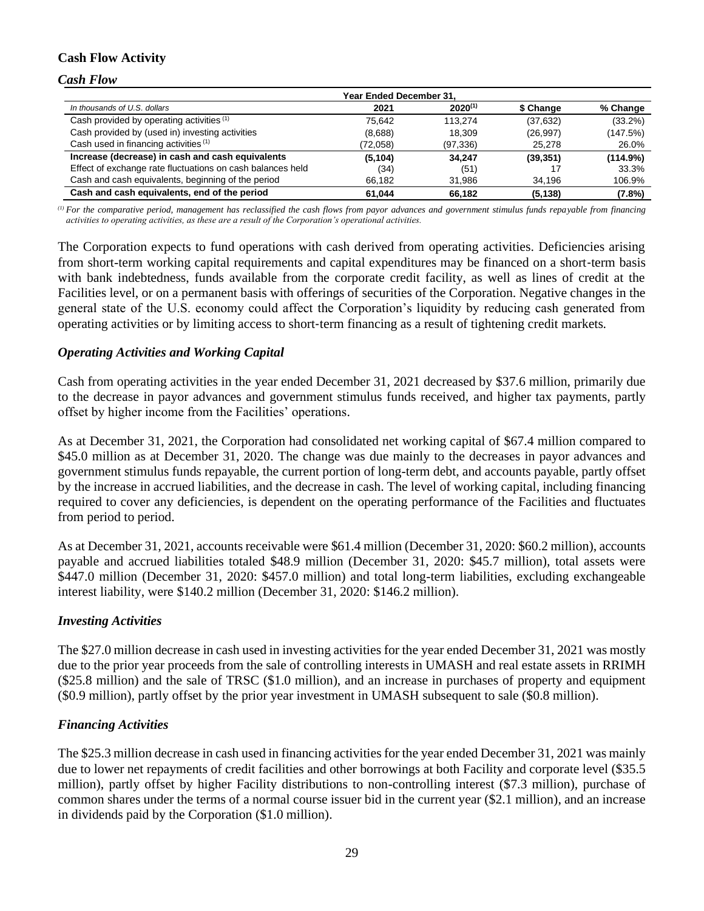### Cash Flow Activity

#### *Cash Flow*

| | Year Ended December 31, | | | |
|---|---|---|---|---|
| *In thousands of U.S. dollars* | 2021 | 2020[(1)] | $ Change | % Change |
| Cash provided by operating activities [(1)] | 75,642 | 113,274 | (37,632) | (33.2%) |
| Cash provided by (used in) investing activities | (8,688) | 18,309 | (26,997) | (147.5%) |
| Cash used in financing activities [(1)] | (72,058) | (97,336) | 25,278 | 26.0% |
| **Increase (decrease) in cash and cash equivalents** | **(5,104)** | **34,247** | **(39,351)** | **(114.9%)** |
| Effect of exchange rate fluctuations on cash balances held | (34) | (51) | 17 | 33.3% |
| Cash and cash equivalents, beginning of the period | 66,182 | 31,986 | 34,196 | 106.9% |
| **Cash and cash equivalents, end of the period** | **61,044** | **66,182** | **(5,138)** | **(7.8%)** |

*[(1)] For the comparative period, management has reclassified the cash flows from payor advances and government stimulus funds repayable from financing activities to operating activities, as these are a result of the Corporation's operational activities.*

The Corporation expects to fund operations with cash derived from operating activities. Deficiencies arising from short-term working capital requirements and capital expenditures may be financed on a short-term basis with bank indebtedness, funds available from the corporate credit facility, as well as lines of credit at the Facilities level, or on a permanent basis with offerings of securities of the Corporation. Negative changes in the general state of the U.S. economy could affect the Corporation's liquidity by reducing cash generated from operating activities or by limiting access to short-term financing as a result of tightening credit markets.

#### *Operating Activities and Working Capital*

Cash from operating activities in the year ended December 31, 2021 decreased by $37.6 million, primarily due to the decrease in payor advances and government stimulus funds received, and higher tax payments, partly offset by higher income from the Facilities' operations.

As at December 31, 2021, the Corporation had consolidated net working capital of $67.4 million compared to $45.0 million as at December 31, 2020. The change was due mainly to the decreases in payor advances and government stimulus funds repayable, the current portion of long-term debt, and accounts payable, partly offset by the increase in accrued liabilities, and the decrease in cash. The level of working capital, including financing required to cover any deficiencies, is dependent on the operating performance of the Facilities and fluctuates from period to period.

As at December 31, 2021, accounts receivable were $61.4 million (December 31, 2020: $60.2 million), accounts payable and accrued liabilities totaled $48.9 million (December 31, 2020: $45.7 million), total assets were $447.0 million (December 31, 2020: $457.0 million) and total long-term liabilities, excluding exchangeable interest liability, were $140.2 million (December 31, 2020: $146.2 million).

#### *Investing Activities*

The $27.0 million decrease in cash used in investing activities for the year ended December 31, 2021 was mostly due to the prior year proceeds from the sale of controlling interests in UMASH and real estate assets in RRIMH ($25.8 million) and the sale of TRSC ($1.0 million), and an increase in purchases of property and equipment ($0.9 million), partly offset by the prior year investment in UMASH subsequent to sale ($0.8 million).

#### *Financing Activities*

The $25.3 million decrease in cash used in financing activities for the year ended December 31, 2021 was mainly due to lower net repayments of credit facilities and other borrowings at both Facility and corporate level ($35.5 million), partly offset by higher Facility distributions to non-controlling interest ($7.3 million), purchase of common shares under the terms of a normal course issuer bid in the current year ($2.1 million), and an increase in dividends paid by the Corporation ($1.0 million).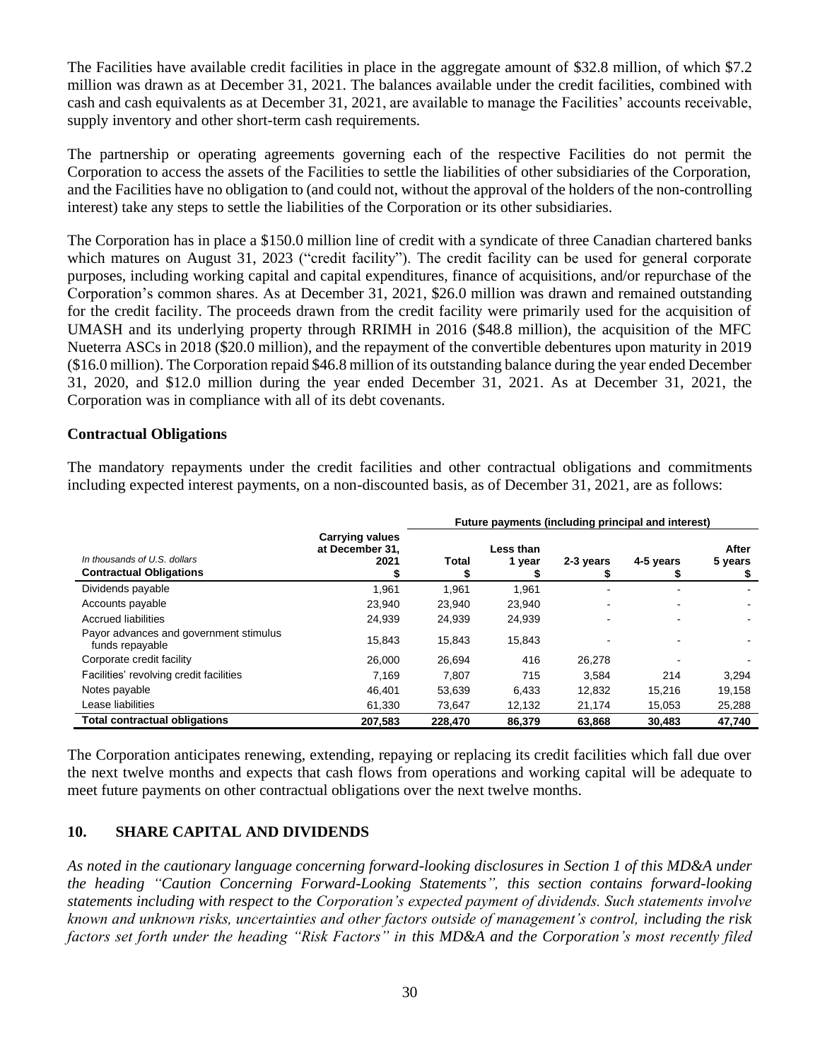The Facilities have available credit facilities in place in the aggregate amount of $32.8 million, of which $7.2 million was drawn as at December 31, 2021. The balances available under the credit facilities, combined with cash and cash equivalents as at December 31, 2021, are available to manage the Facilities' accounts receivable, supply inventory and other short-term cash requirements.

The partnership or operating agreements governing each of the respective Facilities do not permit the Corporation to access the assets of the Facilities to settle the liabilities of other subsidiaries of the Corporation, and the Facilities have no obligation to (and could not, without the approval of the holders of the non-controlling interest) take any steps to settle the liabilities of the Corporation or its other subsidiaries.

The Corporation has in place a $150.0 million line of credit with a syndicate of three Canadian chartered banks which matures on August 31, 2023 ("credit facility"). The credit facility can be used for general corporate purposes, including working capital and capital expenditures, finance of acquisitions, and/or repurchase of the Corporation's common shares. As at December 31, 2021, $26.0 million was drawn and remained outstanding for the credit facility. The proceeds drawn from the credit facility were primarily used for the acquisition of UMASH and its underlying property through RRIMH in 2016 ($48.8 million), the acquisition of the MFC Nueterra ASCs in 2018 ($20.0 million), and the repayment of the convertible debentures upon maturity in 2019 ($16.0 million). The Corporation repaid $46.8 million of its outstanding balance during the year ended December 31, 2020, and $12.0 million during the year ended December 31, 2021. As at December 31, 2021, the Corporation was in compliance with all of its debt covenants.

**Contractual Obligations**

The mandatory repayments under the credit facilities and other contractual obligations and commitments including expected interest payments, on a non-discounted basis, as of December 31, 2021, are as follows:

| *In thousands of U.S. dollars* | | Future payments (including principal and interest) | | | | |
|---|---|---|---|---|---|---|
| **Contractual Obligations** | **Carrying values at December 31, 2021 $** | **Total $** | **Less than 1 year $** | **2-3 years $** | **4-5 years $** | **After 5 years $** |
| Dividends payable | 1,961 | 1,961 | 1,961 | - | - | - |
| Accounts payable | 23,940 | 23,940 | 23,940 | - | - | - |
| Accrued liabilities | 24,939 | 24,939 | 24,939 | - | - | - |
| Payor advances and government stimulus funds repayable | 15,843 | 15,843 | 15,843 | - | - | - |
| Corporate credit facility | 26,000 | 26,694 | 416 | 26,278 | - | - |
| Facilities' revolving credit facilities | 7,169 | 7,807 | 715 | 3,584 | 214 | 3,294 |
| Notes payable | 46,401 | 53,639 | 6,433 | 12,832 | 15,216 | 19,158 |
| Lease liabilities | 61,330 | 73,647 | 12,132 | 21,174 | 15,053 | 25,288 |
| **Total contractual obligations** | **207,583** | **228,470** | **86,379** | **63,868** | **30,483** | **47,740** |

The Corporation anticipates renewing, extending, repaying or replacing its credit facilities which fall due over the next twelve months and expects that cash flows from operations and working capital will be adequate to meet future payments on other contractual obligations over the next twelve months.

## 10. SHARE CAPITAL AND DIVIDENDS

*As noted in the cautionary language concerning forward-looking disclosures in Section 1 of this MD&A under the heading "Caution Concerning Forward-Looking Statements", this section contains forward-looking statements including with respect to the Corporation's expected payment of dividends. Such statements involve known and unknown risks, uncertainties and other factors outside of management's control, including the risk factors set forth under the heading "Risk Factors" in this MD&A and the Corporation's most recently filed*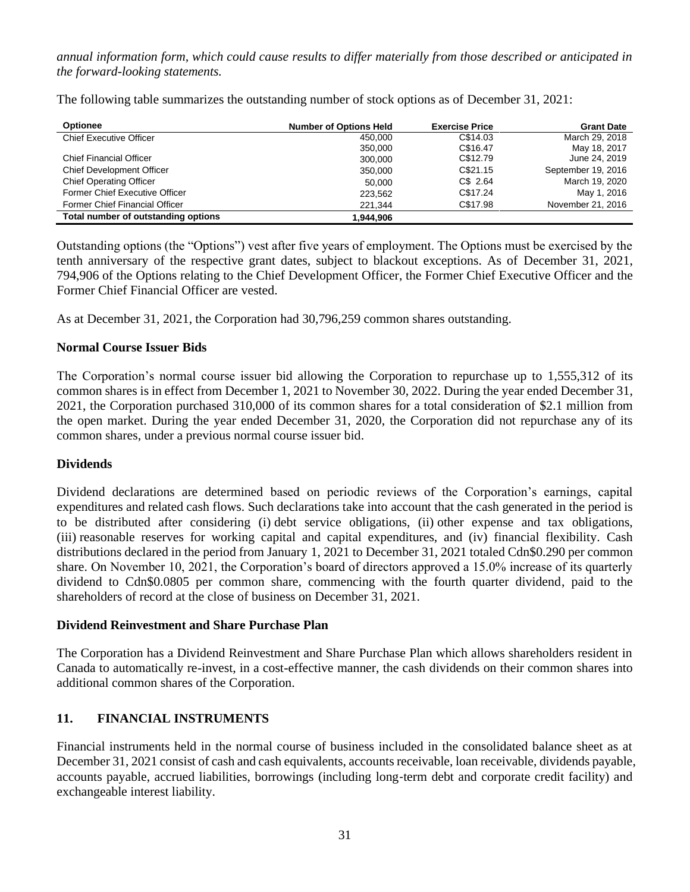*annual information form, which could cause results to differ materially from those described or anticipated in the forward-looking statements.*

The following table summarizes the outstanding number of stock options as of December 31, 2021:

| Optionee | Number of Options Held | Exercise Price | Grant Date |
|---|---|---|---|
| Chief Executive Officer | 450,000 | C$14.03 | March 29, 2018 |
| | 350,000 | C$16.47 | May 18, 2017 |
| Chief Financial Officer | 300,000 | C$12.79 | June 24, 2019 |
| Chief Development Officer | 350,000 | C$21.15 | September 19, 2016 |
| Chief Operating Officer | 50,000 | C$ 2.64 | March 19, 2020 |
| Former Chief Executive Officer | 223,562 | C$17.24 | May 1, 2016 |
| Former Chief Financial Officer | 221,344 | C$17.98 | November 21, 2016 |
| **Total number of outstanding options** | **1,944,906** | | |

Outstanding options (the "Options") vest after five years of employment. The Options must be exercised by the tenth anniversary of the respective grant dates, subject to blackout exceptions. As of December 31, 2021, 794,906 of the Options relating to the Chief Development Officer, the Former Chief Executive Officer and the Former Chief Financial Officer are vested.

As at December 31, 2021, the Corporation had 30,796,259 common shares outstanding.

### Normal Course Issuer Bids

The Corporation's normal course issuer bid allowing the Corporation to repurchase up to 1,555,312 of its common shares is in effect from December 1, 2021 to November 30, 2022. During the year ended December 31, 2021, the Corporation purchased 310,000 of its common shares for a total consideration of $2.1 million from the open market. During the year ended December 31, 2020, the Corporation did not repurchase any of its common shares, under a previous normal course issuer bid.

### Dividends

Dividend declarations are determined based on periodic reviews of the Corporation's earnings, capital expenditures and related cash flows. Such declarations take into account that the cash generated in the period is to be distributed after considering (i) debt service obligations, (ii) other expense and tax obligations, (iii) reasonable reserves for working capital and capital expenditures, and (iv) financial flexibility. Cash distributions declared in the period from January 1, 2021 to December 31, 2021 totaled Cdn$0.290 per common share. On November 10, 2021, the Corporation's board of directors approved a 15.0% increase of its quarterly dividend to Cdn$0.0805 per common share, commencing with the fourth quarter dividend, paid to the shareholders of record at the close of business on December 31, 2021.

### Dividend Reinvestment and Share Purchase Plan

The Corporation has a Dividend Reinvestment and Share Purchase Plan which allows shareholders resident in Canada to automatically re-invest, in a cost-effective manner, the cash dividends on their common shares into additional common shares of the Corporation.

## 11. FINANCIAL INSTRUMENTS

Financial instruments held in the normal course of business included in the consolidated balance sheet as at December 31, 2021 consist of cash and cash equivalents, accounts receivable, loan receivable, dividends payable, accounts payable, accrued liabilities, borrowings (including long-term debt and corporate credit facility) and exchangeable interest liability.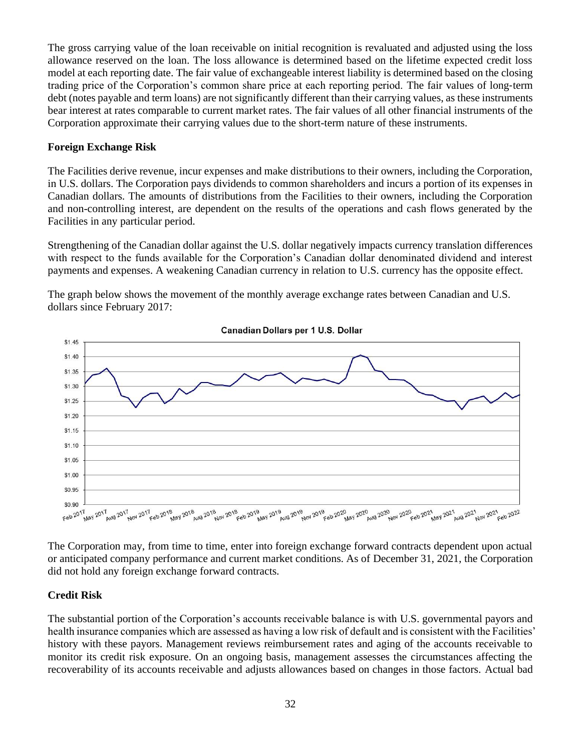The gross carrying value of the loan receivable on initial recognition is revaluated and adjusted using the loss allowance reserved on the loan. The loss allowance is determined based on the lifetime expected credit loss model at each reporting date. The fair value of exchangeable interest liability is determined based on the closing trading price of the Corporation's common share price at each reporting period. The fair values of long-term debt (notes payable and term loans) are not significantly different than their carrying values, as these instruments bear interest at rates comparable to current market rates. The fair values of all other financial instruments of the Corporation approximate their carrying values due to the short-term nature of these instruments.

**Foreign Exchange Risk**

The Facilities derive revenue, incur expenses and make distributions to their owners, including the Corporation, in U.S. dollars. The Corporation pays dividends to common shareholders and incurs a portion of its expenses in Canadian dollars. The amounts of distributions from the Facilities to their owners, including the Corporation and non-controlling interest, are dependent on the results of the operations and cash flows generated by the Facilities in any particular period.

Strengthening of the Canadian dollar against the U.S. dollar negatively impacts currency translation differences with respect to the funds available for the Corporation's Canadian dollar denominated dividend and interest payments and expenses. A weakening Canadian currency in relation to U.S. currency has the opposite effect.

The graph below shows the movement of the monthly average exchange rates between Canadian and U.S. dollars since February 2017:

The Corporation may, from time to time, enter into foreign exchange forward contracts dependent upon actual or anticipated company performance and current market conditions. As of December 31, 2021, the Corporation did not hold any foreign exchange forward contracts.

**Credit Risk**

The substantial portion of the Corporation's accounts receivable balance is with U.S. governmental payors and health insurance companies which are assessed as having a low risk of default and is consistent with the Facilities' history with these payors. Management reviews reimbursement rates and aging of the accounts receivable to monitor its credit risk exposure. On an ongoing basis, management assesses the circumstances affecting the recoverability of its accounts receivable and adjusts allowances based on changes in those factors. Actual bad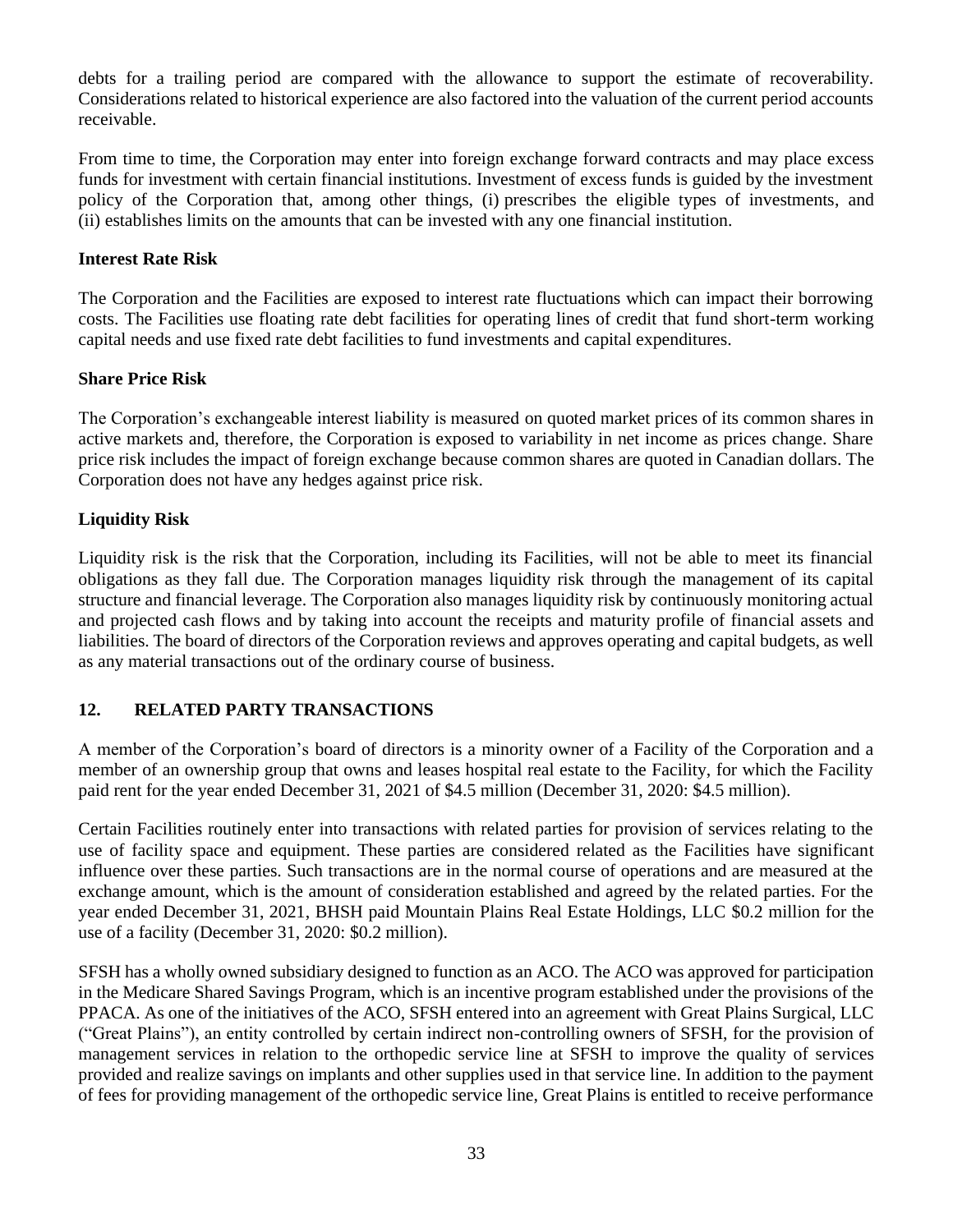debts for a trailing period are compared with the allowance to support the estimate of recoverability. Considerations related to historical experience are also factored into the valuation of the current period accounts receivable.

From time to time, the Corporation may enter into foreign exchange forward contracts and may place excess funds for investment with certain financial institutions. Investment of excess funds is guided by the investment policy of the Corporation that, among other things, (i) prescribes the eligible types of investments, and (ii) establishes limits on the amounts that can be invested with any one financial institution.

**Interest Rate Risk**

The Corporation and the Facilities are exposed to interest rate fluctuations which can impact their borrowing costs. The Facilities use floating rate debt facilities for operating lines of credit that fund short-term working capital needs and use fixed rate debt facilities to fund investments and capital expenditures.

**Share Price Risk**

The Corporation's exchangeable interest liability is measured on quoted market prices of its common shares in active markets and, therefore, the Corporation is exposed to variability in net income as prices change. Share price risk includes the impact of foreign exchange because common shares are quoted in Canadian dollars. The Corporation does not have any hedges against price risk.

**Liquidity Risk**

Liquidity risk is the risk that the Corporation, including its Facilities, will not be able to meet its financial obligations as they fall due. The Corporation manages liquidity risk through the management of its capital structure and financial leverage. The Corporation also manages liquidity risk by continuously monitoring actual and projected cash flows and by taking into account the receipts and maturity profile of financial assets and liabilities. The board of directors of the Corporation reviews and approves operating and capital budgets, as well as any material transactions out of the ordinary course of business.

## 12. RELATED PARTY TRANSACTIONS

A member of the Corporation's board of directors is a minority owner of a Facility of the Corporation and a member of an ownership group that owns and leases hospital real estate to the Facility, for which the Facility paid rent for the year ended December 31, 2021 of $4.5 million (December 31, 2020: $4.5 million).

Certain Facilities routinely enter into transactions with related parties for provision of services relating to the use of facility space and equipment. These parties are considered related as the Facilities have significant influence over these parties. Such transactions are in the normal course of operations and are measured at the exchange amount, which is the amount of consideration established and agreed by the related parties. For the year ended December 31, 2021, BHSH paid Mountain Plains Real Estate Holdings, LLC $0.2 million for the use of a facility (December 31, 2020: $0.2 million).

SFSH has a wholly owned subsidiary designed to function as an ACO. The ACO was approved for participation in the Medicare Shared Savings Program, which is an incentive program established under the provisions of the PPACA. As one of the initiatives of the ACO, SFSH entered into an agreement with Great Plains Surgical, LLC ("Great Plains"), an entity controlled by certain indirect non-controlling owners of SFSH, for the provision of management services in relation to the orthopedic service line at SFSH to improve the quality of services provided and realize savings on implants and other supplies used in that service line. In addition to the payment of fees for providing management of the orthopedic service line, Great Plains is entitled to receive performance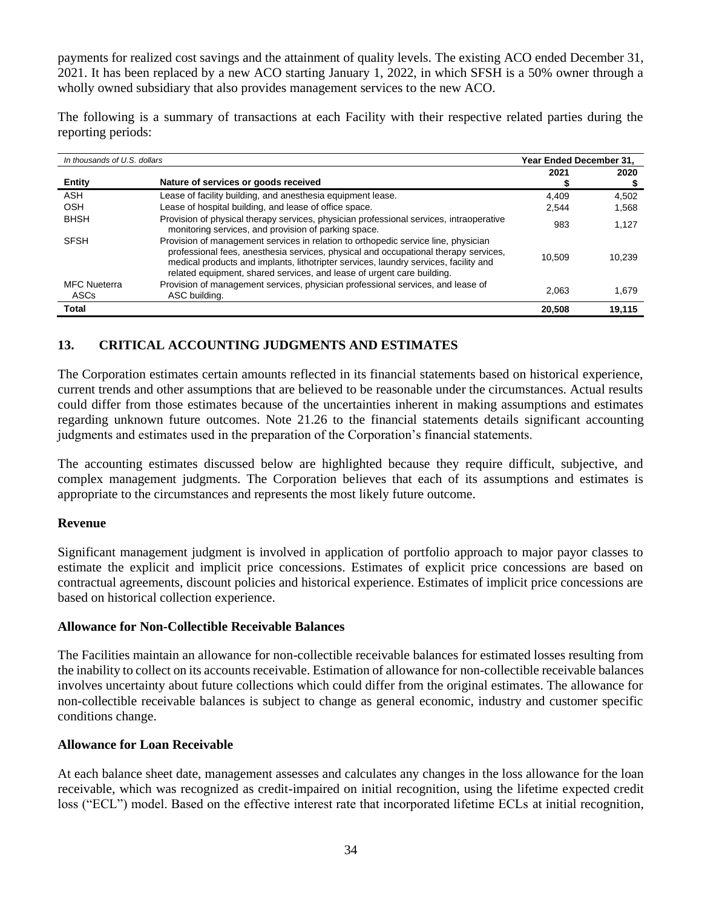payments for realized cost savings and the attainment of quality levels. The existing ACO ended December 31, 2021. It has been replaced by a new ACO starting January 1, 2022, in which SFSH is a 50% owner through a wholly owned subsidiary that also provides management services to the new ACO.

The following is a summary of transactions at each Facility with their respective related parties during the reporting periods:

| *In thousands of U.S. dollars* | | Year Ended December 31, | |
|---|---|---|---|
| **Entity** | **Nature of services or goods received** | **2021 $** | **2020 $** |
| ASH | Lease of facility building, and anesthesia equipment lease. | 4,409 | 4,502 |
| OSH | Lease of hospital building, and lease of office space. | 2,544 | 1,568 |
| BHSH | Provision of physical therapy services, physician professional services, intraoperative monitoring services, and provision of parking space. | 983 | 1,127 |
| SFSH | Provision of management services in relation to orthopedic service line, physician professional fees, anesthesia services, physical and occupational therapy services, medical products and implants, lithotripter services, laundry services, facility and related equipment, shared services, and lease of urgent care building. | 10,509 | 10,239 |
| MFC Nueterra ASCs | Provision of management services, physician professional services, and lease of ASC building. | 2,063 | 1,679 |
| **Total** | | **20,508** | **19,115** |

## 13. CRITICAL ACCOUNTING JUDGMENTS AND ESTIMATES

The Corporation estimates certain amounts reflected in its financial statements based on historical experience, current trends and other assumptions that are believed to be reasonable under the circumstances. Actual results could differ from those estimates because of the uncertainties inherent in making assumptions and estimates regarding unknown future outcomes. Note 21.26 to the financial statements details significant accounting judgments and estimates used in the preparation of the Corporation's financial statements.

The accounting estimates discussed below are highlighted because they require difficult, subjective, and complex management judgments. The Corporation believes that each of its assumptions and estimates is appropriate to the circumstances and represents the most likely future outcome.

### Revenue

Significant management judgment is involved in application of portfolio approach to major payor classes to estimate the explicit and implicit price concessions. Estimates of explicit price concessions are based on contractual agreements, discount policies and historical experience. Estimates of implicit price concessions are based on historical collection experience.

### Allowance for Non-Collectible Receivable Balances

The Facilities maintain an allowance for non-collectible receivable balances for estimated losses resulting from the inability to collect on its accounts receivable. Estimation of allowance for non-collectible receivable balances involves uncertainty about future collections which could differ from the original estimates. The allowance for non-collectible receivable balances is subject to change as general economic, industry and customer specific conditions change.

### Allowance for Loan Receivable

At each balance sheet date, management assesses and calculates any changes in the loss allowance for the loan receivable, which was recognized as credit-impaired on initial recognition, using the lifetime expected credit loss ("ECL") model. Based on the effective interest rate that incorporated lifetime ECLs at initial recognition,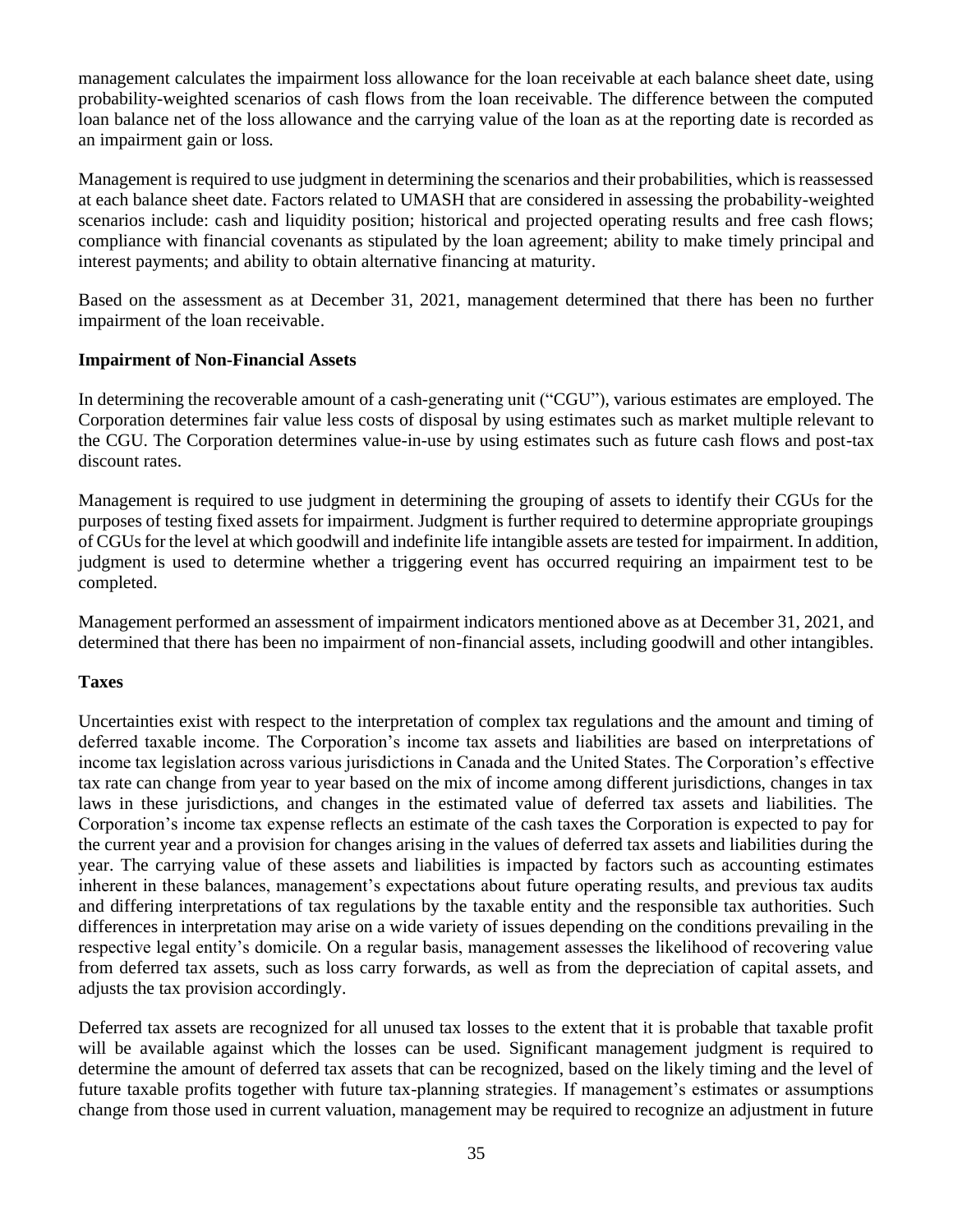management calculates the impairment loss allowance for the loan receivable at each balance sheet date, using probability-weighted scenarios of cash flows from the loan receivable. The difference between the computed loan balance net of the loss allowance and the carrying value of the loan as at the reporting date is recorded as an impairment gain or loss.

Management is required to use judgment in determining the scenarios and their probabilities, which is reassessed at each balance sheet date. Factors related to UMASH that are considered in assessing the probability-weighted scenarios include: cash and liquidity position; historical and projected operating results and free cash flows; compliance with financial covenants as stipulated by the loan agreement; ability to make timely principal and interest payments; and ability to obtain alternative financing at maturity.

Based on the assessment as at December 31, 2021, management determined that there has been no further impairment of the loan receivable.

**Impairment of Non-Financial Assets**

In determining the recoverable amount of a cash-generating unit ("CGU"), various estimates are employed. The Corporation determines fair value less costs of disposal by using estimates such as market multiple relevant to the CGU. The Corporation determines value-in-use by using estimates such as future cash flows and post-tax discount rates.

Management is required to use judgment in determining the grouping of assets to identify their CGUs for the purposes of testing fixed assets for impairment. Judgment is further required to determine appropriate groupings of CGUs for the level at which goodwill and indefinite life intangible assets are tested for impairment. In addition, judgment is used to determine whether a triggering event has occurred requiring an impairment test to be completed.

Management performed an assessment of impairment indicators mentioned above as at December 31, 2021, and determined that there has been no impairment of non-financial assets, including goodwill and other intangibles.

**Taxes**

Uncertainties exist with respect to the interpretation of complex tax regulations and the amount and timing of deferred taxable income. The Corporation's income tax assets and liabilities are based on interpretations of income tax legislation across various jurisdictions in Canada and the United States. The Corporation's effective tax rate can change from year to year based on the mix of income among different jurisdictions, changes in tax laws in these jurisdictions, and changes in the estimated value of deferred tax assets and liabilities. The Corporation's income tax expense reflects an estimate of the cash taxes the Corporation is expected to pay for the current year and a provision for changes arising in the values of deferred tax assets and liabilities during the year. The carrying value of these assets and liabilities is impacted by factors such as accounting estimates inherent in these balances, management's expectations about future operating results, and previous tax audits and differing interpretations of tax regulations by the taxable entity and the responsible tax authorities. Such differences in interpretation may arise on a wide variety of issues depending on the conditions prevailing in the respective legal entity's domicile. On a regular basis, management assesses the likelihood of recovering value from deferred tax assets, such as loss carry forwards, as well as from the depreciation of capital assets, and adjusts the tax provision accordingly.

Deferred tax assets are recognized for all unused tax losses to the extent that it is probable that taxable profit will be available against which the losses can be used. Significant management judgment is required to determine the amount of deferred tax assets that can be recognized, based on the likely timing and the level of future taxable profits together with future tax-planning strategies. If management's estimates or assumptions change from those used in current valuation, management may be required to recognize an adjustment in future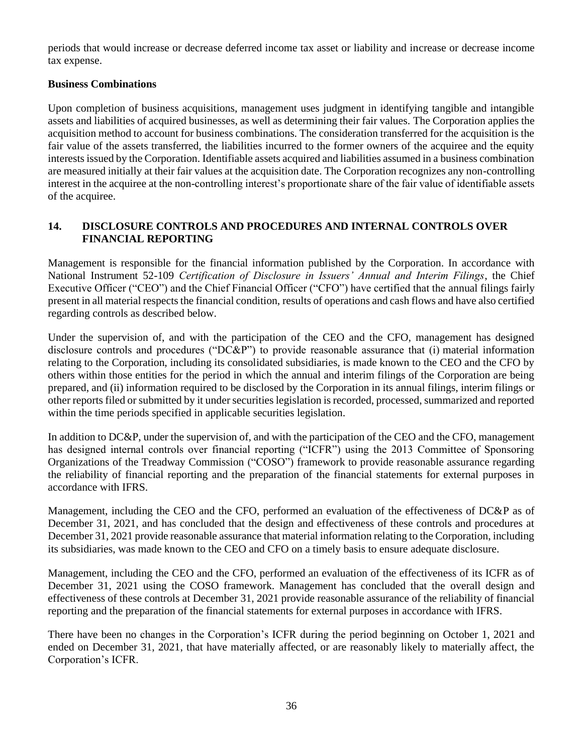periods that would increase or decrease deferred income tax asset or liability and increase or decrease income tax expense.

**Business Combinations**

Upon completion of business acquisitions, management uses judgment in identifying tangible and intangible assets and liabilities of acquired businesses, as well as determining their fair values. The Corporation applies the acquisition method to account for business combinations. The consideration transferred for the acquisition is the fair value of the assets transferred, the liabilities incurred to the former owners of the acquiree and the equity interests issued by the Corporation. Identifiable assets acquired and liabilities assumed in a business combination are measured initially at their fair values at the acquisition date. The Corporation recognizes any non-controlling interest in the acquiree at the non-controlling interest's proportionate share of the fair value of identifiable assets of the acquiree.

## 14. DISCLOSURE CONTROLS AND PROCEDURES AND INTERNAL CONTROLS OVER FINANCIAL REPORTING

Management is responsible for the financial information published by the Corporation. In accordance with National Instrument 52-109 *Certification of Disclosure in Issuers' Annual and Interim Filings*, the Chief Executive Officer ("CEO") and the Chief Financial Officer ("CFO") have certified that the annual filings fairly present in all material respects the financial condition, results of operations and cash flows and have also certified regarding controls as described below.

Under the supervision of, and with the participation of the CEO and the CFO, management has designed disclosure controls and procedures ("DC&P") to provide reasonable assurance that (i) material information relating to the Corporation, including its consolidated subsidiaries, is made known to the CEO and the CFO by others within those entities for the period in which the annual and interim filings of the Corporation are being prepared, and (ii) information required to be disclosed by the Corporation in its annual filings, interim filings or other reports filed or submitted by it under securities legislation is recorded, processed, summarized and reported within the time periods specified in applicable securities legislation.

In addition to DC&P, under the supervision of, and with the participation of the CEO and the CFO, management has designed internal controls over financial reporting ("ICFR") using the 2013 Committee of Sponsoring Organizations of the Treadway Commission ("COSO") framework to provide reasonable assurance regarding the reliability of financial reporting and the preparation of the financial statements for external purposes in accordance with IFRS.

Management, including the CEO and the CFO, performed an evaluation of the effectiveness of DC&P as of December 31, 2021, and has concluded that the design and effectiveness of these controls and procedures at December 31, 2021 provide reasonable assurance that material information relating to the Corporation, including its subsidiaries, was made known to the CEO and CFO on a timely basis to ensure adequate disclosure.

Management, including the CEO and the CFO, performed an evaluation of the effectiveness of its ICFR as of December 31, 2021 using the COSO framework. Management has concluded that the overall design and effectiveness of these controls at December 31, 2021 provide reasonable assurance of the reliability of financial reporting and the preparation of the financial statements for external purposes in accordance with IFRS.

There have been no changes in the Corporation's ICFR during the period beginning on October 1, 2021 and ended on December 31, 2021, that have materially affected, or are reasonably likely to materially affect, the Corporation's ICFR.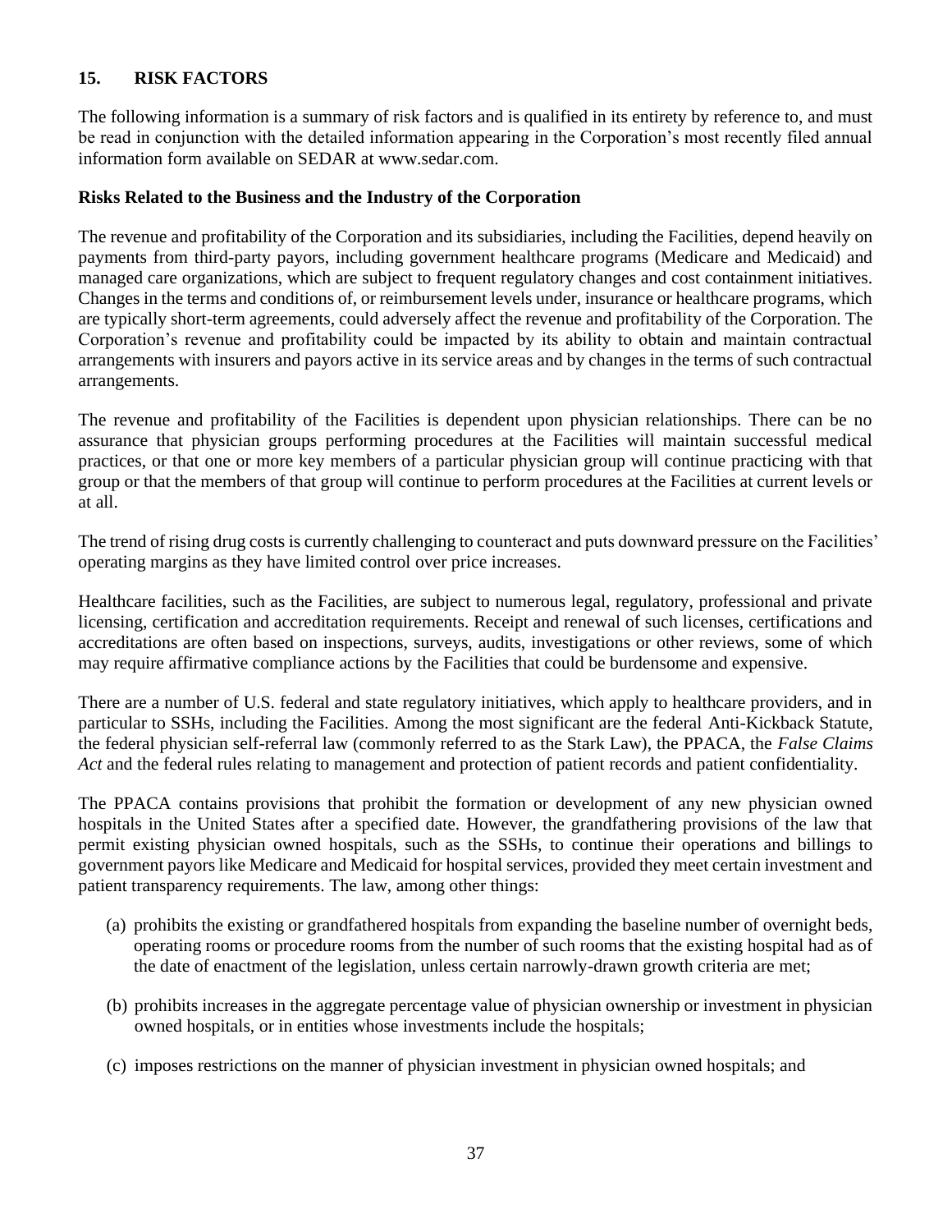## 15. RISK FACTORS

The following information is a summary of risk factors and is qualified in its entirety by reference to, and must be read in conjunction with the detailed information appearing in the Corporation's most recently filed annual information form available on SEDAR at www.sedar.com.

### Risks Related to the Business and the Industry of the Corporation

The revenue and profitability of the Corporation and its subsidiaries, including the Facilities, depend heavily on payments from third-party payors, including government healthcare programs (Medicare and Medicaid) and managed care organizations, which are subject to frequent regulatory changes and cost containment initiatives. Changes in the terms and conditions of, or reimbursement levels under, insurance or healthcare programs, which are typically short-term agreements, could adversely affect the revenue and profitability of the Corporation. The Corporation's revenue and profitability could be impacted by its ability to obtain and maintain contractual arrangements with insurers and payors active in its service areas and by changes in the terms of such contractual arrangements.

The revenue and profitability of the Facilities is dependent upon physician relationships. There can be no assurance that physician groups performing procedures at the Facilities will maintain successful medical practices, or that one or more key members of a particular physician group will continue practicing with that group or that the members of that group will continue to perform procedures at the Facilities at current levels or at all.

The trend of rising drug costs is currently challenging to counteract and puts downward pressure on the Facilities' operating margins as they have limited control over price increases.

Healthcare facilities, such as the Facilities, are subject to numerous legal, regulatory, professional and private licensing, certification and accreditation requirements. Receipt and renewal of such licenses, certifications and accreditations are often based on inspections, surveys, audits, investigations or other reviews, some of which may require affirmative compliance actions by the Facilities that could be burdensome and expensive.

There are a number of U.S. federal and state regulatory initiatives, which apply to healthcare providers, and in particular to SSHs, including the Facilities. Among the most significant are the federal Anti-Kickback Statute, the federal physician self-referral law (commonly referred to as the Stark Law), the PPACA, the *False Claims Act* and the federal rules relating to management and protection of patient records and patient confidentiality.

The PPACA contains provisions that prohibit the formation or development of any new physician owned hospitals in the United States after a specified date. However, the grandfathering provisions of the law that permit existing physician owned hospitals, such as the SSHs, to continue their operations and billings to government payors like Medicare and Medicaid for hospital services, provided they meet certain investment and patient transparency requirements. The law, among other things:

(a) prohibits the existing or grandfathered hospitals from expanding the baseline number of overnight beds, operating rooms or procedure rooms from the number of such rooms that the existing hospital had as of the date of enactment of the legislation, unless certain narrowly-drawn growth criteria are met;

(b) prohibits increases in the aggregate percentage value of physician ownership or investment in physician owned hospitals, or in entities whose investments include the hospitals;

(c) imposes restrictions on the manner of physician investment in physician owned hospitals; and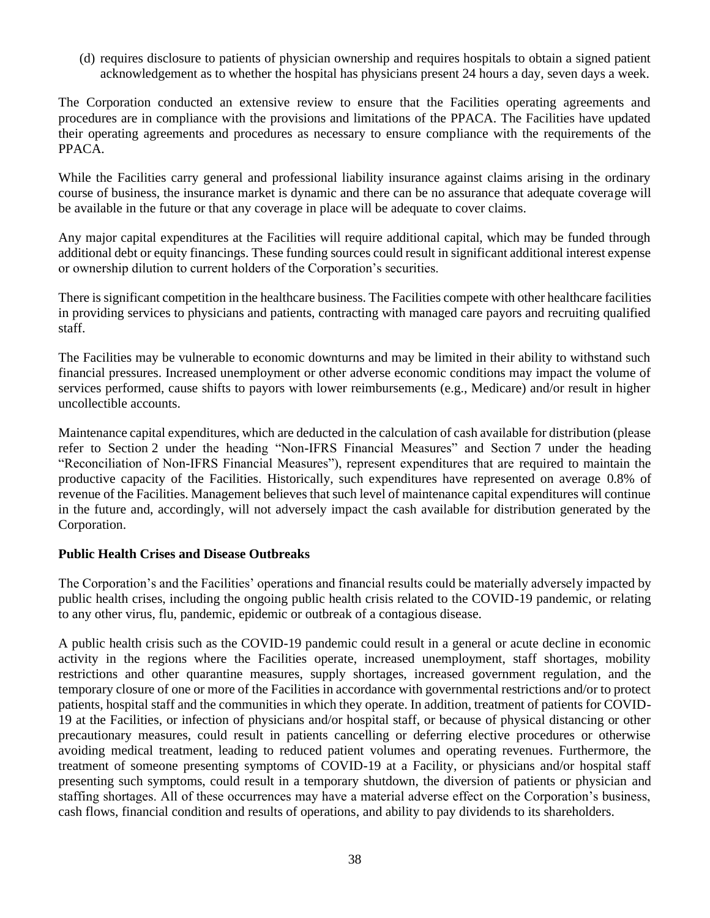(d) requires disclosure to patients of physician ownership and requires hospitals to obtain a signed patient acknowledgement as to whether the hospital has physicians present 24 hours a day, seven days a week.

The Corporation conducted an extensive review to ensure that the Facilities operating agreements and procedures are in compliance with the provisions and limitations of the PPACA. The Facilities have updated their operating agreements and procedures as necessary to ensure compliance with the requirements of the PPACA.

While the Facilities carry general and professional liability insurance against claims arising in the ordinary course of business, the insurance market is dynamic and there can be no assurance that adequate coverage will be available in the future or that any coverage in place will be adequate to cover claims.

Any major capital expenditures at the Facilities will require additional capital, which may be funded through additional debt or equity financings. These funding sources could result in significant additional interest expense or ownership dilution to current holders of the Corporation's securities.

There is significant competition in the healthcare business. The Facilities compete with other healthcare facilities in providing services to physicians and patients, contracting with managed care payors and recruiting qualified staff.

The Facilities may be vulnerable to economic downturns and may be limited in their ability to withstand such financial pressures. Increased unemployment or other adverse economic conditions may impact the volume of services performed, cause shifts to payors with lower reimbursements (e.g., Medicare) and/or result in higher uncollectible accounts.

Maintenance capital expenditures, which are deducted in the calculation of cash available for distribution (please refer to Section 2 under the heading "Non-IFRS Financial Measures" and Section 7 under the heading "Reconciliation of Non-IFRS Financial Measures"), represent expenditures that are required to maintain the productive capacity of the Facilities. Historically, such expenditures have represented on average 0.8% of revenue of the Facilities. Management believes that such level of maintenance capital expenditures will continue in the future and, accordingly, will not adversely impact the cash available for distribution generated by the Corporation.

**Public Health Crises and Disease Outbreaks**

The Corporation's and the Facilities' operations and financial results could be materially adversely impacted by public health crises, including the ongoing public health crisis related to the COVID-19 pandemic, or relating to any other virus, flu, pandemic, epidemic or outbreak of a contagious disease.

A public health crisis such as the COVID-19 pandemic could result in a general or acute decline in economic activity in the regions where the Facilities operate, increased unemployment, staff shortages, mobility restrictions and other quarantine measures, supply shortages, increased government regulation, and the temporary closure of one or more of the Facilities in accordance with governmental restrictions and/or to protect patients, hospital staff and the communities in which they operate. In addition, treatment of patients for COVID-19 at the Facilities, or infection of physicians and/or hospital staff, or because of physical distancing or other precautionary measures, could result in patients cancelling or deferring elective procedures or otherwise avoiding medical treatment, leading to reduced patient volumes and operating revenues. Furthermore, the treatment of someone presenting symptoms of COVID-19 at a Facility, or physicians and/or hospital staff presenting such symptoms, could result in a temporary shutdown, the diversion of patients or physician and staffing shortages. All of these occurrences may have a material adverse effect on the Corporation's business, cash flows, financial condition and results of operations, and ability to pay dividends to its shareholders.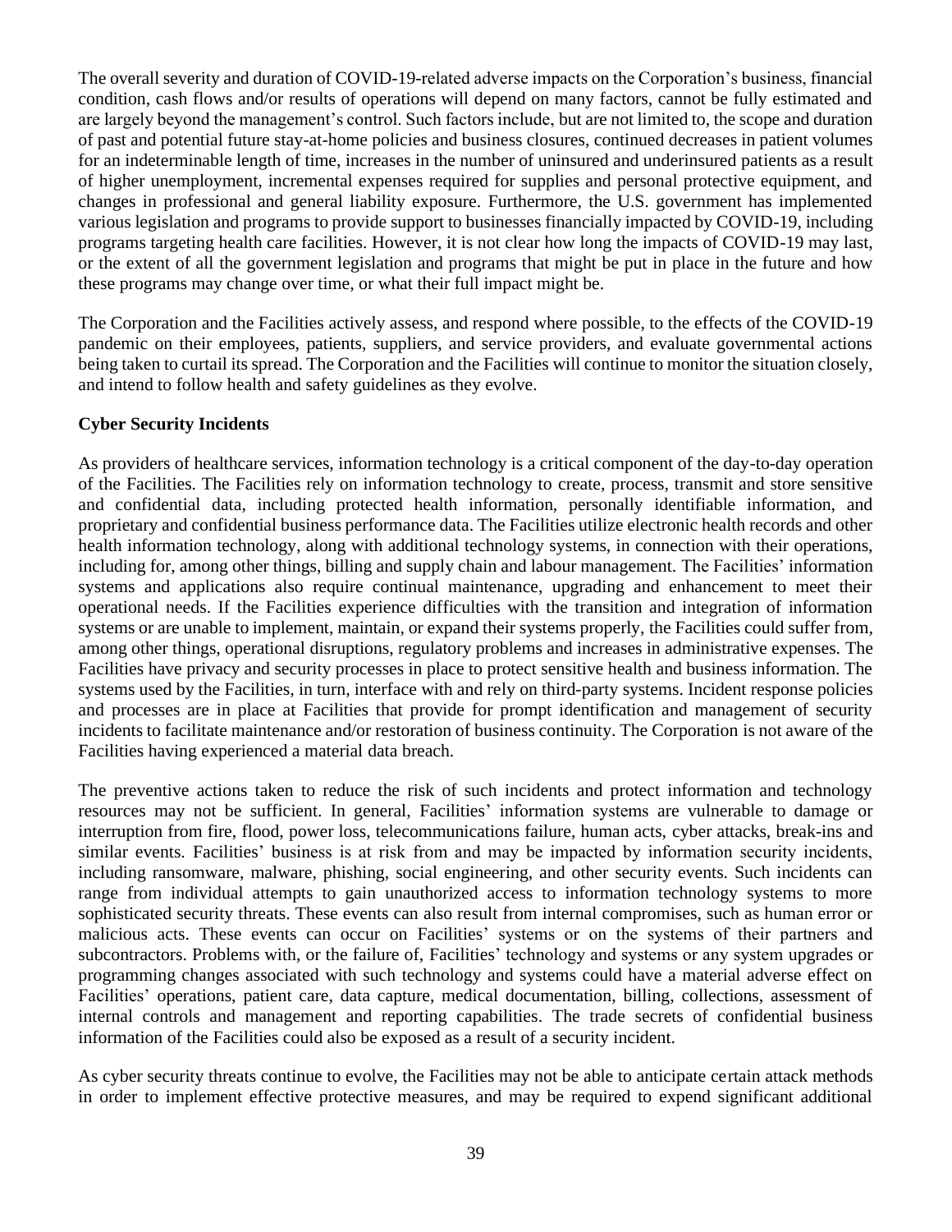The overall severity and duration of COVID-19-related adverse impacts on the Corporation's business, financial condition, cash flows and/or results of operations will depend on many factors, cannot be fully estimated and are largely beyond the management's control. Such factors include, but are not limited to, the scope and duration of past and potential future stay-at-home policies and business closures, continued decreases in patient volumes for an indeterminable length of time, increases in the number of uninsured and underinsured patients as a result of higher unemployment, incremental expenses required for supplies and personal protective equipment, and changes in professional and general liability exposure. Furthermore, the U.S. government has implemented various legislation and programs to provide support to businesses financially impacted by COVID-19, including programs targeting health care facilities. However, it is not clear how long the impacts of COVID-19 may last, or the extent of all the government legislation and programs that might be put in place in the future and how these programs may change over time, or what their full impact might be.

The Corporation and the Facilities actively assess, and respond where possible, to the effects of the COVID-19 pandemic on their employees, patients, suppliers, and service providers, and evaluate governmental actions being taken to curtail its spread. The Corporation and the Facilities will continue to monitor the situation closely, and intend to follow health and safety guidelines as they evolve.

**Cyber Security Incidents**

As providers of healthcare services, information technology is a critical component of the day-to-day operation of the Facilities. The Facilities rely on information technology to create, process, transmit and store sensitive and confidential data, including protected health information, personally identifiable information, and proprietary and confidential business performance data. The Facilities utilize electronic health records and other health information technology, along with additional technology systems, in connection with their operations, including for, among other things, billing and supply chain and labour management. The Facilities' information systems and applications also require continual maintenance, upgrading and enhancement to meet their operational needs. If the Facilities experience difficulties with the transition and integration of information systems or are unable to implement, maintain, or expand their systems properly, the Facilities could suffer from, among other things, operational disruptions, regulatory problems and increases in administrative expenses. The Facilities have privacy and security processes in place to protect sensitive health and business information. The systems used by the Facilities, in turn, interface with and rely on third-party systems. Incident response policies and processes are in place at Facilities that provide for prompt identification and management of security incidents to facilitate maintenance and/or restoration of business continuity. The Corporation is not aware of the Facilities having experienced a material data breach.

The preventive actions taken to reduce the risk of such incidents and protect information and technology resources may not be sufficient. In general, Facilities' information systems are vulnerable to damage or interruption from fire, flood, power loss, telecommunications failure, human acts, cyber attacks, break-ins and similar events. Facilities' business is at risk from and may be impacted by information security incidents, including ransomware, malware, phishing, social engineering, and other security events. Such incidents can range from individual attempts to gain unauthorized access to information technology systems to more sophisticated security threats. These events can also result from internal compromises, such as human error or malicious acts. These events can occur on Facilities' systems or on the systems of their partners and subcontractors. Problems with, or the failure of, Facilities' technology and systems or any system upgrades or programming changes associated with such technology and systems could have a material adverse effect on Facilities' operations, patient care, data capture, medical documentation, billing, collections, assessment of internal controls and management and reporting capabilities. The trade secrets of confidential business information of the Facilities could also be exposed as a result of a security incident.

As cyber security threats continue to evolve, the Facilities may not be able to anticipate certain attack methods in order to implement effective protective measures, and may be required to expend significant additional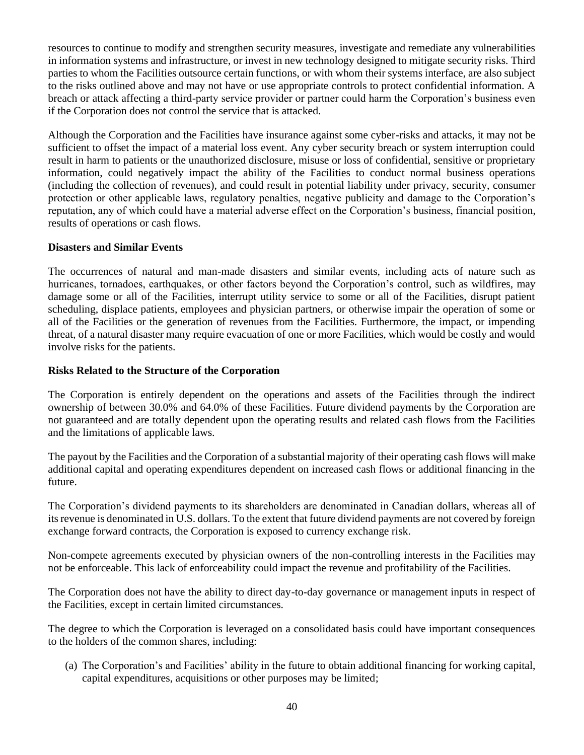resources to continue to modify and strengthen security measures, investigate and remediate any vulnerabilities in information systems and infrastructure, or invest in new technology designed to mitigate security risks. Third parties to whom the Facilities outsource certain functions, or with whom their systems interface, are also subject to the risks outlined above and may not have or use appropriate controls to protect confidential information. A breach or attack affecting a third-party service provider or partner could harm the Corporation's business even if the Corporation does not control the service that is attacked.

Although the Corporation and the Facilities have insurance against some cyber-risks and attacks, it may not be sufficient to offset the impact of a material loss event. Any cyber security breach or system interruption could result in harm to patients or the unauthorized disclosure, misuse or loss of confidential, sensitive or proprietary information, could negatively impact the ability of the Facilities to conduct normal business operations (including the collection of revenues), and could result in potential liability under privacy, security, consumer protection or other applicable laws, regulatory penalties, negative publicity and damage to the Corporation's reputation, any of which could have a material adverse effect on the Corporation's business, financial position, results of operations or cash flows.

**Disasters and Similar Events**

The occurrences of natural and man-made disasters and similar events, including acts of nature such as hurricanes, tornadoes, earthquakes, or other factors beyond the Corporation's control, such as wildfires, may damage some or all of the Facilities, interrupt utility service to some or all of the Facilities, disrupt patient scheduling, displace patients, employees and physician partners, or otherwise impair the operation of some or all of the Facilities or the generation of revenues from the Facilities. Furthermore, the impact, or impending threat, of a natural disaster many require evacuation of one or more Facilities, which would be costly and would involve risks for the patients.

**Risks Related to the Structure of the Corporation**

The Corporation is entirely dependent on the operations and assets of the Facilities through the indirect ownership of between 30.0% and 64.0% of these Facilities. Future dividend payments by the Corporation are not guaranteed and are totally dependent upon the operating results and related cash flows from the Facilities and the limitations of applicable laws.

The payout by the Facilities and the Corporation of a substantial majority of their operating cash flows will make additional capital and operating expenditures dependent on increased cash flows or additional financing in the future.

The Corporation's dividend payments to its shareholders are denominated in Canadian dollars, whereas all of its revenue is denominated in U.S. dollars. To the extent that future dividend payments are not covered by foreign exchange forward contracts, the Corporation is exposed to currency exchange risk.

Non-compete agreements executed by physician owners of the non-controlling interests in the Facilities may not be enforceable. This lack of enforceability could impact the revenue and profitability of the Facilities.

The Corporation does not have the ability to direct day-to-day governance or management inputs in respect of the Facilities, except in certain limited circumstances.

The degree to which the Corporation is leveraged on a consolidated basis could have important consequences to the holders of the common shares, including:

(a) The Corporation's and Facilities' ability in the future to obtain additional financing for working capital, capital expenditures, acquisitions or other purposes may be limited;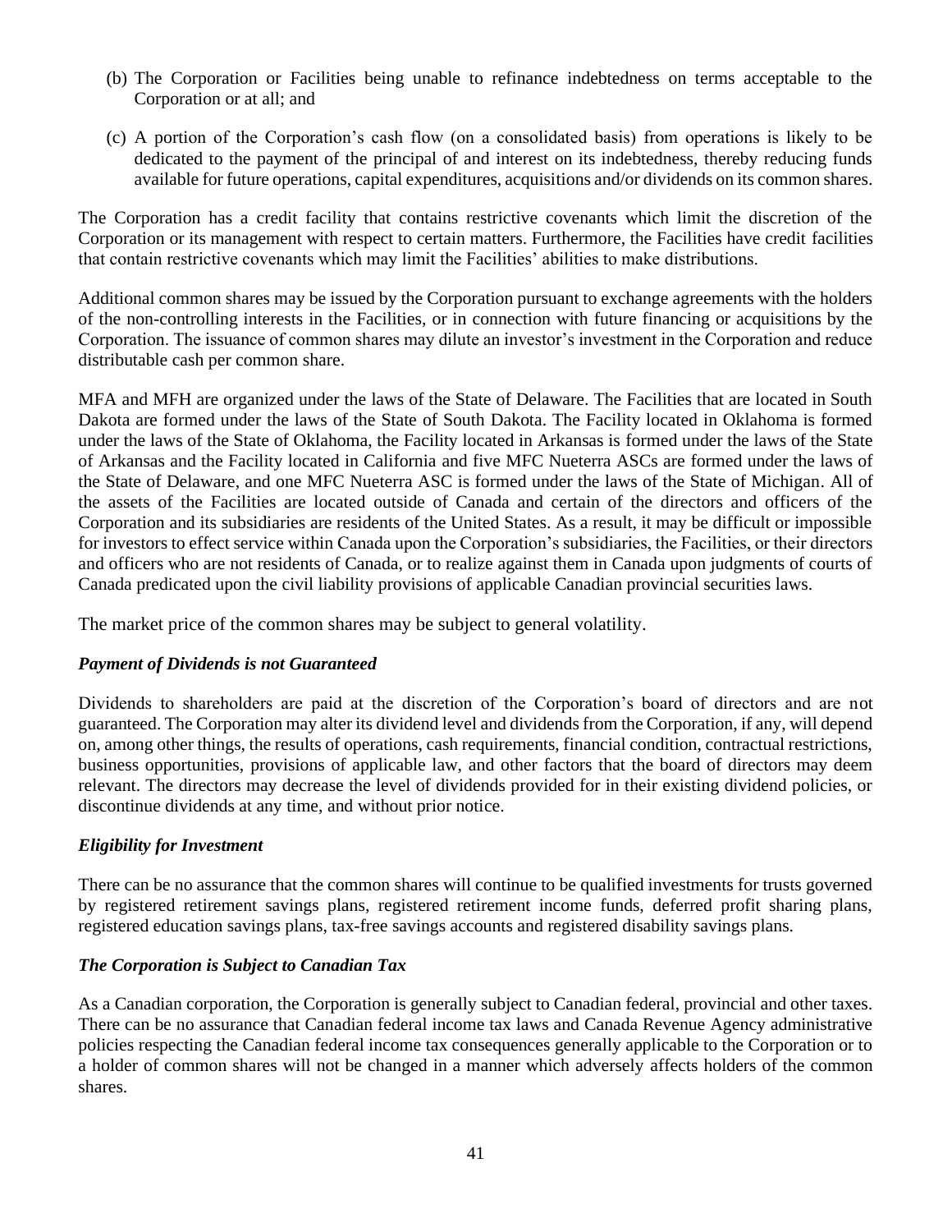(b) The Corporation or Facilities being unable to refinance indebtedness on terms acceptable to the Corporation or at all; and

(c) A portion of the Corporation's cash flow (on a consolidated basis) from operations is likely to be dedicated to the payment of the principal of and interest on its indebtedness, thereby reducing funds available for future operations, capital expenditures, acquisitions and/or dividends on its common shares.

The Corporation has a credit facility that contains restrictive covenants which limit the discretion of the Corporation or its management with respect to certain matters. Furthermore, the Facilities have credit facilities that contain restrictive covenants which may limit the Facilities' abilities to make distributions.

Additional common shares may be issued by the Corporation pursuant to exchange agreements with the holders of the non-controlling interests in the Facilities, or in connection with future financing or acquisitions by the Corporation. The issuance of common shares may dilute an investor's investment in the Corporation and reduce distributable cash per common share.

MFA and MFH are organized under the laws of the State of Delaware. The Facilities that are located in South Dakota are formed under the laws of the State of South Dakota. The Facility located in Oklahoma is formed under the laws of the State of Oklahoma, the Facility located in Arkansas is formed under the laws of the State of Arkansas and the Facility located in California and five MFC Nueterra ASCs are formed under the laws of the State of Delaware, and one MFC Nueterra ASC is formed under the laws of the State of Michigan. All of the assets of the Facilities are located outside of Canada and certain of the directors and officers of the Corporation and its subsidiaries are residents of the United States. As a result, it may be difficult or impossible for investors to effect service within Canada upon the Corporation's subsidiaries, the Facilities, or their directors and officers who are not residents of Canada, or to realize against them in Canada upon judgments of courts of Canada predicated upon the civil liability provisions of applicable Canadian provincial securities laws.

The market price of the common shares may be subject to general volatility.

***Payment of Dividends is not Guaranteed***

Dividends to shareholders are paid at the discretion of the Corporation's board of directors and are not guaranteed. The Corporation may alter its dividend level and dividends from the Corporation, if any, will depend on, among other things, the results of operations, cash requirements, financial condition, contractual restrictions, business opportunities, provisions of applicable law, and other factors that the board of directors may deem relevant. The directors may decrease the level of dividends provided for in their existing dividend policies, or discontinue dividends at any time, and without prior notice.

***Eligibility for Investment***

There can be no assurance that the common shares will continue to be qualified investments for trusts governed by registered retirement savings plans, registered retirement income funds, deferred profit sharing plans, registered education savings plans, tax-free savings accounts and registered disability savings plans.

***The Corporation is Subject to Canadian Tax***

As a Canadian corporation, the Corporation is generally subject to Canadian federal, provincial and other taxes. There can be no assurance that Canadian federal income tax laws and Canada Revenue Agency administrative policies respecting the Canadian federal income tax consequences generally applicable to the Corporation or to a holder of common shares will not be changed in a manner which adversely affects holders of the common shares.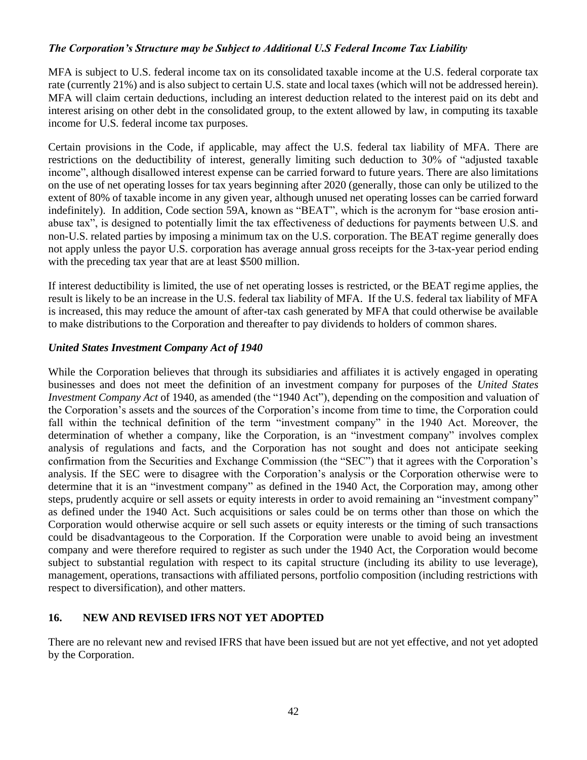***The Corporation's Structure may be Subject to Additional U.S Federal Income Tax Liability***

MFA is subject to U.S. federal income tax on its consolidated taxable income at the U.S. federal corporate tax rate (currently 21%) and is also subject to certain U.S. state and local taxes (which will not be addressed herein). MFA will claim certain deductions, including an interest deduction related to the interest paid on its debt and interest arising on other debt in the consolidated group, to the extent allowed by law, in computing its taxable income for U.S. federal income tax purposes.

Certain provisions in the Code, if applicable, may affect the U.S. federal tax liability of MFA. There are restrictions on the deductibility of interest, generally limiting such deduction to 30% of "adjusted taxable income", although disallowed interest expense can be carried forward to future years. There are also limitations on the use of net operating losses for tax years beginning after 2020 (generally, those can only be utilized to the extent of 80% of taxable income in any given year, although unused net operating losses can be carried forward indefinitely). In addition, Code section 59A, known as "BEAT", which is the acronym for "base erosion anti-abuse tax", is designed to potentially limit the tax effectiveness of deductions for payments between U.S. and non-U.S. related parties by imposing a minimum tax on the U.S. corporation. The BEAT regime generally does not apply unless the payor U.S. corporation has average annual gross receipts for the 3-tax-year period ending with the preceding tax year that are at least $500 million.

If interest deductibility is limited, the use of net operating losses is restricted, or the BEAT regime applies, the result is likely to be an increase in the U.S. federal tax liability of MFA. If the U.S. federal tax liability of MFA is increased, this may reduce the amount of after-tax cash generated by MFA that could otherwise be available to make distributions to the Corporation and thereafter to pay dividends to holders of common shares.

***United States Investment Company Act of 1940***

While the Corporation believes that through its subsidiaries and affiliates it is actively engaged in operating businesses and does not meet the definition of an investment company for purposes of the *United States Investment Company Act* of 1940, as amended (the "1940 Act"), depending on the composition and valuation of the Corporation's assets and the sources of the Corporation's income from time to time, the Corporation could fall within the technical definition of the term "investment company" in the 1940 Act. Moreover, the determination of whether a company, like the Corporation, is an "investment company" involves complex analysis of regulations and facts, and the Corporation has not sought and does not anticipate seeking confirmation from the Securities and Exchange Commission (the "SEC") that it agrees with the Corporation's analysis. If the SEC were to disagree with the Corporation's analysis or the Corporation otherwise were to determine that it is an "investment company" as defined in the 1940 Act, the Corporation may, among other steps, prudently acquire or sell assets or equity interests in order to avoid remaining an "investment company" as defined under the 1940 Act. Such acquisitions or sales could be on terms other than those on which the Corporation would otherwise acquire or sell such assets or equity interests or the timing of such transactions could be disadvantageous to the Corporation. If the Corporation were unable to avoid being an investment company and were therefore required to register as such under the 1940 Act, the Corporation would become subject to substantial regulation with respect to its capital structure (including its ability to use leverage), management, operations, transactions with affiliated persons, portfolio composition (including restrictions with respect to diversification), and other matters.

## 16. NEW AND REVISED IFRS NOT YET ADOPTED

There are no relevant new and revised IFRS that have been issued but are not yet effective, and not yet adopted by the Corporation.